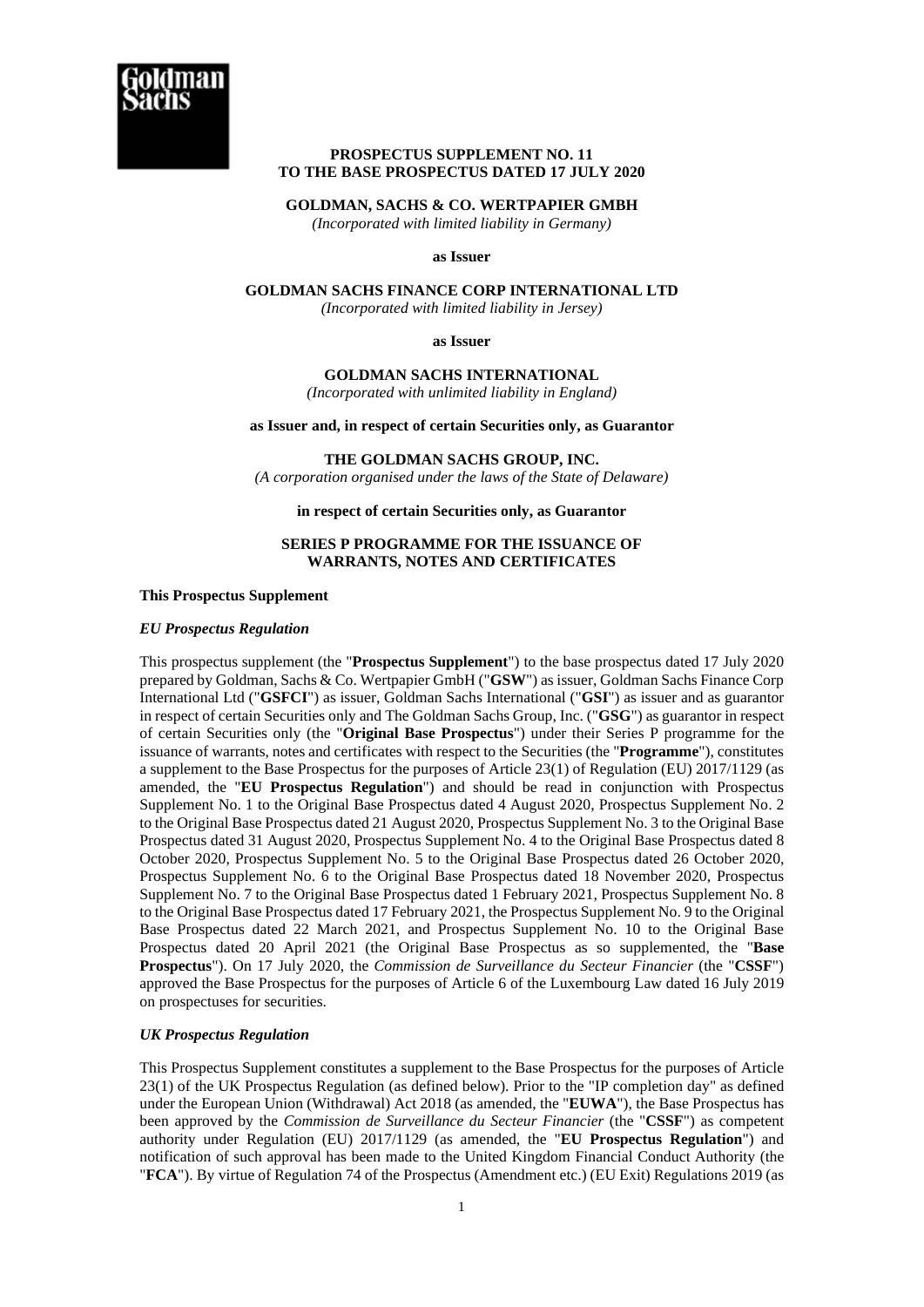**PROSPECTUS SUPPLEMENT NO. 11**
**TO THE BASE PROSPECTUS DATED 17 JULY 2020**

**GOLDMAN, SACHS & CO. WERTPAPIER GMBH**
*(Incorporated with limited liability in Germany)*

**as Issuer**

**GOLDMAN SACHS FINANCE CORP INTERNATIONAL LTD**
*(Incorporated with limited liability in Jersey)*

**as Issuer**

**GOLDMAN SACHS INTERNATIONAL**
*(Incorporated with unlimited liability in England)*

**as Issuer and, in respect of certain Securities only, as Guarantor**

**THE GOLDMAN SACHS GROUP, INC.**
*(A corporation organised under the laws of the State of Delaware)*

**in respect of certain Securities only, as Guarantor**

**SERIES P PROGRAMME FOR THE ISSUANCE OF WARRANTS, NOTES AND CERTIFICATES**

**This Prospectus Supplement**

***EU Prospectus Regulation***

This prospectus supplement (the "**Prospectus Supplement**") to the base prospectus dated 17 July 2020 prepared by Goldman, Sachs & Co. Wertpapier GmbH ("**GSW**") as issuer, Goldman Sachs Finance Corp International Ltd ("**GSFCI**") as issuer, Goldman Sachs International ("**GSI**") as issuer and as guarantor in respect of certain Securities only and The Goldman Sachs Group, Inc. ("**GSG**") as guarantor in respect of certain Securities only (the "**Original Base Prospectus**") under their Series P programme for the issuance of warrants, notes and certificates with respect to the Securities (the "**Programme**"), constitutes a supplement to the Base Prospectus for the purposes of Article 23(1) of Regulation (EU) 2017/1129 (as amended, the "**EU Prospectus Regulation**") and should be read in conjunction with Prospectus Supplement No. 1 to the Original Base Prospectus dated 4 August 2020, Prospectus Supplement No. 2 to the Original Base Prospectus dated 21 August 2020, Prospectus Supplement No. 3 to the Original Base Prospectus dated 31 August 2020, Prospectus Supplement No. 4 to the Original Base Prospectus dated 8 October 2020, Prospectus Supplement No. 5 to the Original Base Prospectus dated 26 October 2020, Prospectus Supplement No. 6 to the Original Base Prospectus dated 18 November 2020, Prospectus Supplement No. 7 to the Original Base Prospectus dated 1 February 2021, Prospectus Supplement No. 8 to the Original Base Prospectus dated 17 February 2021, the Prospectus Supplement No. 9 to the Original Base Prospectus dated 22 March 2021, and Prospectus Supplement No. 10 to the Original Base Prospectus dated 20 April 2021 (the Original Base Prospectus as so supplemented, the "**Base Prospectus**"). On 17 July 2020, the *Commission de Surveillance du Secteur Financier* (the "**CSSF**") approved the Base Prospectus for the purposes of Article 6 of the Luxembourg Law dated 16 July 2019 on prospectuses for securities.

***UK Prospectus Regulation***

This Prospectus Supplement constitutes a supplement to the Base Prospectus for the purposes of Article 23(1) of the UK Prospectus Regulation (as defined below). Prior to the "IP completion day" as defined under the European Union (Withdrawal) Act 2018 (as amended, the "**EUWA**"), the Base Prospectus has been approved by the *Commission de Surveillance du Secteur Financier* (the "**CSSF**") as competent authority under Regulation (EU) 2017/1129 (as amended, the "**EU Prospectus Regulation**") and notification of such approval has been made to the United Kingdom Financial Conduct Authority (the "**FCA**"). By virtue of Regulation 74 of the Prospectus (Amendment etc.) (EU Exit) Regulations 2019 (as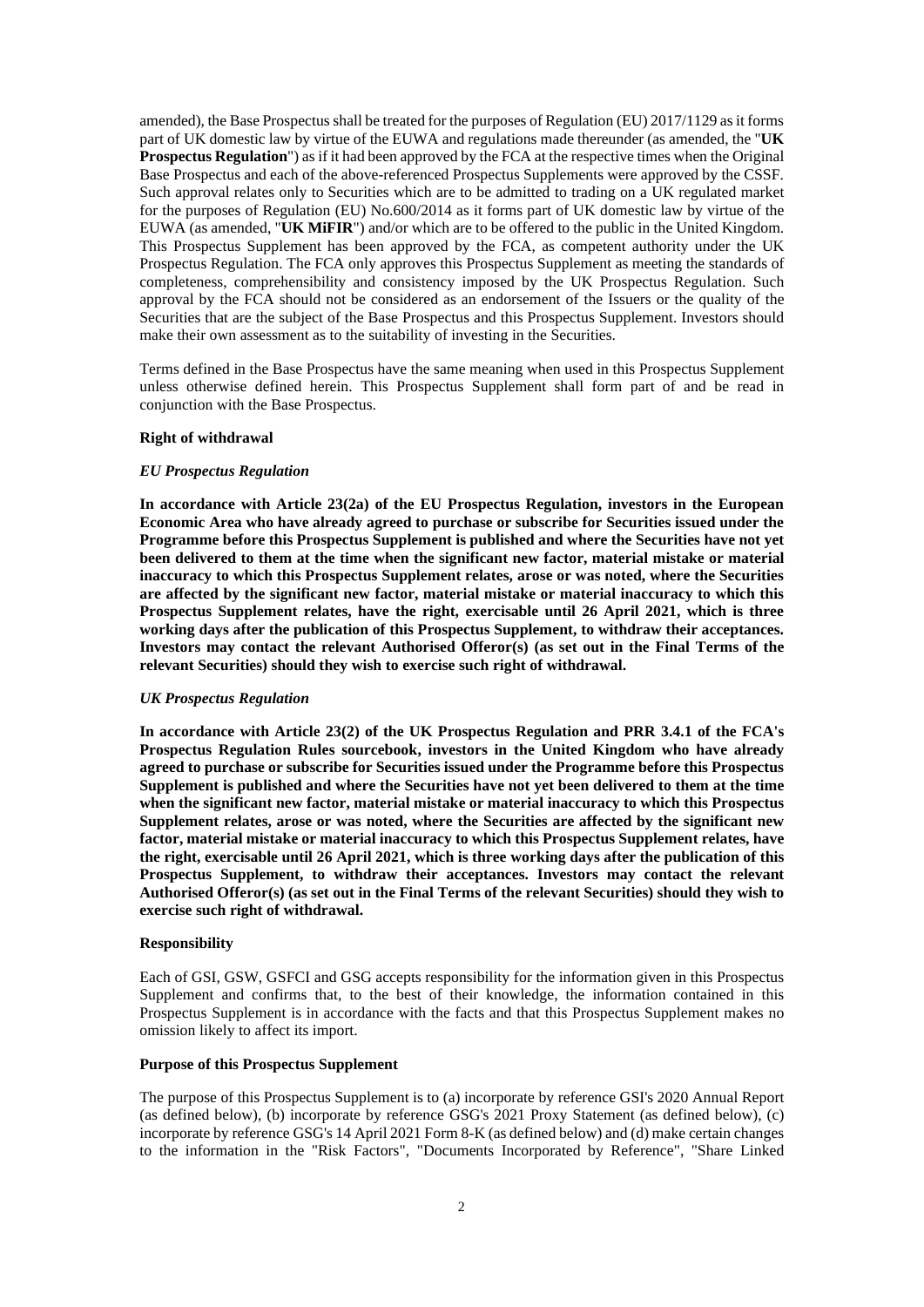amended), the Base Prospectus shall be treated for the purposes of Regulation (EU) 2017/1129 as it forms part of UK domestic law by virtue of the EUWA and regulations made thereunder (as amended, the "**UK Prospectus Regulation**") as if it had been approved by the FCA at the respective times when the Original Base Prospectus and each of the above-referenced Prospectus Supplements were approved by the CSSF. Such approval relates only to Securities which are to be admitted to trading on a UK regulated market for the purposes of Regulation (EU) No.600/2014 as it forms part of UK domestic law by virtue of the EUWA (as amended, "**UK MiFIR**") and/or which are to be offered to the public in the United Kingdom. This Prospectus Supplement has been approved by the FCA, as competent authority under the UK Prospectus Regulation. The FCA only approves this Prospectus Supplement as meeting the standards of completeness, comprehensibility and consistency imposed by the UK Prospectus Regulation. Such approval by the FCA should not be considered as an endorsement of the Issuers or the quality of the Securities that are the subject of the Base Prospectus and this Prospectus Supplement. Investors should make their own assessment as to the suitability of investing in the Securities.

Terms defined in the Base Prospectus have the same meaning when used in this Prospectus Supplement unless otherwise defined herein. This Prospectus Supplement shall form part of and be read in conjunction with the Base Prospectus.

**Right of withdrawal**

***EU Prospectus Regulation***

**In accordance with Article 23(2a) of the EU Prospectus Regulation, investors in the European Economic Area who have already agreed to purchase or subscribe for Securities issued under the Programme before this Prospectus Supplement is published and where the Securities have not yet been delivered to them at the time when the significant new factor, material mistake or material inaccuracy to which this Prospectus Supplement relates, arose or was noted, where the Securities are affected by the significant new factor, material mistake or material inaccuracy to which this Prospectus Supplement relates, have the right, exercisable until 26 April 2021, which is three working days after the publication of this Prospectus Supplement, to withdraw their acceptances. Investors may contact the relevant Authorised Offeror(s) (as set out in the Final Terms of the relevant Securities) should they wish to exercise such right of withdrawal.**

***UK Prospectus Regulation***

**In accordance with Article 23(2) of the UK Prospectus Regulation and PRR 3.4.1 of the FCA's Prospectus Regulation Rules sourcebook, investors in the United Kingdom who have already agreed to purchase or subscribe for Securities issued under the Programme before this Prospectus Supplement is published and where the Securities have not yet been delivered to them at the time when the significant new factor, material mistake or material inaccuracy to which this Prospectus Supplement relates, arose or was noted, where the Securities are affected by the significant new factor, material mistake or material inaccuracy to which this Prospectus Supplement relates, have the right, exercisable until 26 April 2021, which is three working days after the publication of this Prospectus Supplement, to withdraw their acceptances. Investors may contact the relevant Authorised Offeror(s) (as set out in the Final Terms of the relevant Securities) should they wish to exercise such right of withdrawal.**

**Responsibility**

Each of GSI, GSW, GSFCI and GSG accepts responsibility for the information given in this Prospectus Supplement and confirms that, to the best of their knowledge, the information contained in this Prospectus Supplement is in accordance with the facts and that this Prospectus Supplement makes no omission likely to affect its import.

**Purpose of this Prospectus Supplement**

The purpose of this Prospectus Supplement is to (a) incorporate by reference GSI's 2020 Annual Report (as defined below), (b) incorporate by reference GSG's 2021 Proxy Statement (as defined below), (c) incorporate by reference GSG's 14 April 2021 Form 8-K (as defined below) and (d) make certain changes to the information in the "Risk Factors", "Documents Incorporated by Reference", "Share Linked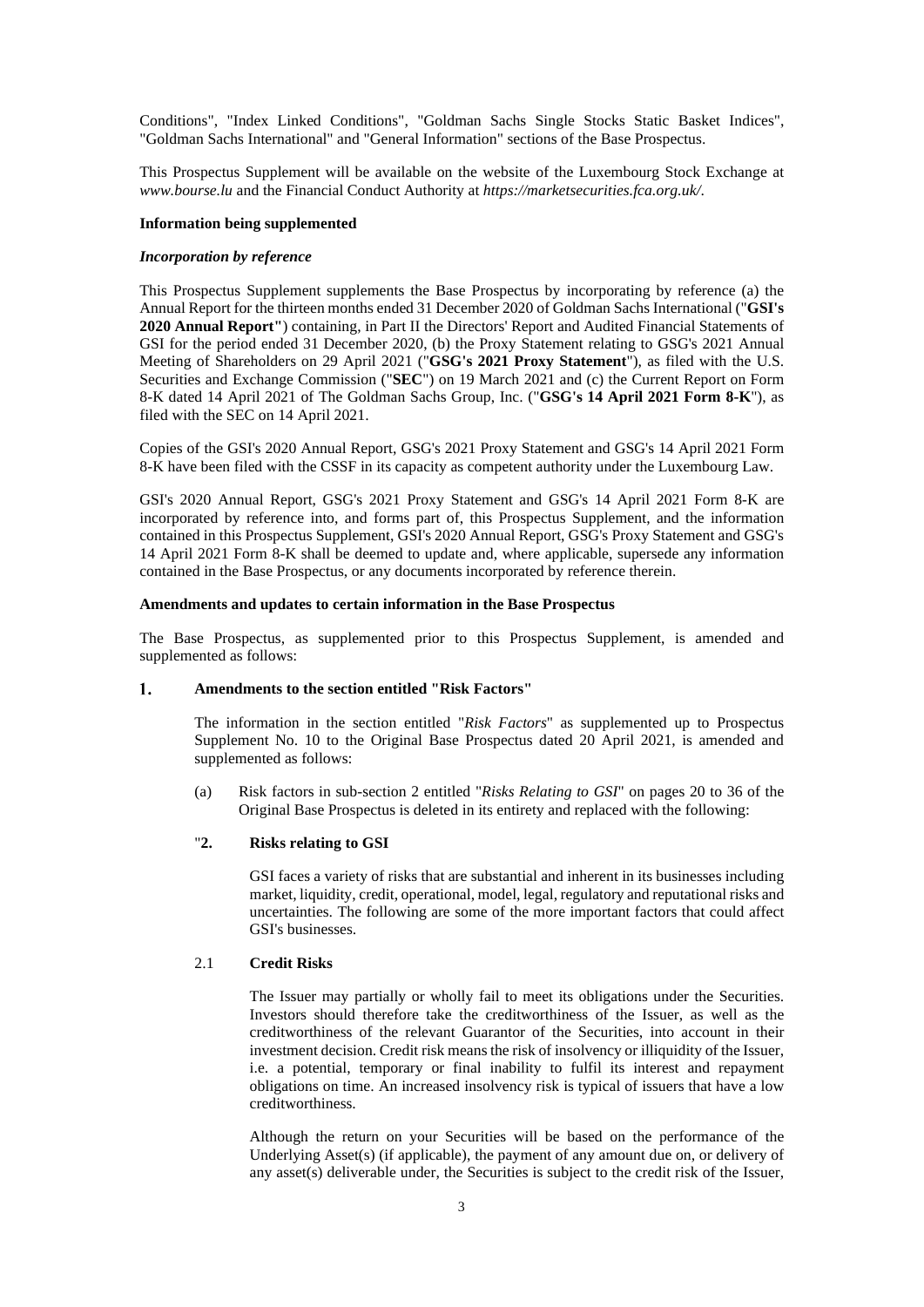Conditions", "Index Linked Conditions", "Goldman Sachs Single Stocks Static Basket Indices", "Goldman Sachs International" and "General Information" sections of the Base Prospectus.

This Prospectus Supplement will be available on the website of the Luxembourg Stock Exchange at *www.bourse.lu* and the Financial Conduct Authority at *https://marketsecurities.fca.org.uk/*.

**Information being supplemented**

***Incorporation by reference***

This Prospectus Supplement supplements the Base Prospectus by incorporating by reference (a) the Annual Report for the thirteen months ended 31 December 2020 of Goldman Sachs International ("**GSI's 2020 Annual Report**") containing, in Part II the Directors' Report and Audited Financial Statements of GSI for the period ended 31 December 2020, (b) the Proxy Statement relating to GSG's 2021 Annual Meeting of Shareholders on 29 April 2021 ("**GSG's 2021 Proxy Statement**"), as filed with the U.S. Securities and Exchange Commission ("**SEC**") on 19 March 2021 and (c) the Current Report on Form 8-K dated 14 April 2021 of The Goldman Sachs Group, Inc. ("**GSG's 14 April 2021 Form 8-K**"), as filed with the SEC on 14 April 2021.

Copies of the GSI's 2020 Annual Report, GSG's 2021 Proxy Statement and GSG's 14 April 2021 Form 8-K have been filed with the CSSF in its capacity as competent authority under the Luxembourg Law.

GSI's 2020 Annual Report, GSG's 2021 Proxy Statement and GSG's 14 April 2021 Form 8-K are incorporated by reference into, and forms part of, this Prospectus Supplement, and the information contained in this Prospectus Supplement, GSI's 2020 Annual Report, GSG's Proxy Statement and GSG's 14 April 2021 Form 8-K shall be deemed to update and, where applicable, supersede any information contained in the Base Prospectus, or any documents incorporated by reference therein.

**Amendments and updates to certain information in the Base Prospectus**

The Base Prospectus, as supplemented prior to this Prospectus Supplement, is amended and supplemented as follows:

**1. Amendments to the section entitled "Risk Factors"**

The information in the section entitled "*Risk Factors*" as supplemented up to Prospectus Supplement No. 10 to the Original Base Prospectus dated 20 April 2021, is amended and supplemented as follows:

(a) Risk factors in sub-section 2 entitled "*Risks Relating to GSI*" on pages 20 to 36 of the Original Base Prospectus is deleted in its entirety and replaced with the following:

"**2. Risks relating to GSI**

GSI faces a variety of risks that are substantial and inherent in its businesses including market, liquidity, credit, operational, model, legal, regulatory and reputational risks and uncertainties. The following are some of the more important factors that could affect GSI's businesses.

2.1 **Credit Risks**

The Issuer may partially or wholly fail to meet its obligations under the Securities. Investors should therefore take the creditworthiness of the Issuer, as well as the creditworthiness of the relevant Guarantor of the Securities, into account in their investment decision. Credit risk means the risk of insolvency or illiquidity of the Issuer, i.e. a potential, temporary or final inability to fulfil its interest and repayment obligations on time. An increased insolvency risk is typical of issuers that have a low creditworthiness.

Although the return on your Securities will be based on the performance of the Underlying Asset(s) (if applicable), the payment of any amount due on, or delivery of any asset(s) deliverable under, the Securities is subject to the credit risk of the Issuer,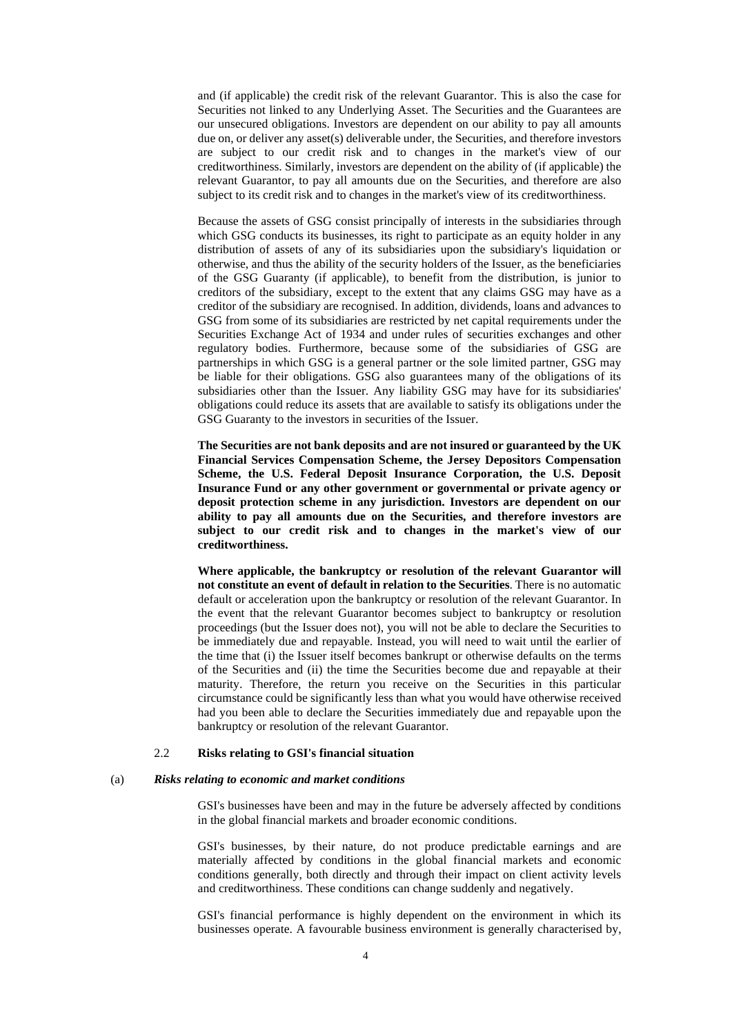and (if applicable) the credit risk of the relevant Guarantor. This is also the case for Securities not linked to any Underlying Asset. The Securities and the Guarantees are our unsecured obligations. Investors are dependent on our ability to pay all amounts due on, or deliver any asset(s) deliverable under, the Securities, and therefore investors are subject to our credit risk and to changes in the market's view of our creditworthiness. Similarly, investors are dependent on the ability of (if applicable) the relevant Guarantor, to pay all amounts due on the Securities, and therefore are also subject to its credit risk and to changes in the market's view of its creditworthiness.

Because the assets of GSG consist principally of interests in the subsidiaries through which GSG conducts its businesses, its right to participate as an equity holder in any distribution of assets of any of its subsidiaries upon the subsidiary's liquidation or otherwise, and thus the ability of the security holders of the Issuer, as the beneficiaries of the GSG Guaranty (if applicable), to benefit from the distribution, is junior to creditors of the subsidiary, except to the extent that any claims GSG may have as a creditor of the subsidiary are recognised. In addition, dividends, loans and advances to GSG from some of its subsidiaries are restricted by net capital requirements under the Securities Exchange Act of 1934 and under rules of securities exchanges and other regulatory bodies. Furthermore, because some of the subsidiaries of GSG are partnerships in which GSG is a general partner or the sole limited partner, GSG may be liable for their obligations. GSG also guarantees many of the obligations of its subsidiaries other than the Issuer. Any liability GSG may have for its subsidiaries' obligations could reduce its assets that are available to satisfy its obligations under the GSG Guaranty to the investors in securities of the Issuer.

**The Securities are not bank deposits and are not insured or guaranteed by the UK Financial Services Compensation Scheme, the Jersey Depositors Compensation Scheme, the U.S. Federal Deposit Insurance Corporation, the U.S. Deposit Insurance Fund or any other government or governmental or private agency or deposit protection scheme in any jurisdiction. Investors are dependent on our ability to pay all amounts due on the Securities, and therefore investors are subject to our credit risk and to changes in the market's view of our creditworthiness.**

**Where applicable, the bankruptcy or resolution of the relevant Guarantor will not constitute an event of default in relation to the Securities**. There is no automatic default or acceleration upon the bankruptcy or resolution of the relevant Guarantor. In the event that the relevant Guarantor becomes subject to bankruptcy or resolution proceedings (but the Issuer does not), you will not be able to declare the Securities to be immediately due and repayable. Instead, you will need to wait until the earlier of the time that (i) the Issuer itself becomes bankrupt or otherwise defaults on the terms of the Securities and (ii) the time the Securities become due and repayable at their maturity. Therefore, the return you receive on the Securities in this particular circumstance could be significantly less than what you would have otherwise received had you been able to declare the Securities immediately due and repayable upon the bankruptcy or resolution of the relevant Guarantor.

### 2.2 Risks relating to GSI's financial situation

#### (a) *Risks relating to economic and market conditions*

GSI's businesses have been and may in the future be adversely affected by conditions in the global financial markets and broader economic conditions.

GSI's businesses, by their nature, do not produce predictable earnings and are materially affected by conditions in the global financial markets and economic conditions generally, both directly and through their impact on client activity levels and creditworthiness. These conditions can change suddenly and negatively.

GSI's financial performance is highly dependent on the environment in which its businesses operate. A favourable business environment is generally characterised by,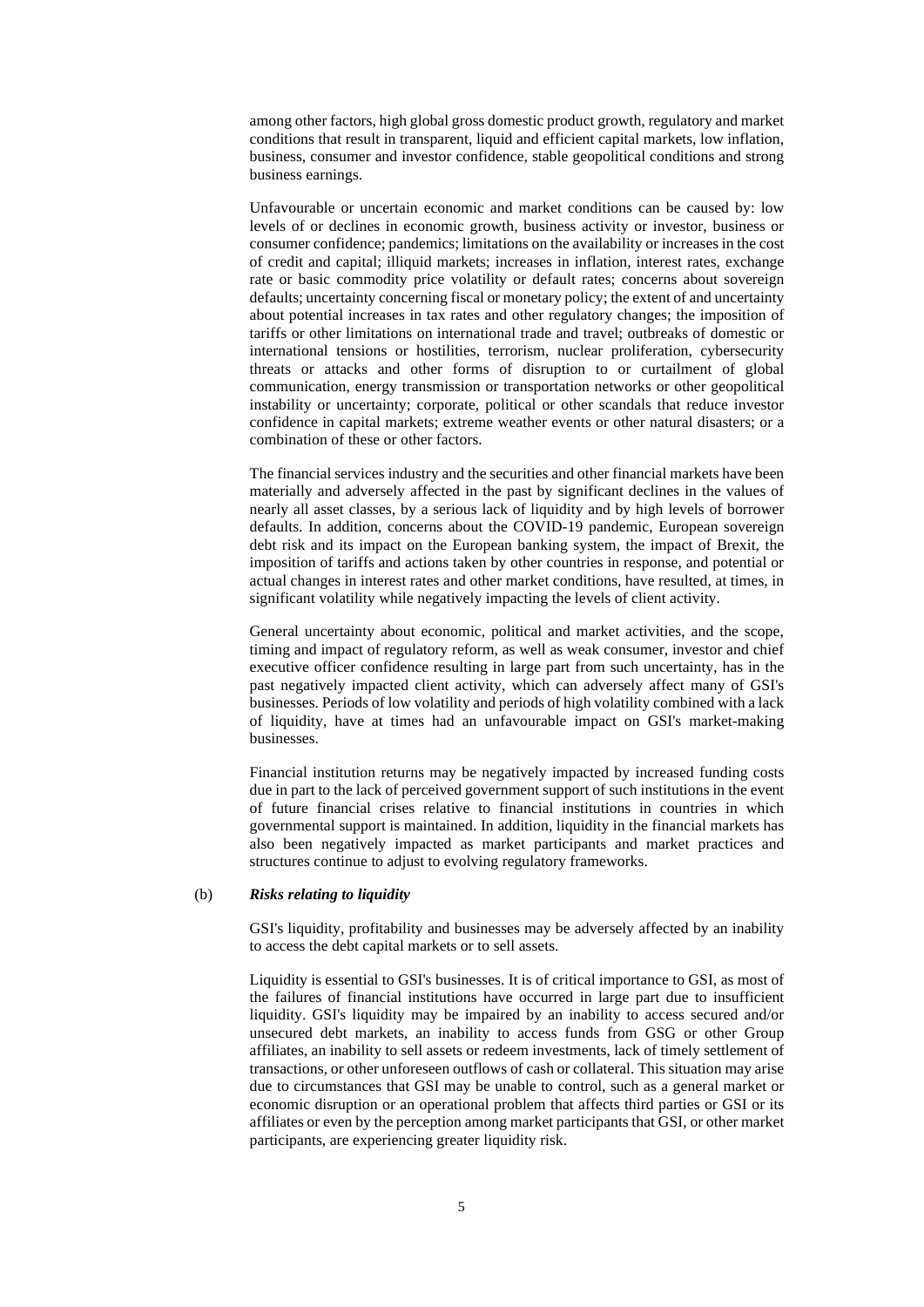among other factors, high global gross domestic product growth, regulatory and market conditions that result in transparent, liquid and efficient capital markets, low inflation, business, consumer and investor confidence, stable geopolitical conditions and strong business earnings.

Unfavourable or uncertain economic and market conditions can be caused by: low levels of or declines in economic growth, business activity or investor, business or consumer confidence; pandemics; limitations on the availability or increases in the cost of credit and capital; illiquid markets; increases in inflation, interest rates, exchange rate or basic commodity price volatility or default rates; concerns about sovereign defaults; uncertainty concerning fiscal or monetary policy; the extent of and uncertainty about potential increases in tax rates and other regulatory changes; the imposition of tariffs or other limitations on international trade and travel; outbreaks of domestic or international tensions or hostilities, terrorism, nuclear proliferation, cybersecurity threats or attacks and other forms of disruption to or curtailment of global communication, energy transmission or transportation networks or other geopolitical instability or uncertainty; corporate, political or other scandals that reduce investor confidence in capital markets; extreme weather events or other natural disasters; or a combination of these or other factors.

The financial services industry and the securities and other financial markets have been materially and adversely affected in the past by significant declines in the values of nearly all asset classes, by a serious lack of liquidity and by high levels of borrower defaults. In addition, concerns about the COVID-19 pandemic, European sovereign debt risk and its impact on the European banking system, the impact of Brexit, the imposition of tariffs and actions taken by other countries in response, and potential or actual changes in interest rates and other market conditions, have resulted, at times, in significant volatility while negatively impacting the levels of client activity.

General uncertainty about economic, political and market activities, and the scope, timing and impact of regulatory reform, as well as weak consumer, investor and chief executive officer confidence resulting in large part from such uncertainty, has in the past negatively impacted client activity, which can adversely affect many of GSI's businesses. Periods of low volatility and periods of high volatility combined with a lack of liquidity, have at times had an unfavourable impact on GSI's market-making businesses.

Financial institution returns may be negatively impacted by increased funding costs due in part to the lack of perceived government support of such institutions in the event of future financial crises relative to financial institutions in countries in which governmental support is maintained. In addition, liquidity in the financial markets has also been negatively impacted as market participants and market practices and structures continue to adjust to evolving regulatory frameworks.

(b) ***Risks relating to liquidity***

GSI's liquidity, profitability and businesses may be adversely affected by an inability to access the debt capital markets or to sell assets.

Liquidity is essential to GSI's businesses. It is of critical importance to GSI, as most of the failures of financial institutions have occurred in large part due to insufficient liquidity. GSI's liquidity may be impaired by an inability to access secured and/or unsecured debt markets, an inability to access funds from GSG or other Group affiliates, an inability to sell assets or redeem investments, lack of timely settlement of transactions, or other unforeseen outflows of cash or collateral. This situation may arise due to circumstances that GSI may be unable to control, such as a general market or economic disruption or an operational problem that affects third parties or GSI or its affiliates or even by the perception among market participants that GSI, or other market participants, are experiencing greater liquidity risk.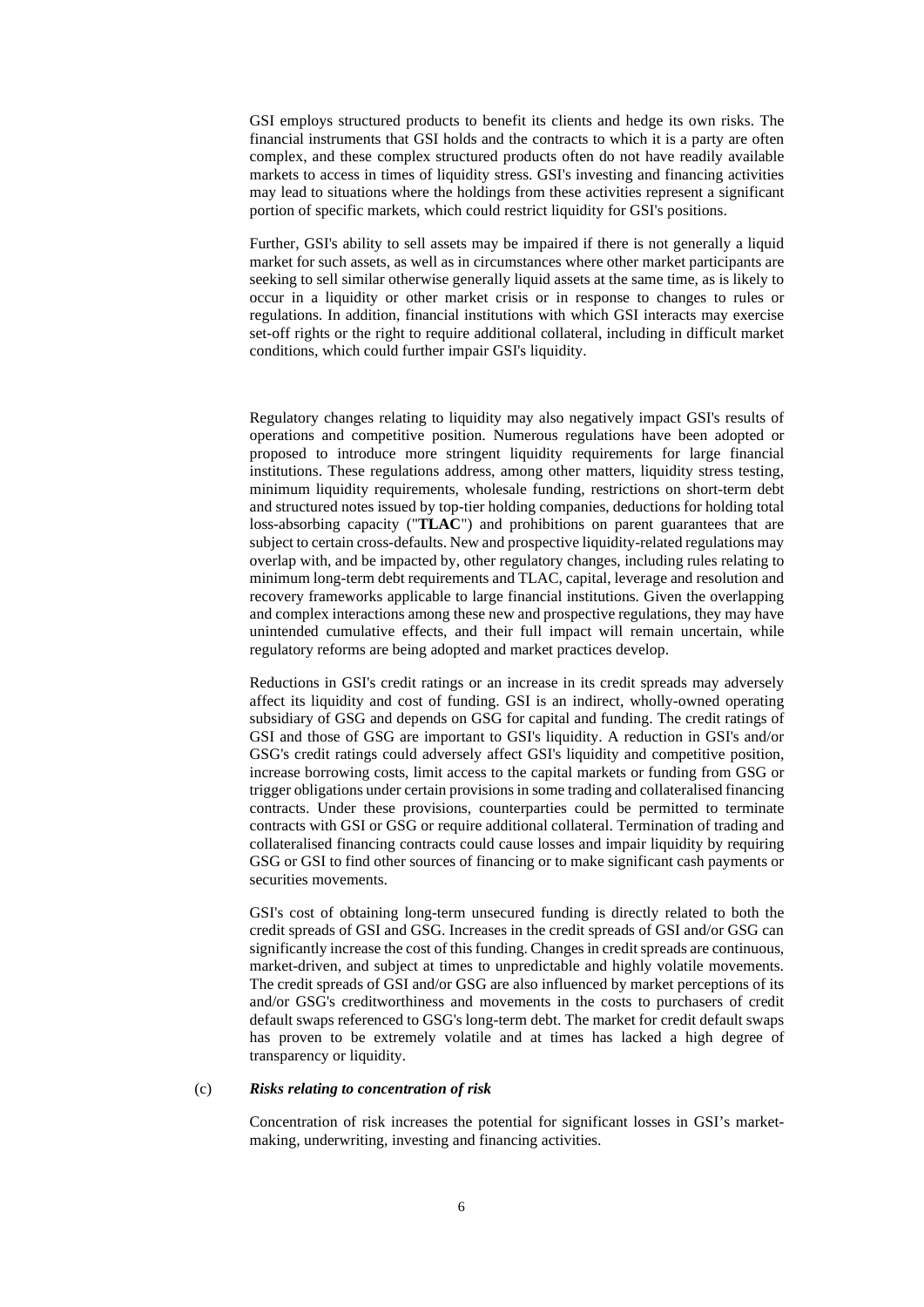GSI employs structured products to benefit its clients and hedge its own risks. The financial instruments that GSI holds and the contracts to which it is a party are often complex, and these complex structured products often do not have readily available markets to access in times of liquidity stress. GSI's investing and financing activities may lead to situations where the holdings from these activities represent a significant portion of specific markets, which could restrict liquidity for GSI's positions.

Further, GSI's ability to sell assets may be impaired if there is not generally a liquid market for such assets, as well as in circumstances where other market participants are seeking to sell similar otherwise generally liquid assets at the same time, as is likely to occur in a liquidity or other market crisis or in response to changes to rules or regulations. In addition, financial institutions with which GSI interacts may exercise set-off rights or the right to require additional collateral, including in difficult market conditions, which could further impair GSI's liquidity.

Regulatory changes relating to liquidity may also negatively impact GSI's results of operations and competitive position. Numerous regulations have been adopted or proposed to introduce more stringent liquidity requirements for large financial institutions. These regulations address, among other matters, liquidity stress testing, minimum liquidity requirements, wholesale funding, restrictions on short-term debt and structured notes issued by top-tier holding companies, deductions for holding total loss-absorbing capacity ("**TLAC**") and prohibitions on parent guarantees that are subject to certain cross-defaults. New and prospective liquidity-related regulations may overlap with, and be impacted by, other regulatory changes, including rules relating to minimum long-term debt requirements and TLAC, capital, leverage and resolution and recovery frameworks applicable to large financial institutions. Given the overlapping and complex interactions among these new and prospective regulations, they may have unintended cumulative effects, and their full impact will remain uncertain, while regulatory reforms are being adopted and market practices develop.

Reductions in GSI's credit ratings or an increase in its credit spreads may adversely affect its liquidity and cost of funding. GSI is an indirect, wholly-owned operating subsidiary of GSG and depends on GSG for capital and funding. The credit ratings of GSI and those of GSG are important to GSI's liquidity. A reduction in GSI's and/or GSG's credit ratings could adversely affect GSI's liquidity and competitive position, increase borrowing costs, limit access to the capital markets or funding from GSG or trigger obligations under certain provisions in some trading and collateralised financing contracts. Under these provisions, counterparties could be permitted to terminate contracts with GSI or GSG or require additional collateral. Termination of trading and collateralised financing contracts could cause losses and impair liquidity by requiring GSG or GSI to find other sources of financing or to make significant cash payments or securities movements.

GSI's cost of obtaining long-term unsecured funding is directly related to both the credit spreads of GSI and GSG. Increases in the credit spreads of GSI and/or GSG can significantly increase the cost of this funding. Changes in credit spreads are continuous, market-driven, and subject at times to unpredictable and highly volatile movements. The credit spreads of GSI and/or GSG are also influenced by market perceptions of its and/or GSG's creditworthiness and movements in the costs to purchasers of credit default swaps referenced to GSG's long-term debt. The market for credit default swaps has proven to be extremely volatile and at times has lacked a high degree of transparency or liquidity.

(c) ***Risks relating to concentration of risk***

Concentration of risk increases the potential for significant losses in GSI's market-making, underwriting, investing and financing activities.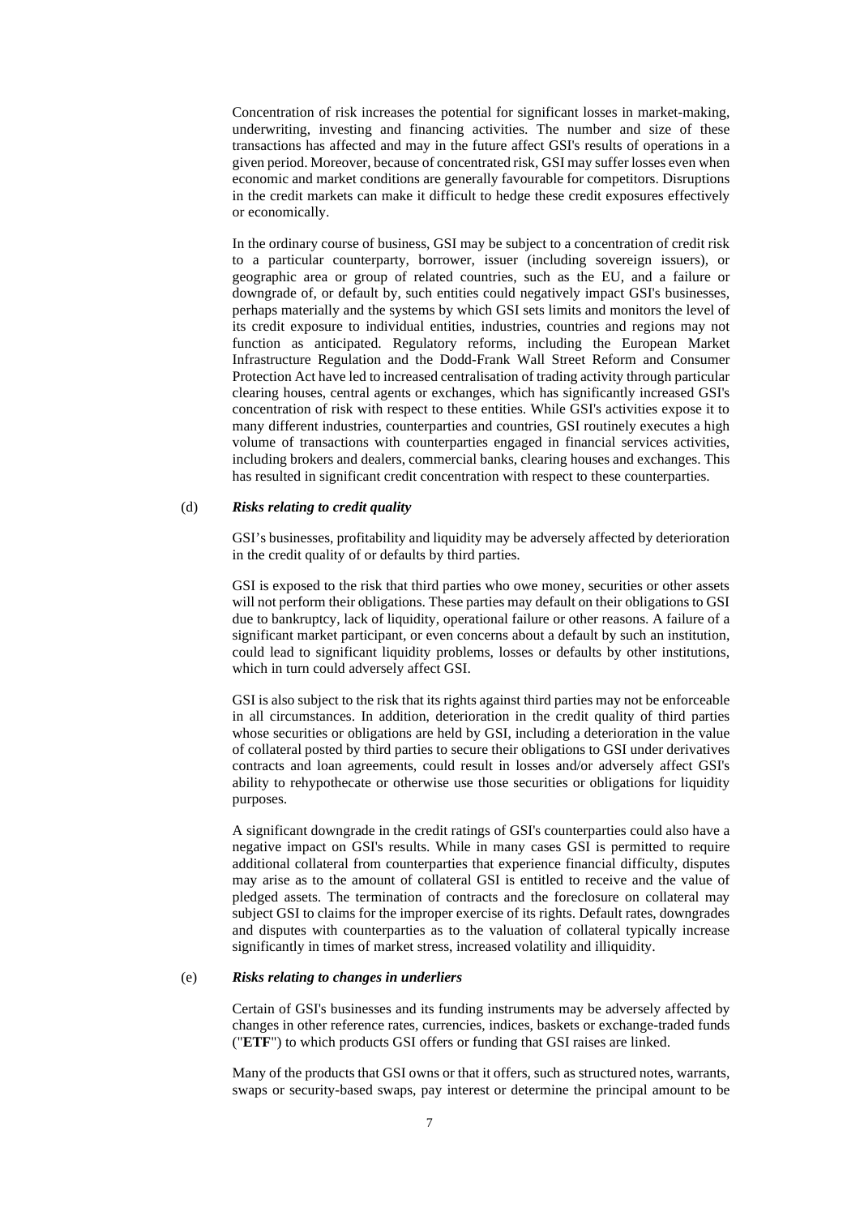Concentration of risk increases the potential for significant losses in market-making, underwriting, investing and financing activities. The number and size of these transactions has affected and may in the future affect GSI's results of operations in a given period. Moreover, because of concentrated risk, GSI may suffer losses even when economic and market conditions are generally favourable for competitors. Disruptions in the credit markets can make it difficult to hedge these credit exposures effectively or economically.

In the ordinary course of business, GSI may be subject to a concentration of credit risk to a particular counterparty, borrower, issuer (including sovereign issuers), or geographic area or group of related countries, such as the EU, and a failure or downgrade of, or default by, such entities could negatively impact GSI's businesses, perhaps materially and the systems by which GSI sets limits and monitors the level of its credit exposure to individual entities, industries, countries and regions may not function as anticipated. Regulatory reforms, including the European Market Infrastructure Regulation and the Dodd-Frank Wall Street Reform and Consumer Protection Act have led to increased centralisation of trading activity through particular clearing houses, central agents or exchanges, which has significantly increased GSI's concentration of risk with respect to these entities. While GSI's activities expose it to many different industries, counterparties and countries, GSI routinely executes a high volume of transactions with counterparties engaged in financial services activities, including brokers and dealers, commercial banks, clearing houses and exchanges. This has resulted in significant credit concentration with respect to these counterparties.

(d) ***Risks relating to credit quality***

GSI's businesses, profitability and liquidity may be adversely affected by deterioration in the credit quality of or defaults by third parties.

GSI is exposed to the risk that third parties who owe money, securities or other assets will not perform their obligations. These parties may default on their obligations to GSI due to bankruptcy, lack of liquidity, operational failure or other reasons. A failure of a significant market participant, or even concerns about a default by such an institution, could lead to significant liquidity problems, losses or defaults by other institutions, which in turn could adversely affect GSI.

GSI is also subject to the risk that its rights against third parties may not be enforceable in all circumstances. In addition, deterioration in the credit quality of third parties whose securities or obligations are held by GSI, including a deterioration in the value of collateral posted by third parties to secure their obligations to GSI under derivatives contracts and loan agreements, could result in losses and/or adversely affect GSI's ability to rehypothecate or otherwise use those securities or obligations for liquidity purposes.

A significant downgrade in the credit ratings of GSI's counterparties could also have a negative impact on GSI's results. While in many cases GSI is permitted to require additional collateral from counterparties that experience financial difficulty, disputes may arise as to the amount of collateral GSI is entitled to receive and the value of pledged assets. The termination of contracts and the foreclosure on collateral may subject GSI to claims for the improper exercise of its rights. Default rates, downgrades and disputes with counterparties as to the valuation of collateral typically increase significantly in times of market stress, increased volatility and illiquidity.

(e) ***Risks relating to changes in underliers***

Certain of GSI's businesses and its funding instruments may be adversely affected by changes in other reference rates, currencies, indices, baskets or exchange-traded funds ("**ETF**") to which products GSI offers or funding that GSI raises are linked.

Many of the products that GSI owns or that it offers, such as structured notes, warrants, swaps or security-based swaps, pay interest or determine the principal amount to be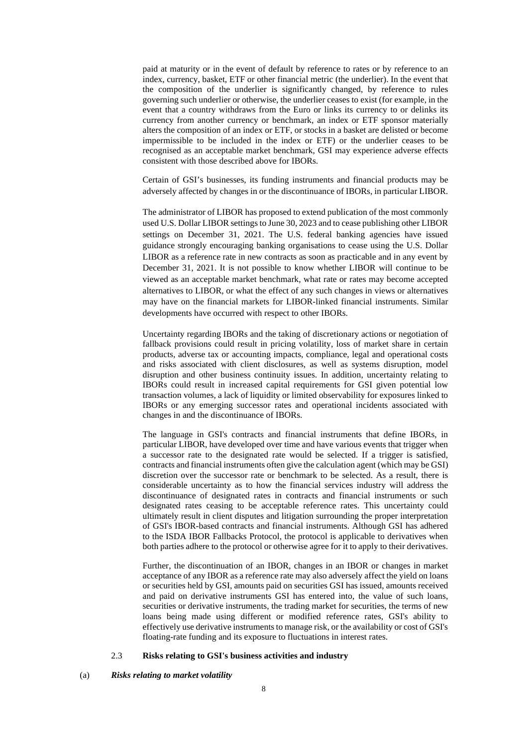paid at maturity or in the event of default by reference to rates or by reference to an index, currency, basket, ETF or other financial metric (the underlier). In the event that the composition of the underlier is significantly changed, by reference to rules governing such underlier or otherwise, the underlier ceases to exist (for example, in the event that a country withdraws from the Euro or links its currency to or delinks its currency from another currency or benchmark, an index or ETF sponsor materially alters the composition of an index or ETF, or stocks in a basket are delisted or become impermissible to be included in the index or ETF) or the underlier ceases to be recognised as an acceptable market benchmark, GSI may experience adverse effects consistent with those described above for IBORs.

Certain of GSI's businesses, its funding instruments and financial products may be adversely affected by changes in or the discontinuance of IBORs, in particular LIBOR.

The administrator of LIBOR has proposed to extend publication of the most commonly used U.S. Dollar LIBOR settings to June 30, 2023 and to cease publishing other LIBOR settings on December 31, 2021. The U.S. federal banking agencies have issued guidance strongly encouraging banking organisations to cease using the U.S. Dollar LIBOR as a reference rate in new contracts as soon as practicable and in any event by December 31, 2021. It is not possible to know whether LIBOR will continue to be viewed as an acceptable market benchmark, what rate or rates may become accepted alternatives to LIBOR, or what the effect of any such changes in views or alternatives may have on the financial markets for LIBOR-linked financial instruments. Similar developments have occurred with respect to other IBORs.

Uncertainty regarding IBORs and the taking of discretionary actions or negotiation of fallback provisions could result in pricing volatility, loss of market share in certain products, adverse tax or accounting impacts, compliance, legal and operational costs and risks associated with client disclosures, as well as systems disruption, model disruption and other business continuity issues. In addition, uncertainty relating to IBORs could result in increased capital requirements for GSI given potential low transaction volumes, a lack of liquidity or limited observability for exposures linked to IBORs or any emerging successor rates and operational incidents associated with changes in and the discontinuance of IBORs.

The language in GSI's contracts and financial instruments that define IBORs, in particular LIBOR, have developed over time and have various events that trigger when a successor rate to the designated rate would be selected. If a trigger is satisfied, contracts and financial instruments often give the calculation agent (which may be GSI) discretion over the successor rate or benchmark to be selected. As a result, there is considerable uncertainty as to how the financial services industry will address the discontinuance of designated rates in contracts and financial instruments or such designated rates ceasing to be acceptable reference rates. This uncertainty could ultimately result in client disputes and litigation surrounding the proper interpretation of GSI's IBOR-based contracts and financial instruments. Although GSI has adhered to the ISDA IBOR Fallbacks Protocol, the protocol is applicable to derivatives when both parties adhere to the protocol or otherwise agree for it to apply to their derivatives.

Further, the discontinuation of an IBOR, changes in an IBOR or changes in market acceptance of any IBOR as a reference rate may also adversely affect the yield on loans or securities held by GSI, amounts paid on securities GSI has issued, amounts received and paid on derivative instruments GSI has entered into, the value of such loans, securities or derivative instruments, the trading market for securities, the terms of new loans being made using different or modified reference rates, GSI's ability to effectively use derivative instruments to manage risk, or the availability or cost of GSI's floating-rate funding and its exposure to fluctuations in interest rates.

### 2.3 **Risks relating to GSI's business activities and industry**

#### (a) ***Risks relating to market volatility***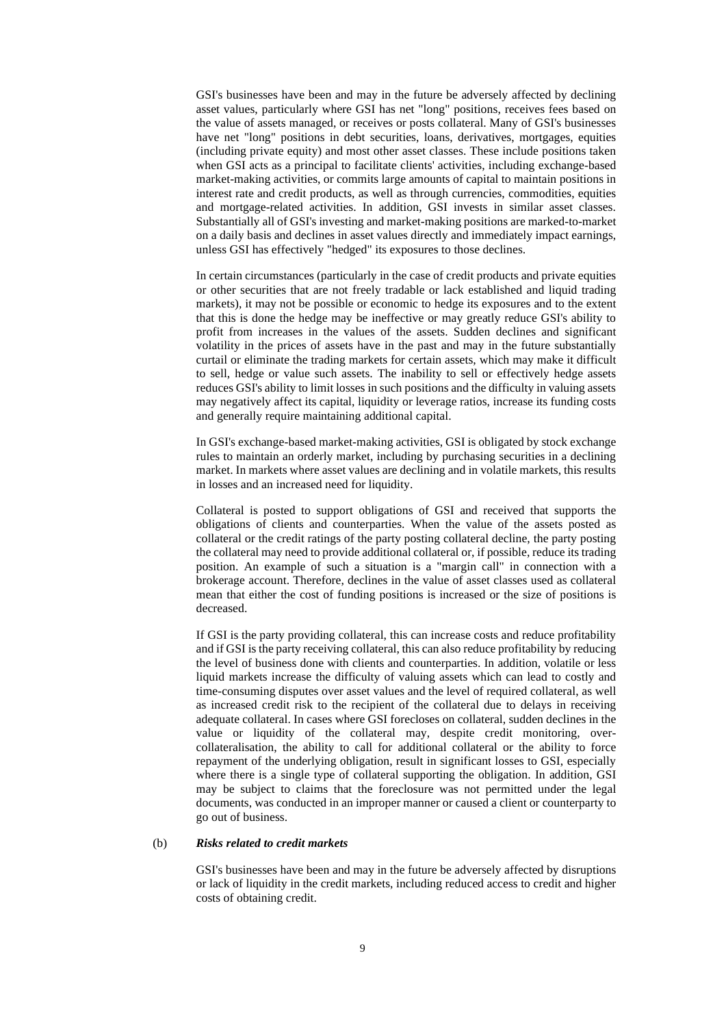GSI's businesses have been and may in the future be adversely affected by declining asset values, particularly where GSI has net "long" positions, receives fees based on the value of assets managed, or receives or posts collateral. Many of GSI's businesses have net "long" positions in debt securities, loans, derivatives, mortgages, equities (including private equity) and most other asset classes. These include positions taken when GSI acts as a principal to facilitate clients' activities, including exchange-based market-making activities, or commits large amounts of capital to maintain positions in interest rate and credit products, as well as through currencies, commodities, equities and mortgage-related activities. In addition, GSI invests in similar asset classes. Substantially all of GSI's investing and market-making positions are marked-to-market on a daily basis and declines in asset values directly and immediately impact earnings, unless GSI has effectively "hedged" its exposures to those declines.

In certain circumstances (particularly in the case of credit products and private equities or other securities that are not freely tradable or lack established and liquid trading markets), it may not be possible or economic to hedge its exposures and to the extent that this is done the hedge may be ineffective or may greatly reduce GSI's ability to profit from increases in the values of the assets. Sudden declines and significant volatility in the prices of assets have in the past and may in the future substantially curtail or eliminate the trading markets for certain assets, which may make it difficult to sell, hedge or value such assets. The inability to sell or effectively hedge assets reduces GSI's ability to limit losses in such positions and the difficulty in valuing assets may negatively affect its capital, liquidity or leverage ratios, increase its funding costs and generally require maintaining additional capital.

In GSI's exchange-based market-making activities, GSI is obligated by stock exchange rules to maintain an orderly market, including by purchasing securities in a declining market. In markets where asset values are declining and in volatile markets, this results in losses and an increased need for liquidity.

Collateral is posted to support obligations of GSI and received that supports the obligations of clients and counterparties. When the value of the assets posted as collateral or the credit ratings of the party posting collateral decline, the party posting the collateral may need to provide additional collateral or, if possible, reduce its trading position. An example of such a situation is a "margin call" in connection with a brokerage account. Therefore, declines in the value of asset classes used as collateral mean that either the cost of funding positions is increased or the size of positions is decreased.

If GSI is the party providing collateral, this can increase costs and reduce profitability and if GSI is the party receiving collateral, this can also reduce profitability by reducing the level of business done with clients and counterparties. In addition, volatile or less liquid markets increase the difficulty of valuing assets which can lead to costly and time-consuming disputes over asset values and the level of required collateral, as well as increased credit risk to the recipient of the collateral due to delays in receiving adequate collateral. In cases where GSI forecloses on collateral, sudden declines in the value or liquidity of the collateral may, despite credit monitoring, over-collateralisation, the ability to call for additional collateral or the ability to force repayment of the underlying obligation, result in significant losses to GSI, especially where there is a single type of collateral supporting the obligation. In addition, GSI may be subject to claims that the foreclosure was not permitted under the legal documents, was conducted in an improper manner or caused a client or counterparty to go out of business.

(b) ***Risks related to credit markets***

GSI's businesses have been and may in the future be adversely affected by disruptions or lack of liquidity in the credit markets, including reduced access to credit and higher costs of obtaining credit.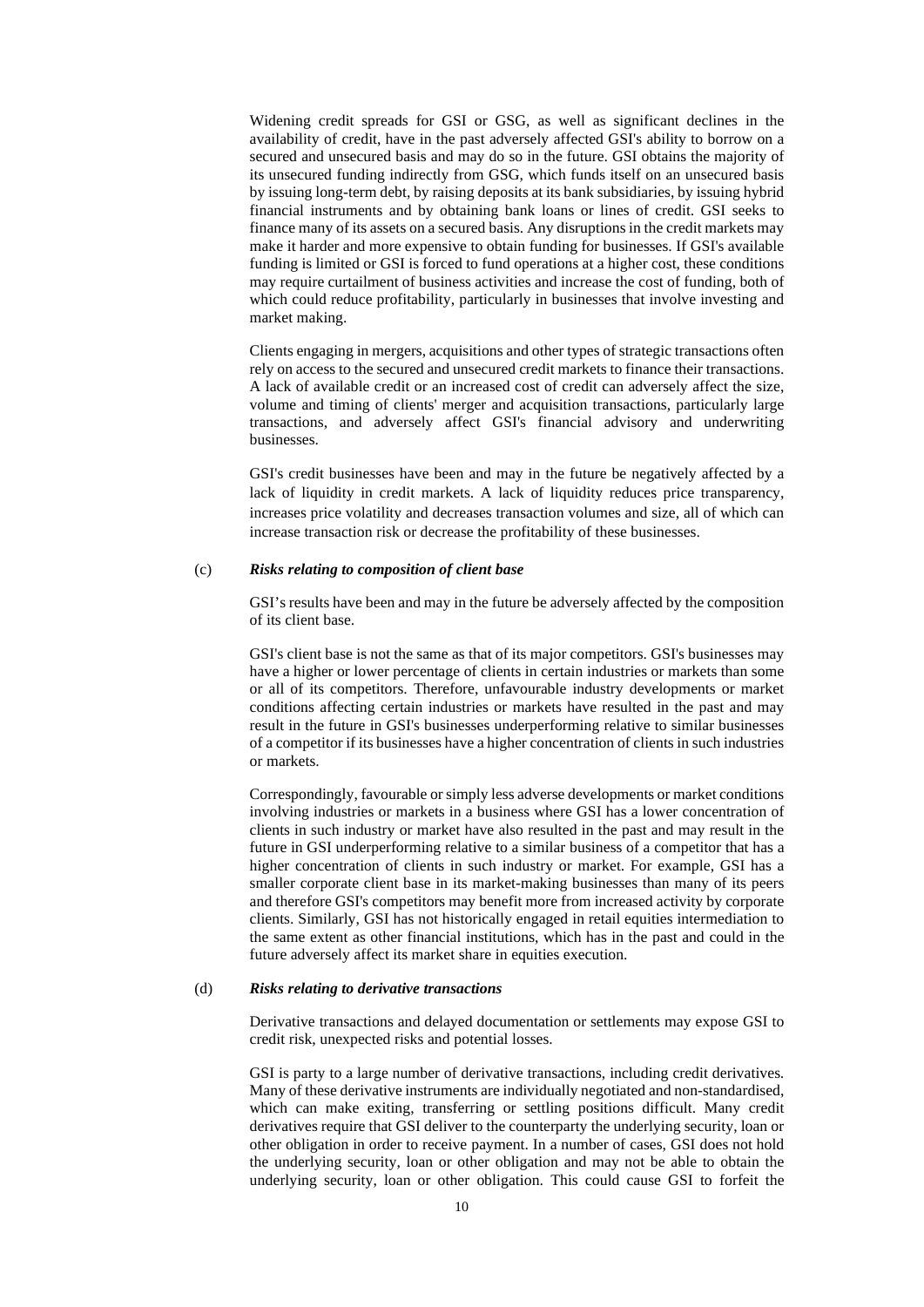Widening credit spreads for GSI or GSG, as well as significant declines in the availability of credit, have in the past adversely affected GSI's ability to borrow on a secured and unsecured basis and may do so in the future. GSI obtains the majority of its unsecured funding indirectly from GSG, which funds itself on an unsecured basis by issuing long-term debt, by raising deposits at its bank subsidiaries, by issuing hybrid financial instruments and by obtaining bank loans or lines of credit. GSI seeks to finance many of its assets on a secured basis. Any disruptions in the credit markets may make it harder and more expensive to obtain funding for businesses. If GSI's available funding is limited or GSI is forced to fund operations at a higher cost, these conditions may require curtailment of business activities and increase the cost of funding, both of which could reduce profitability, particularly in businesses that involve investing and market making.

Clients engaging in mergers, acquisitions and other types of strategic transactions often rely on access to the secured and unsecured credit markets to finance their transactions. A lack of available credit or an increased cost of credit can adversely affect the size, volume and timing of clients' merger and acquisition transactions, particularly large transactions, and adversely affect GSI's financial advisory and underwriting businesses.

GSI's credit businesses have been and may in the future be negatively affected by a lack of liquidity in credit markets. A lack of liquidity reduces price transparency, increases price volatility and decreases transaction volumes and size, all of which can increase transaction risk or decrease the profitability of these businesses.

(c) ***Risks relating to composition of client base***

GSI's results have been and may in the future be adversely affected by the composition of its client base.

GSI's client base is not the same as that of its major competitors. GSI's businesses may have a higher or lower percentage of clients in certain industries or markets than some or all of its competitors. Therefore, unfavourable industry developments or market conditions affecting certain industries or markets have resulted in the past and may result in the future in GSI's businesses underperforming relative to similar businesses of a competitor if its businesses have a higher concentration of clients in such industries or markets.

Correspondingly, favourable or simply less adverse developments or market conditions involving industries or markets in a business where GSI has a lower concentration of clients in such industry or market have also resulted in the past and may result in the future in GSI underperforming relative to a similar business of a competitor that has a higher concentration of clients in such industry or market. For example, GSI has a smaller corporate client base in its market-making businesses than many of its peers and therefore GSI's competitors may benefit more from increased activity by corporate clients. Similarly, GSI has not historically engaged in retail equities intermediation to the same extent as other financial institutions, which has in the past and could in the future adversely affect its market share in equities execution.

(d) ***Risks relating to derivative transactions***

Derivative transactions and delayed documentation or settlements may expose GSI to credit risk, unexpected risks and potential losses.

GSI is party to a large number of derivative transactions, including credit derivatives. Many of these derivative instruments are individually negotiated and non-standardised, which can make exiting, transferring or settling positions difficult. Many credit derivatives require that GSI deliver to the counterparty the underlying security, loan or other obligation in order to receive payment. In a number of cases, GSI does not hold the underlying security, loan or other obligation and may not be able to obtain the underlying security, loan or other obligation. This could cause GSI to forfeit the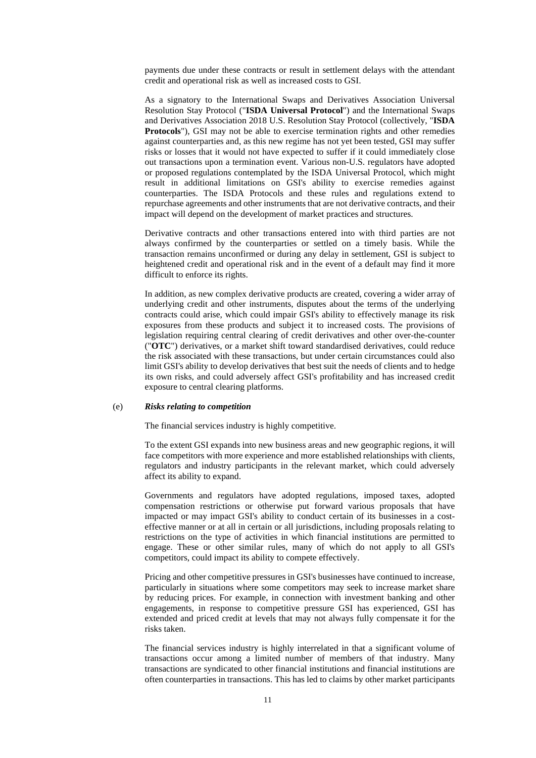payments due under these contracts or result in settlement delays with the attendant credit and operational risk as well as increased costs to GSI.

As a signatory to the International Swaps and Derivatives Association Universal Resolution Stay Protocol ("**ISDA Universal Protocol**") and the International Swaps and Derivatives Association 2018 U.S. Resolution Stay Protocol (collectively, "**ISDA Protocols**"), GSI may not be able to exercise termination rights and other remedies against counterparties and, as this new regime has not yet been tested, GSI may suffer risks or losses that it would not have expected to suffer if it could immediately close out transactions upon a termination event. Various non-U.S. regulators have adopted or proposed regulations contemplated by the ISDA Universal Protocol, which might result in additional limitations on GSI's ability to exercise remedies against counterparties. The ISDA Protocols and these rules and regulations extend to repurchase agreements and other instruments that are not derivative contracts, and their impact will depend on the development of market practices and structures.

Derivative contracts and other transactions entered into with third parties are not always confirmed by the counterparties or settled on a timely basis. While the transaction remains unconfirmed or during any delay in settlement, GSI is subject to heightened credit and operational risk and in the event of a default may find it more difficult to enforce its rights.

In addition, as new complex derivative products are created, covering a wider array of underlying credit and other instruments, disputes about the terms of the underlying contracts could arise, which could impair GSI's ability to effectively manage its risk exposures from these products and subject it to increased costs. The provisions of legislation requiring central clearing of credit derivatives and other over-the-counter ("**OTC**") derivatives, or a market shift toward standardised derivatives, could reduce the risk associated with these transactions, but under certain circumstances could also limit GSI's ability to develop derivatives that best suit the needs of clients and to hedge its own risks, and could adversely affect GSI's profitability and has increased credit exposure to central clearing platforms.

(e) ***Risks relating to competition***

The financial services industry is highly competitive.

To the extent GSI expands into new business areas and new geographic regions, it will face competitors with more experience and more established relationships with clients, regulators and industry participants in the relevant market, which could adversely affect its ability to expand.

Governments and regulators have adopted regulations, imposed taxes, adopted compensation restrictions or otherwise put forward various proposals that have impacted or may impact GSI's ability to conduct certain of its businesses in a cost-effective manner or at all in certain or all jurisdictions, including proposals relating to restrictions on the type of activities in which financial institutions are permitted to engage. These or other similar rules, many of which do not apply to all GSI's competitors, could impact its ability to compete effectively.

Pricing and other competitive pressures in GSI's businesses have continued to increase, particularly in situations where some competitors may seek to increase market share by reducing prices. For example, in connection with investment banking and other engagements, in response to competitive pressure GSI has experienced, GSI has extended and priced credit at levels that may not always fully compensate it for the risks taken.

The financial services industry is highly interrelated in that a significant volume of transactions occur among a limited number of members of that industry. Many transactions are syndicated to other financial institutions and financial institutions are often counterparties in transactions. This has led to claims by other market participants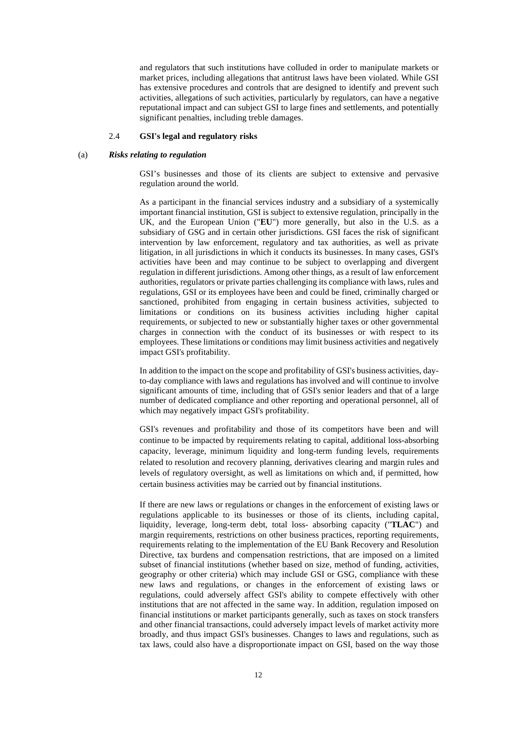and regulators that such institutions have colluded in order to manipulate markets or market prices, including allegations that antitrust laws have been violated. While GSI has extensive procedures and controls that are designed to identify and prevent such activities, allegations of such activities, particularly by regulators, can have a negative reputational impact and can subject GSI to large fines and settlements, and potentially significant penalties, including treble damages.

## 2.4 GSI's legal and regulatory risks

### (a) *Risks relating to regulation*

GSI's businesses and those of its clients are subject to extensive and pervasive regulation around the world.

As a participant in the financial services industry and a subsidiary of a systemically important financial institution, GSI is subject to extensive regulation, principally in the UK, and the European Union ("**EU**") more generally, but also in the U.S. as a subsidiary of GSG and in certain other jurisdictions. GSI faces the risk of significant intervention by law enforcement, regulatory and tax authorities, as well as private litigation, in all jurisdictions in which it conducts its businesses. In many cases, GSI's activities have been and may continue to be subject to overlapping and divergent regulation in different jurisdictions. Among other things, as a result of law enforcement authorities, regulators or private parties challenging its compliance with laws, rules and regulations, GSI or its employees have been and could be fined, criminally charged or sanctioned, prohibited from engaging in certain business activities, subjected to limitations or conditions on its business activities including higher capital requirements, or subjected to new or substantially higher taxes or other governmental charges in connection with the conduct of its businesses or with respect to its employees. These limitations or conditions may limit business activities and negatively impact GSI's profitability.

In addition to the impact on the scope and profitability of GSI's business activities, day-to-day compliance with laws and regulations has involved and will continue to involve significant amounts of time, including that of GSI's senior leaders and that of a large number of dedicated compliance and other reporting and operational personnel, all of which may negatively impact GSI's profitability.

GSI's revenues and profitability and those of its competitors have been and will continue to be impacted by requirements relating to capital, additional loss-absorbing capacity, leverage, minimum liquidity and long-term funding levels, requirements related to resolution and recovery planning, derivatives clearing and margin rules and levels of regulatory oversight, as well as limitations on which and, if permitted, how certain business activities may be carried out by financial institutions.

If there are new laws or regulations or changes in the enforcement of existing laws or regulations applicable to its businesses or those of its clients, including capital, liquidity, leverage, long-term debt, total loss- absorbing capacity ("**TLAC**") and margin requirements, restrictions on other business practices, reporting requirements, requirements relating to the implementation of the EU Bank Recovery and Resolution Directive, tax burdens and compensation restrictions, that are imposed on a limited subset of financial institutions (whether based on size, method of funding, activities, geography or other criteria) which may include GSI or GSG, compliance with these new laws and regulations, or changes in the enforcement of existing laws or regulations, could adversely affect GSI's ability to compete effectively with other institutions that are not affected in the same way. In addition, regulation imposed on financial institutions or market participants generally, such as taxes on stock transfers and other financial transactions, could adversely impact levels of market activity more broadly, and thus impact GSI's businesses. Changes to laws and regulations, such as tax laws, could also have a disproportionate impact on GSI, based on the way those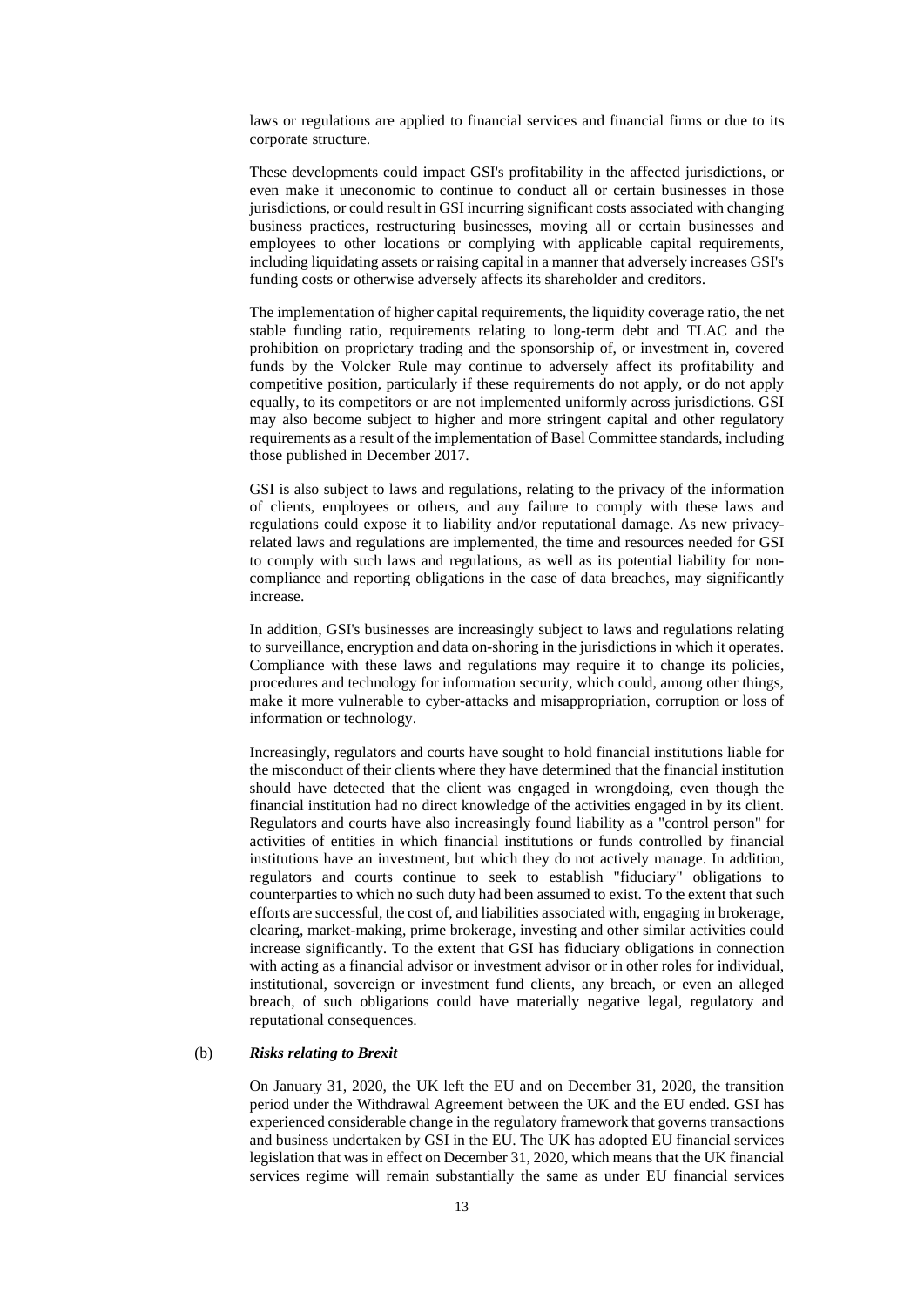laws or regulations are applied to financial services and financial firms or due to its corporate structure.

These developments could impact GSI's profitability in the affected jurisdictions, or even make it uneconomic to continue to conduct all or certain businesses in those jurisdictions, or could result in GSI incurring significant costs associated with changing business practices, restructuring businesses, moving all or certain businesses and employees to other locations or complying with applicable capital requirements, including liquidating assets or raising capital in a manner that adversely increases GSI's funding costs or otherwise adversely affects its shareholder and creditors.

The implementation of higher capital requirements, the liquidity coverage ratio, the net stable funding ratio, requirements relating to long-term debt and TLAC and the prohibition on proprietary trading and the sponsorship of, or investment in, covered funds by the Volcker Rule may continue to adversely affect its profitability and competitive position, particularly if these requirements do not apply, or do not apply equally, to its competitors or are not implemented uniformly across jurisdictions. GSI may also become subject to higher and more stringent capital and other regulatory requirements as a result of the implementation of Basel Committee standards, including those published in December 2017.

GSI is also subject to laws and regulations, relating to the privacy of the information of clients, employees or others, and any failure to comply with these laws and regulations could expose it to liability and/or reputational damage. As new privacy-related laws and regulations are implemented, the time and resources needed for GSI to comply with such laws and regulations, as well as its potential liability for non-compliance and reporting obligations in the case of data breaches, may significantly increase.

In addition, GSI's businesses are increasingly subject to laws and regulations relating to surveillance, encryption and data on-shoring in the jurisdictions in which it operates. Compliance with these laws and regulations may require it to change its policies, procedures and technology for information security, which could, among other things, make it more vulnerable to cyber-attacks and misappropriation, corruption or loss of information or technology.

Increasingly, regulators and courts have sought to hold financial institutions liable for the misconduct of their clients where they have determined that the financial institution should have detected that the client was engaged in wrongdoing, even though the financial institution had no direct knowledge of the activities engaged in by its client. Regulators and courts have also increasingly found liability as a "control person" for activities of entities in which financial institutions or funds controlled by financial institutions have an investment, but which they do not actively manage. In addition, regulators and courts continue to seek to establish "fiduciary" obligations to counterparties to which no such duty had been assumed to exist. To the extent that such efforts are successful, the cost of, and liabilities associated with, engaging in brokerage, clearing, market-making, prime brokerage, investing and other similar activities could increase significantly. To the extent that GSI has fiduciary obligations in connection with acting as a financial advisor or investment advisor or in other roles for individual, institutional, sovereign or investment fund clients, any breach, or even an alleged breach, of such obligations could have materially negative legal, regulatory and reputational consequences.

(b) ***Risks relating to Brexit***

On January 31, 2020, the UK left the EU and on December 31, 2020, the transition period under the Withdrawal Agreement between the UK and the EU ended. GSI has experienced considerable change in the regulatory framework that governs transactions and business undertaken by GSI in the EU. The UK has adopted EU financial services legislation that was in effect on December 31, 2020, which means that the UK financial services regime will remain substantially the same as under EU financial services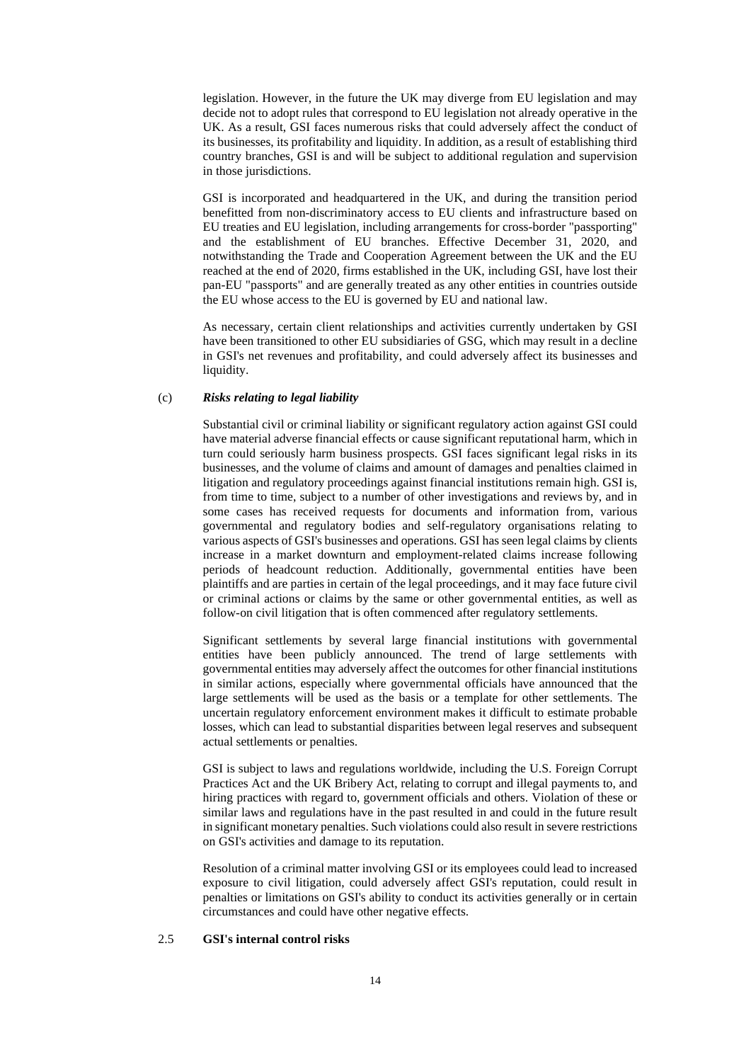legislation. However, in the future the UK may diverge from EU legislation and may decide not to adopt rules that correspond to EU legislation not already operative in the UK. As a result, GSI faces numerous risks that could adversely affect the conduct of its businesses, its profitability and liquidity. In addition, as a result of establishing third country branches, GSI is and will be subject to additional regulation and supervision in those jurisdictions.

GSI is incorporated and headquartered in the UK, and during the transition period benefitted from non-discriminatory access to EU clients and infrastructure based on EU treaties and EU legislation, including arrangements for cross-border "passporting" and the establishment of EU branches. Effective December 31, 2020, and notwithstanding the Trade and Cooperation Agreement between the UK and the EU reached at the end of 2020, firms established in the UK, including GSI, have lost their pan-EU "passports" and are generally treated as any other entities in countries outside the EU whose access to the EU is governed by EU and national law.

As necessary, certain client relationships and activities currently undertaken by GSI have been transitioned to other EU subsidiaries of GSG, which may result in a decline in GSI's net revenues and profitability, and could adversely affect its businesses and liquidity.

(c) ***Risks relating to legal liability***

Substantial civil or criminal liability or significant regulatory action against GSI could have material adverse financial effects or cause significant reputational harm, which in turn could seriously harm business prospects. GSI faces significant legal risks in its businesses, and the volume of claims and amount of damages and penalties claimed in litigation and regulatory proceedings against financial institutions remain high. GSI is, from time to time, subject to a number of other investigations and reviews by, and in some cases has received requests for documents and information from, various governmental and regulatory bodies and self-regulatory organisations relating to various aspects of GSI's businesses and operations. GSI has seen legal claims by clients increase in a market downturn and employment-related claims increase following periods of headcount reduction. Additionally, governmental entities have been plaintiffs and are parties in certain of the legal proceedings, and it may face future civil or criminal actions or claims by the same or other governmental entities, as well as follow-on civil litigation that is often commenced after regulatory settlements.

Significant settlements by several large financial institutions with governmental entities have been publicly announced. The trend of large settlements with governmental entities may adversely affect the outcomes for other financial institutions in similar actions, especially where governmental officials have announced that the large settlements will be used as the basis or a template for other settlements. The uncertain regulatory enforcement environment makes it difficult to estimate probable losses, which can lead to substantial disparities between legal reserves and subsequent actual settlements or penalties.

GSI is subject to laws and regulations worldwide, including the U.S. Foreign Corrupt Practices Act and the UK Bribery Act, relating to corrupt and illegal payments to, and hiring practices with regard to, government officials and others. Violation of these or similar laws and regulations have in the past resulted in and could in the future result in significant monetary penalties. Such violations could also result in severe restrictions on GSI's activities and damage to its reputation.

Resolution of a criminal matter involving GSI or its employees could lead to increased exposure to civil litigation, could adversely affect GSI's reputation, could result in penalties or limitations on GSI's ability to conduct its activities generally or in certain circumstances and could have other negative effects.

## 2.5 **GSI's internal control risks**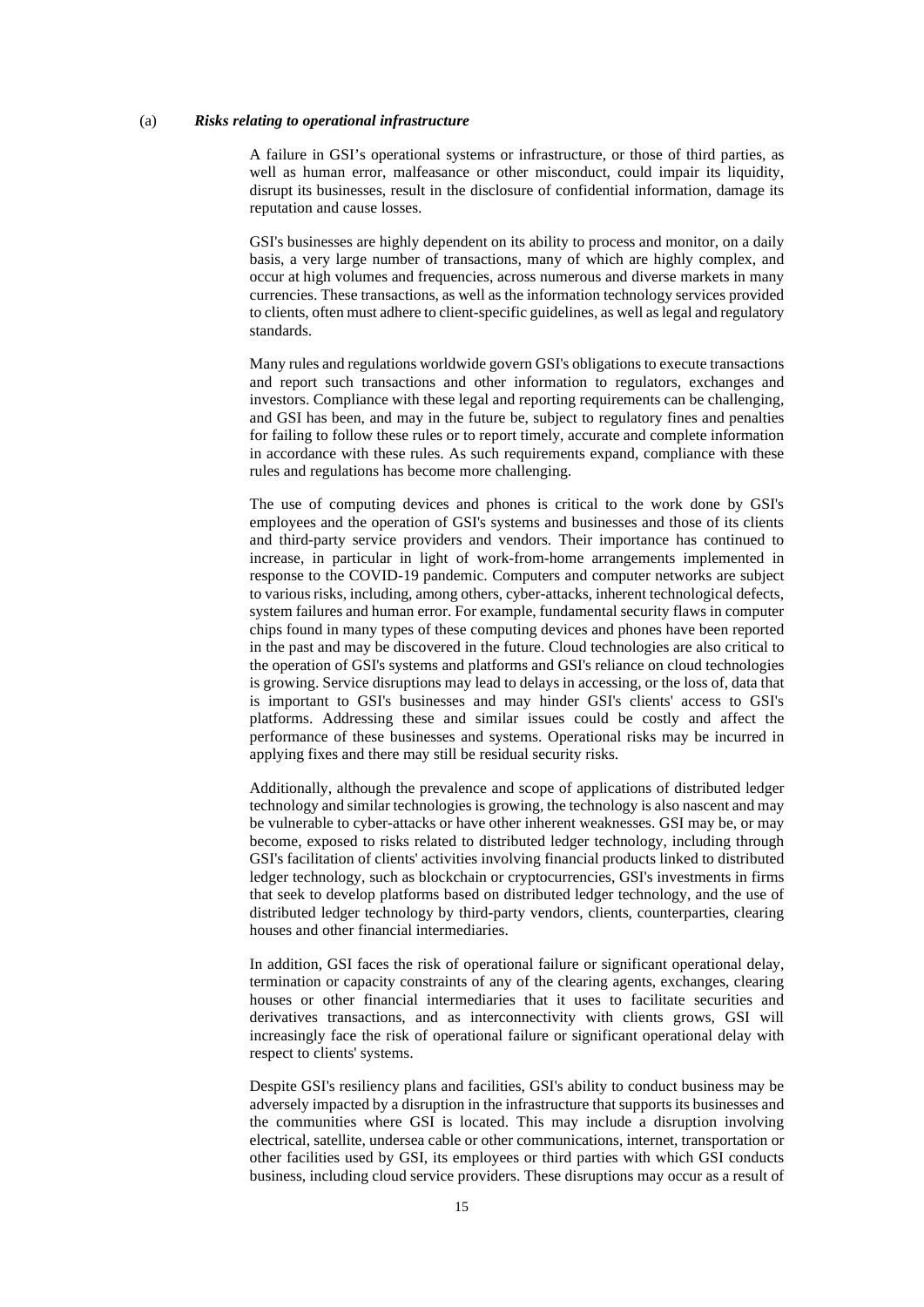(a) ***Risks relating to operational infrastructure***

A failure in GSI’s operational systems or infrastructure, or those of third parties, as well as human error, malfeasance or other misconduct, could impair its liquidity, disrupt its businesses, result in the disclosure of confidential information, damage its reputation and cause losses.

GSI's businesses are highly dependent on its ability to process and monitor, on a daily basis, a very large number of transactions, many of which are highly complex, and occur at high volumes and frequencies, across numerous and diverse markets in many currencies. These transactions, as well as the information technology services provided to clients, often must adhere to client-specific guidelines, as well as legal and regulatory standards.

Many rules and regulations worldwide govern GSI's obligations to execute transactions and report such transactions and other information to regulators, exchanges and investors. Compliance with these legal and reporting requirements can be challenging, and GSI has been, and may in the future be, subject to regulatory fines and penalties for failing to follow these rules or to report timely, accurate and complete information in accordance with these rules. As such requirements expand, compliance with these rules and regulations has become more challenging.

The use of computing devices and phones is critical to the work done by GSI's employees and the operation of GSI's systems and businesses and those of its clients and third-party service providers and vendors. Their importance has continued to increase, in particular in light of work-from-home arrangements implemented in response to the COVID-19 pandemic. Computers and computer networks are subject to various risks, including, among others, cyber-attacks, inherent technological defects, system failures and human error. For example, fundamental security flaws in computer chips found in many types of these computing devices and phones have been reported in the past and may be discovered in the future. Cloud technologies are also critical to the operation of GSI's systems and platforms and GSI's reliance on cloud technologies is growing. Service disruptions may lead to delays in accessing, or the loss of, data that is important to GSI's businesses and may hinder GSI's clients' access to GSI's platforms. Addressing these and similar issues could be costly and affect the performance of these businesses and systems. Operational risks may be incurred in applying fixes and there may still be residual security risks.

Additionally, although the prevalence and scope of applications of distributed ledger technology and similar technologies is growing, the technology is also nascent and may be vulnerable to cyber-attacks or have other inherent weaknesses. GSI may be, or may become, exposed to risks related to distributed ledger technology, including through GSI's facilitation of clients' activities involving financial products linked to distributed ledger technology, such as blockchain or cryptocurrencies, GSI's investments in firms that seek to develop platforms based on distributed ledger technology, and the use of distributed ledger technology by third-party vendors, clients, counterparties, clearing houses and other financial intermediaries.

In addition, GSI faces the risk of operational failure or significant operational delay, termination or capacity constraints of any of the clearing agents, exchanges, clearing houses or other financial intermediaries that it uses to facilitate securities and derivatives transactions, and as interconnectivity with clients grows, GSI will increasingly face the risk of operational failure or significant operational delay with respect to clients' systems.

Despite GSI's resiliency plans and facilities, GSI's ability to conduct business may be adversely impacted by a disruption in the infrastructure that supports its businesses and the communities where GSI is located. This may include a disruption involving electrical, satellite, undersea cable or other communications, internet, transportation or other facilities used by GSI, its employees or third parties with which GSI conducts business, including cloud service providers. These disruptions may occur as a result of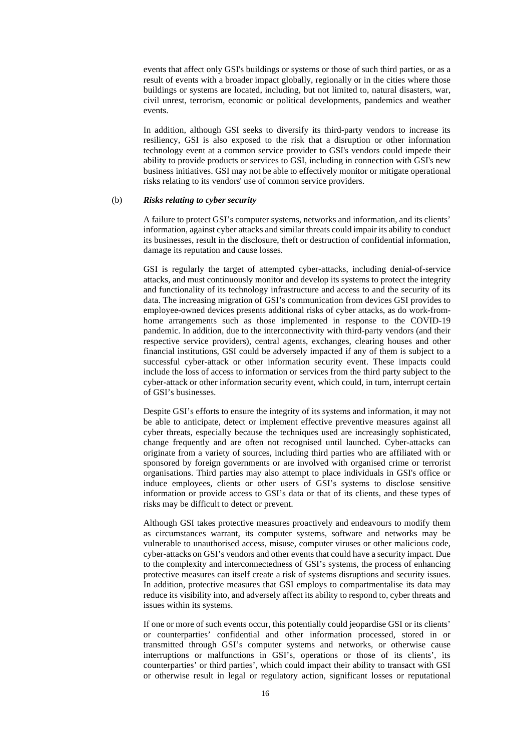events that affect only GSI's buildings or systems or those of such third parties, or as a result of events with a broader impact globally, regionally or in the cities where those buildings or systems are located, including, but not limited to, natural disasters, war, civil unrest, terrorism, economic or political developments, pandemics and weather events.

In addition, although GSI seeks to diversify its third-party vendors to increase its resiliency, GSI is also exposed to the risk that a disruption or other information technology event at a common service provider to GSI's vendors could impede their ability to provide products or services to GSI, including in connection with GSI's new business initiatives. GSI may not be able to effectively monitor or mitigate operational risks relating to its vendors' use of common service providers.

(b) ***Risks relating to cyber security***

A failure to protect GSI's computer systems, networks and information, and its clients' information, against cyber attacks and similar threats could impair its ability to conduct its businesses, result in the disclosure, theft or destruction of confidential information, damage its reputation and cause losses.

GSI is regularly the target of attempted cyber-attacks, including denial-of-service attacks, and must continuously monitor and develop its systems to protect the integrity and functionality of its technology infrastructure and access to and the security of its data. The increasing migration of GSI's communication from devices GSI provides to employee-owned devices presents additional risks of cyber attacks, as do work-from-home arrangements such as those implemented in response to the COVID-19 pandemic. In addition, due to the interconnectivity with third-party vendors (and their respective service providers), central agents, exchanges, clearing houses and other financial institutions, GSI could be adversely impacted if any of them is subject to a successful cyber-attack or other information security event. These impacts could include the loss of access to information or services from the third party subject to the cyber-attack or other information security event, which could, in turn, interrupt certain of GSI's businesses.

Despite GSI's efforts to ensure the integrity of its systems and information, it may not be able to anticipate, detect or implement effective preventive measures against all cyber threats, especially because the techniques used are increasingly sophisticated, change frequently and are often not recognised until launched. Cyber-attacks can originate from a variety of sources, including third parties who are affiliated with or sponsored by foreign governments or are involved with organised crime or terrorist organisations. Third parties may also attempt to place individuals in GSI's office or induce employees, clients or other users of GSI's systems to disclose sensitive information or provide access to GSI's data or that of its clients, and these types of risks may be difficult to detect or prevent.

Although GSI takes protective measures proactively and endeavours to modify them as circumstances warrant, its computer systems, software and networks may be vulnerable to unauthorised access, misuse, computer viruses or other malicious code, cyber-attacks on GSI's vendors and other events that could have a security impact. Due to the complexity and interconnectedness of GSI's systems, the process of enhancing protective measures can itself create a risk of systems disruptions and security issues. In addition, protective measures that GSI employs to compartmentalise its data may reduce its visibility into, and adversely affect its ability to respond to, cyber threats and issues within its systems.

If one or more of such events occur, this potentially could jeopardise GSI or its clients' or counterparties' confidential and other information processed, stored in or transmitted through GSI's computer systems and networks, or otherwise cause interruptions or malfunctions in GSI's, operations or those of its clients', its counterparties' or third parties', which could impact their ability to transact with GSI or otherwise result in legal or regulatory action, significant losses or reputational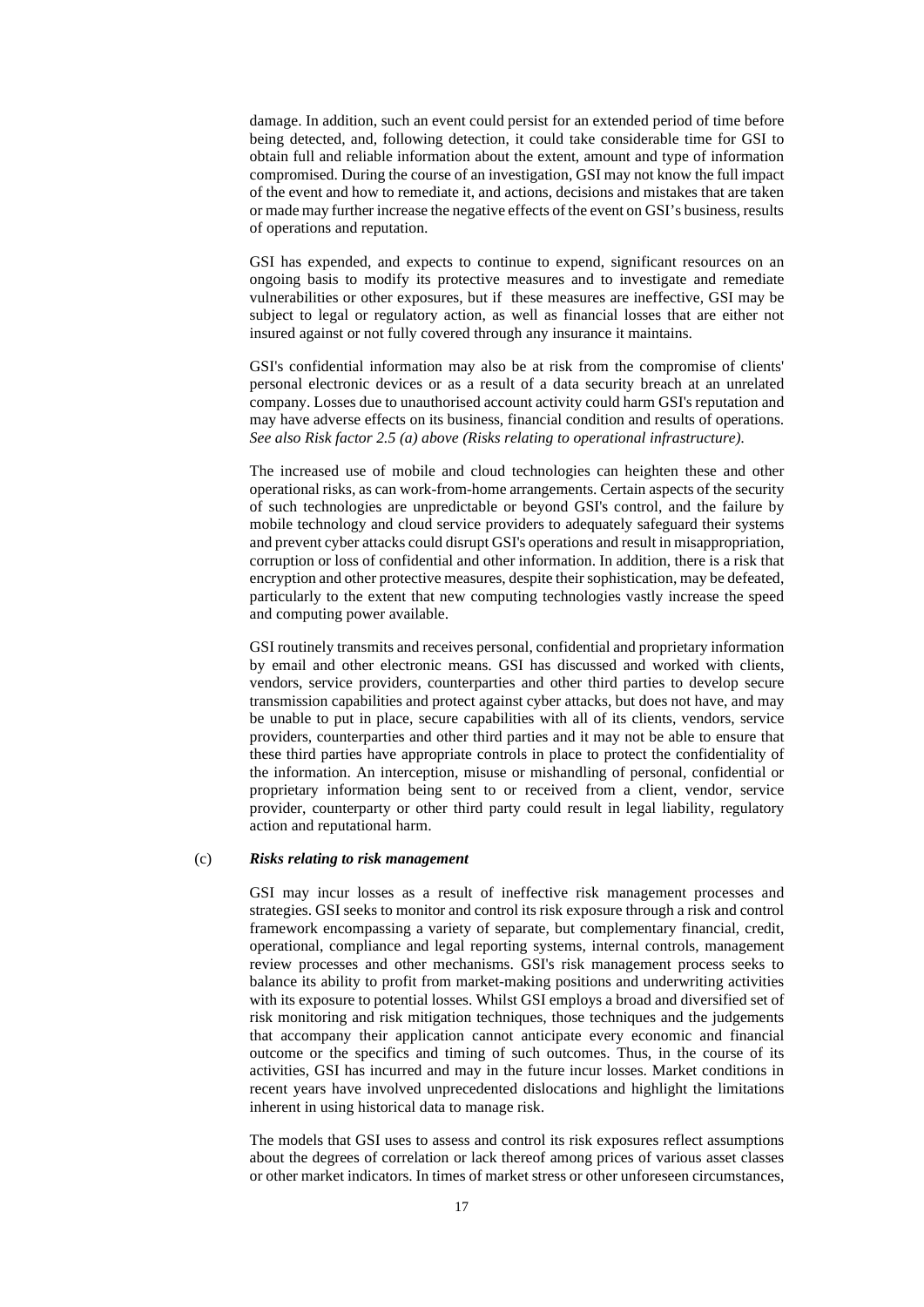damage. In addition, such an event could persist for an extended period of time before being detected, and, following detection, it could take considerable time for GSI to obtain full and reliable information about the extent, amount and type of information compromised. During the course of an investigation, GSI may not know the full impact of the event and how to remediate it, and actions, decisions and mistakes that are taken or made may further increase the negative effects of the event on GSI's business, results of operations and reputation.

GSI has expended, and expects to continue to expend, significant resources on an ongoing basis to modify its protective measures and to investigate and remediate vulnerabilities or other exposures, but if these measures are ineffective, GSI may be subject to legal or regulatory action, as well as financial losses that are either not insured against or not fully covered through any insurance it maintains.

GSI's confidential information may also be at risk from the compromise of clients' personal electronic devices or as a result of a data security breach at an unrelated company. Losses due to unauthorised account activity could harm GSI's reputation and may have adverse effects on its business, financial condition and results of operations. *See also Risk factor 2.5 (a) above (Risks relating to operational infrastructure).*

The increased use of mobile and cloud technologies can heighten these and other operational risks, as can work-from-home arrangements. Certain aspects of the security of such technologies are unpredictable or beyond GSI's control, and the failure by mobile technology and cloud service providers to adequately safeguard their systems and prevent cyber attacks could disrupt GSI's operations and result in misappropriation, corruption or loss of confidential and other information. In addition, there is a risk that encryption and other protective measures, despite their sophistication, may be defeated, particularly to the extent that new computing technologies vastly increase the speed and computing power available.

GSI routinely transmits and receives personal, confidential and proprietary information by email and other electronic means. GSI has discussed and worked with clients, vendors, service providers, counterparties and other third parties to develop secure transmission capabilities and protect against cyber attacks, but does not have, and may be unable to put in place, secure capabilities with all of its clients, vendors, service providers, counterparties and other third parties and it may not be able to ensure that these third parties have appropriate controls in place to protect the confidentiality of the information. An interception, misuse or mishandling of personal, confidential or proprietary information being sent to or received from a client, vendor, service provider, counterparty or other third party could result in legal liability, regulatory action and reputational harm.

(c) ***Risks relating to risk management***

GSI may incur losses as a result of ineffective risk management processes and strategies. GSI seeks to monitor and control its risk exposure through a risk and control framework encompassing a variety of separate, but complementary financial, credit, operational, compliance and legal reporting systems, internal controls, management review processes and other mechanisms. GSI's risk management process seeks to balance its ability to profit from market-making positions and underwriting activities with its exposure to potential losses. Whilst GSI employs a broad and diversified set of risk monitoring and risk mitigation techniques, those techniques and the judgements that accompany their application cannot anticipate every economic and financial outcome or the specifics and timing of such outcomes. Thus, in the course of its activities, GSI has incurred and may in the future incur losses. Market conditions in recent years have involved unprecedented dislocations and highlight the limitations inherent in using historical data to manage risk.

The models that GSI uses to assess and control its risk exposures reflect assumptions about the degrees of correlation or lack thereof among prices of various asset classes or other market indicators. In times of market stress or other unforeseen circumstances,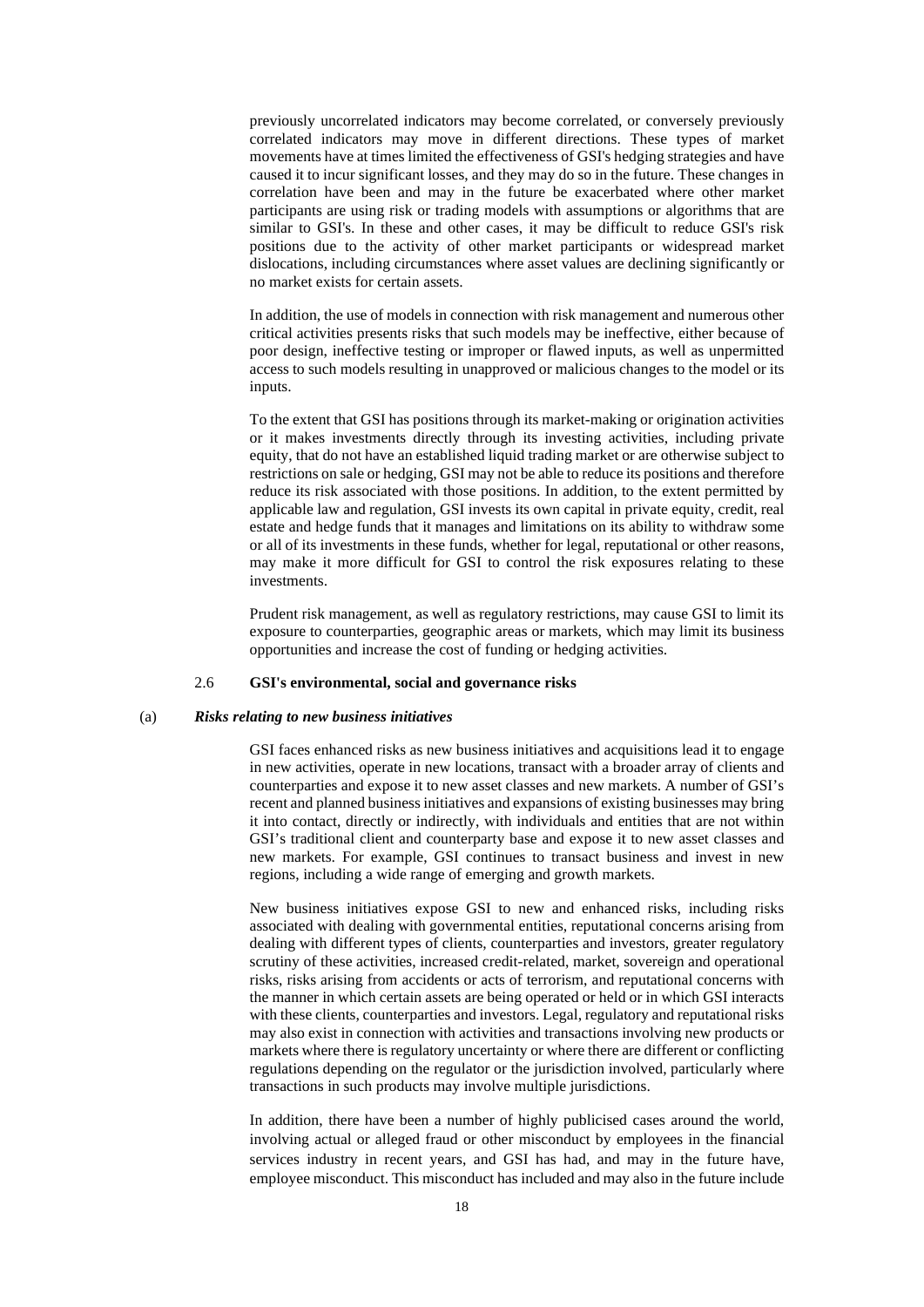previously uncorrelated indicators may become correlated, or conversely previously correlated indicators may move in different directions. These types of market movements have at times limited the effectiveness of GSI's hedging strategies and have caused it to incur significant losses, and they may do so in the future. These changes in correlation have been and may in the future be exacerbated where other market participants are using risk or trading models with assumptions or algorithms that are similar to GSI's. In these and other cases, it may be difficult to reduce GSI's risk positions due to the activity of other market participants or widespread market dislocations, including circumstances where asset values are declining significantly or no market exists for certain assets.

In addition, the use of models in connection with risk management and numerous other critical activities presents risks that such models may be ineffective, either because of poor design, ineffective testing or improper or flawed inputs, as well as unpermitted access to such models resulting in unapproved or malicious changes to the model or its inputs.

To the extent that GSI has positions through its market-making or origination activities or it makes investments directly through its investing activities, including private equity, that do not have an established liquid trading market or are otherwise subject to restrictions on sale or hedging, GSI may not be able to reduce its positions and therefore reduce its risk associated with those positions. In addition, to the extent permitted by applicable law and regulation, GSI invests its own capital in private equity, credit, real estate and hedge funds that it manages and limitations on its ability to withdraw some or all of its investments in these funds, whether for legal, reputational or other reasons, may make it more difficult for GSI to control the risk exposures relating to these investments.

Prudent risk management, as well as regulatory restrictions, may cause GSI to limit its exposure to counterparties, geographic areas or markets, which may limit its business opportunities and increase the cost of funding or hedging activities.

### 2.6 GSI's environmental, social and governance risks

#### (a) *Risks relating to new business initiatives*

GSI faces enhanced risks as new business initiatives and acquisitions lead it to engage in new activities, operate in new locations, transact with a broader array of clients and counterparties and expose it to new asset classes and new markets. A number of GSI's recent and planned business initiatives and expansions of existing businesses may bring it into contact, directly or indirectly, with individuals and entities that are not within GSI's traditional client and counterparty base and expose it to new asset classes and new markets. For example, GSI continues to transact business and invest in new regions, including a wide range of emerging and growth markets.

New business initiatives expose GSI to new and enhanced risks, including risks associated with dealing with governmental entities, reputational concerns arising from dealing with different types of clients, counterparties and investors, greater regulatory scrutiny of these activities, increased credit-related, market, sovereign and operational risks, risks arising from accidents or acts of terrorism, and reputational concerns with the manner in which certain assets are being operated or held or in which GSI interacts with these clients, counterparties and investors. Legal, regulatory and reputational risks may also exist in connection with activities and transactions involving new products or markets where there is regulatory uncertainty or where there are different or conflicting regulations depending on the regulator or the jurisdiction involved, particularly where transactions in such products may involve multiple jurisdictions.

In addition, there have been a number of highly publicised cases around the world, involving actual or alleged fraud or other misconduct by employees in the financial services industry in recent years, and GSI has had, and may in the future have, employee misconduct. This misconduct has included and may also in the future include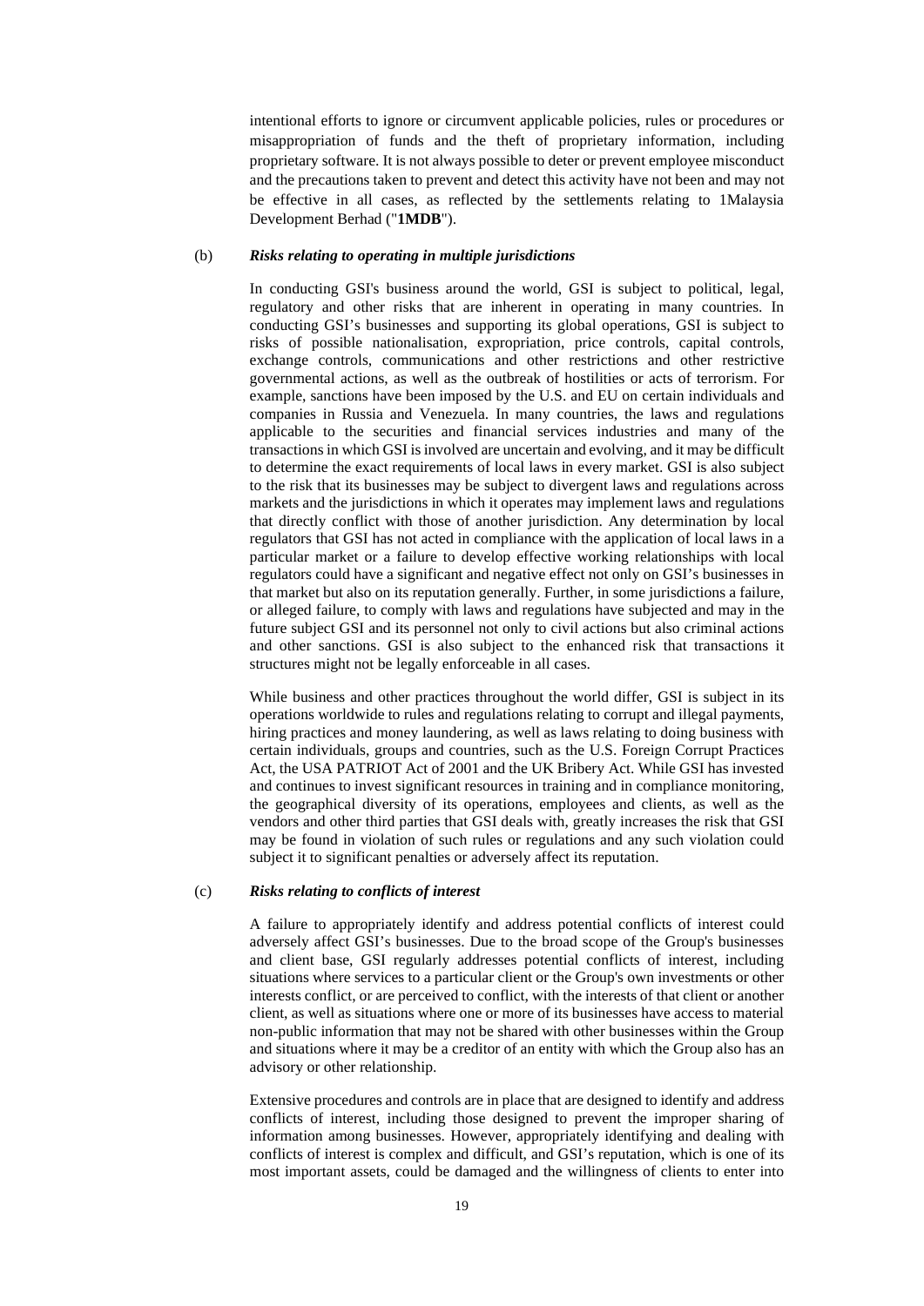intentional efforts to ignore or circumvent applicable policies, rules or procedures or misappropriation of funds and the theft of proprietary information, including proprietary software. It is not always possible to deter or prevent employee misconduct and the precautions taken to prevent and detect this activity have not been and may not be effective in all cases, as reflected by the settlements relating to 1Malaysia Development Berhad ("**1MDB**").

(b) ***Risks relating to operating in multiple jurisdictions***

In conducting GSI's business around the world, GSI is subject to political, legal, regulatory and other risks that are inherent in operating in many countries. In conducting GSI's businesses and supporting its global operations, GSI is subject to risks of possible nationalisation, expropriation, price controls, capital controls, exchange controls, communications and other restrictions and other restrictive governmental actions, as well as the outbreak of hostilities or acts of terrorism. For example, sanctions have been imposed by the U.S. and EU on certain individuals and companies in Russia and Venezuela. In many countries, the laws and regulations applicable to the securities and financial services industries and many of the transactions in which GSI is involved are uncertain and evolving, and it may be difficult to determine the exact requirements of local laws in every market. GSI is also subject to the risk that its businesses may be subject to divergent laws and regulations across markets and the jurisdictions in which it operates may implement laws and regulations that directly conflict with those of another jurisdiction. Any determination by local regulators that GSI has not acted in compliance with the application of local laws in a particular market or a failure to develop effective working relationships with local regulators could have a significant and negative effect not only on GSI's businesses in that market but also on its reputation generally. Further, in some jurisdictions a failure, or alleged failure, to comply with laws and regulations have subjected and may in the future subject GSI and its personnel not only to civil actions but also criminal actions and other sanctions. GSI is also subject to the enhanced risk that transactions it structures might not be legally enforceable in all cases.

While business and other practices throughout the world differ, GSI is subject in its operations worldwide to rules and regulations relating to corrupt and illegal payments, hiring practices and money laundering, as well as laws relating to doing business with certain individuals, groups and countries, such as the U.S. Foreign Corrupt Practices Act, the USA PATRIOT Act of 2001 and the UK Bribery Act. While GSI has invested and continues to invest significant resources in training and in compliance monitoring, the geographical diversity of its operations, employees and clients, as well as the vendors and other third parties that GSI deals with, greatly increases the risk that GSI may be found in violation of such rules or regulations and any such violation could subject it to significant penalties or adversely affect its reputation.

(c) ***Risks relating to conflicts of interest***

A failure to appropriately identify and address potential conflicts of interest could adversely affect GSI's businesses. Due to the broad scope of the Group's businesses and client base, GSI regularly addresses potential conflicts of interest, including situations where services to a particular client or the Group's own investments or other interests conflict, or are perceived to conflict, with the interests of that client or another client, as well as situations where one or more of its businesses have access to material non-public information that may not be shared with other businesses within the Group and situations where it may be a creditor of an entity with which the Group also has an advisory or other relationship.

Extensive procedures and controls are in place that are designed to identify and address conflicts of interest, including those designed to prevent the improper sharing of information among businesses. However, appropriately identifying and dealing with conflicts of interest is complex and difficult, and GSI's reputation, which is one of its most important assets, could be damaged and the willingness of clients to enter into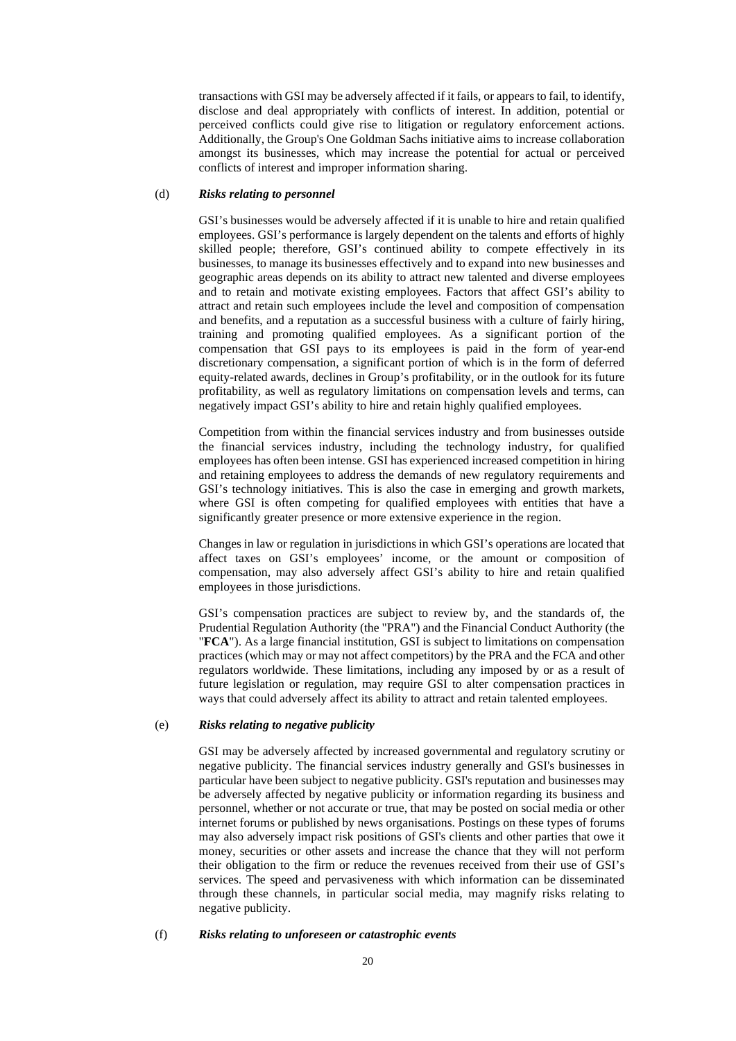transactions with GSI may be adversely affected if it fails, or appears to fail, to identify, disclose and deal appropriately with conflicts of interest. In addition, potential or perceived conflicts could give rise to litigation or regulatory enforcement actions. Additionally, the Group's One Goldman Sachs initiative aims to increase collaboration amongst its businesses, which may increase the potential for actual or perceived conflicts of interest and improper information sharing.

(d) ***Risks relating to personnel***

GSI's businesses would be adversely affected if it is unable to hire and retain qualified employees. GSI's performance is largely dependent on the talents and efforts of highly skilled people; therefore, GSI's continued ability to compete effectively in its businesses, to manage its businesses effectively and to expand into new businesses and geographic areas depends on its ability to attract new talented and diverse employees and to retain and motivate existing employees. Factors that affect GSI's ability to attract and retain such employees include the level and composition of compensation and benefits, and a reputation as a successful business with a culture of fairly hiring, training and promoting qualified employees. As a significant portion of the compensation that GSI pays to its employees is paid in the form of year-end discretionary compensation, a significant portion of which is in the form of deferred equity-related awards, declines in Group's profitability, or in the outlook for its future profitability, as well as regulatory limitations on compensation levels and terms, can negatively impact GSI's ability to hire and retain highly qualified employees.

Competition from within the financial services industry and from businesses outside the financial services industry, including the technology industry, for qualified employees has often been intense. GSI has experienced increased competition in hiring and retaining employees to address the demands of new regulatory requirements and GSI's technology initiatives. This is also the case in emerging and growth markets, where GSI is often competing for qualified employees with entities that have a significantly greater presence or more extensive experience in the region.

Changes in law or regulation in jurisdictions in which GSI's operations are located that affect taxes on GSI's employees' income, or the amount or composition of compensation, may also adversely affect GSI's ability to hire and retain qualified employees in those jurisdictions.

GSI's compensation practices are subject to review by, and the standards of, the Prudential Regulation Authority (the "PRA") and the Financial Conduct Authority (the "**FCA**"). As a large financial institution, GSI is subject to limitations on compensation practices (which may or may not affect competitors) by the PRA and the FCA and other regulators worldwide. These limitations, including any imposed by or as a result of future legislation or regulation, may require GSI to alter compensation practices in ways that could adversely affect its ability to attract and retain talented employees.

(e) ***Risks relating to negative publicity***

GSI may be adversely affected by increased governmental and regulatory scrutiny or negative publicity. The financial services industry generally and GSI's businesses in particular have been subject to negative publicity. GSI's reputation and businesses may be adversely affected by negative publicity or information regarding its business and personnel, whether or not accurate or true, that may be posted on social media or other internet forums or published by news organisations. Postings on these types of forums may also adversely impact risk positions of GSI's clients and other parties that owe it money, securities or other assets and increase the chance that they will not perform their obligation to the firm or reduce the revenues received from their use of GSI's services. The speed and pervasiveness with which information can be disseminated through these channels, in particular social media, may magnify risks relating to negative publicity.

(f) ***Risks relating to unforeseen or catastrophic events***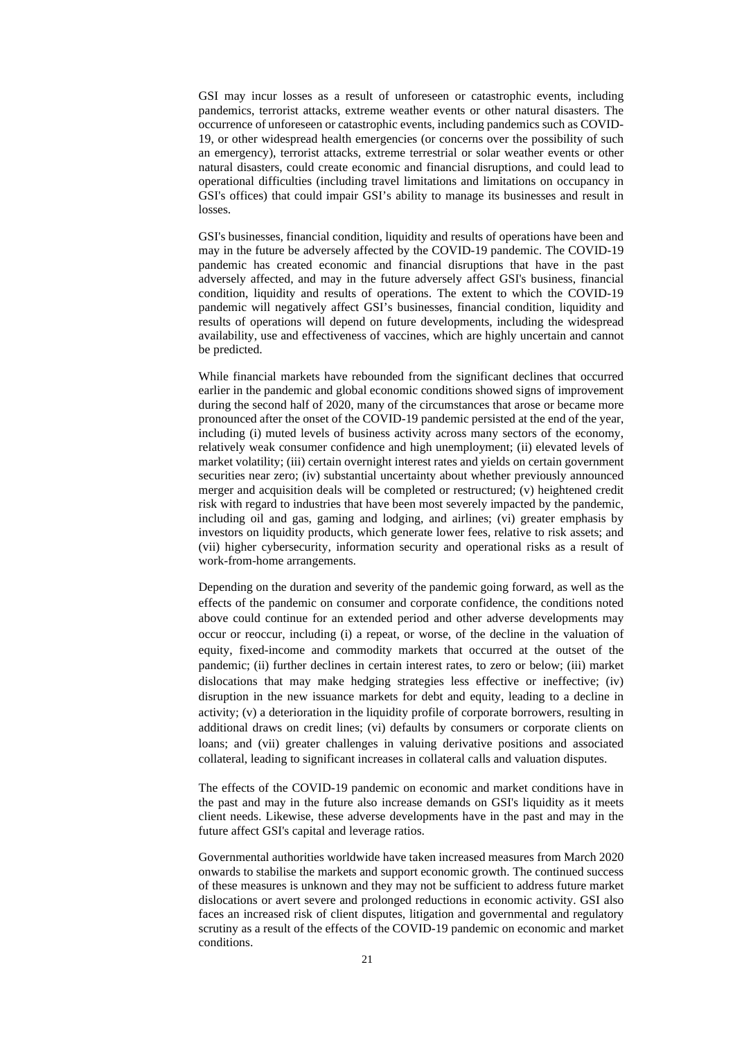GSI may incur losses as a result of unforeseen or catastrophic events, including pandemics, terrorist attacks, extreme weather events or other natural disasters. The occurrence of unforeseen or catastrophic events, including pandemics such as COVID-19, or other widespread health emergencies (or concerns over the possibility of such an emergency), terrorist attacks, extreme terrestrial or solar weather events or other natural disasters, could create economic and financial disruptions, and could lead to operational difficulties (including travel limitations and limitations on occupancy in GSI's offices) that could impair GSI's ability to manage its businesses and result in losses.

GSI's businesses, financial condition, liquidity and results of operations have been and may in the future be adversely affected by the COVID-19 pandemic. The COVID-19 pandemic has created economic and financial disruptions that have in the past adversely affected, and may in the future adversely affect GSI's business, financial condition, liquidity and results of operations. The extent to which the COVID-19 pandemic will negatively affect GSI's businesses, financial condition, liquidity and results of operations will depend on future developments, including the widespread availability, use and effectiveness of vaccines, which are highly uncertain and cannot be predicted.

While financial markets have rebounded from the significant declines that occurred earlier in the pandemic and global economic conditions showed signs of improvement during the second half of 2020, many of the circumstances that arose or became more pronounced after the onset of the COVID-19 pandemic persisted at the end of the year, including (i) muted levels of business activity across many sectors of the economy, relatively weak consumer confidence and high unemployment; (ii) elevated levels of market volatility; (iii) certain overnight interest rates and yields on certain government securities near zero; (iv) substantial uncertainty about whether previously announced merger and acquisition deals will be completed or restructured; (v) heightened credit risk with regard to industries that have been most severely impacted by the pandemic, including oil and gas, gaming and lodging, and airlines; (vi) greater emphasis by investors on liquidity products, which generate lower fees, relative to risk assets; and (vii) higher cybersecurity, information security and operational risks as a result of work-from-home arrangements.

Depending on the duration and severity of the pandemic going forward, as well as the effects of the pandemic on consumer and corporate confidence, the conditions noted above could continue for an extended period and other adverse developments may occur or reoccur, including (i) a repeat, or worse, of the decline in the valuation of equity, fixed-income and commodity markets that occurred at the outset of the pandemic; (ii) further declines in certain interest rates, to zero or below; (iii) market dislocations that may make hedging strategies less effective or ineffective; (iv) disruption in the new issuance markets for debt and equity, leading to a decline in activity; (v) a deterioration in the liquidity profile of corporate borrowers, resulting in additional draws on credit lines; (vi) defaults by consumers or corporate clients on loans; and (vii) greater challenges in valuing derivative positions and associated collateral, leading to significant increases in collateral calls and valuation disputes.

The effects of the COVID-19 pandemic on economic and market conditions have in the past and may in the future also increase demands on GSI's liquidity as it meets client needs. Likewise, these adverse developments have in the past and may in the future affect GSI's capital and leverage ratios.

Governmental authorities worldwide have taken increased measures from March 2020 onwards to stabilise the markets and support economic growth. The continued success of these measures is unknown and they may not be sufficient to address future market dislocations or avert severe and prolonged reductions in economic activity. GSI also faces an increased risk of client disputes, litigation and governmental and regulatory scrutiny as a result of the effects of the COVID-19 pandemic on economic and market conditions.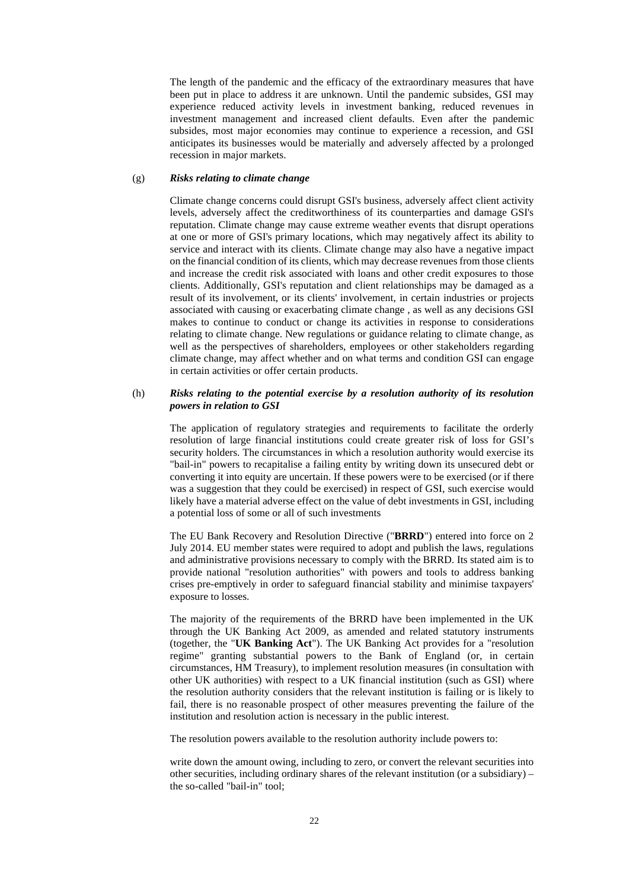The length of the pandemic and the efficacy of the extraordinary measures that have been put in place to address it are unknown. Until the pandemic subsides, GSI may experience reduced activity levels in investment banking, reduced revenues in investment management and increased client defaults. Even after the pandemic subsides, most major economies may continue to experience a recession, and GSI anticipates its businesses would be materially and adversely affected by a prolonged recession in major markets.

(g) ***Risks relating to climate change***

Climate change concerns could disrupt GSI's business, adversely affect client activity levels, adversely affect the creditworthiness of its counterparties and damage GSI's reputation. Climate change may cause extreme weather events that disrupt operations at one or more of GSI's primary locations, which may negatively affect its ability to service and interact with its clients. Climate change may also have a negative impact on the financial condition of its clients, which may decrease revenues from those clients and increase the credit risk associated with loans and other credit exposures to those clients. Additionally, GSI's reputation and client relationships may be damaged as a result of its involvement, or its clients' involvement, in certain industries or projects associated with causing or exacerbating climate change , as well as any decisions GSI makes to continue to conduct or change its activities in response to considerations relating to climate change. New regulations or guidance relating to climate change, as well as the perspectives of shareholders, employees or other stakeholders regarding climate change, may affect whether and on what terms and condition GSI can engage in certain activities or offer certain products.

(h) ***Risks relating to the potential exercise by a resolution authority of its resolution powers in relation to GSI***

The application of regulatory strategies and requirements to facilitate the orderly resolution of large financial institutions could create greater risk of loss for GSI's security holders. The circumstances in which a resolution authority would exercise its "bail-in" powers to recapitalise a failing entity by writing down its unsecured debt or converting it into equity are uncertain. If these powers were to be exercised (or if there was a suggestion that they could be exercised) in respect of GSI, such exercise would likely have a material adverse effect on the value of debt investments in GSI, including a potential loss of some or all of such investments

The EU Bank Recovery and Resolution Directive ("**BRRD**") entered into force on 2 July 2014. EU member states were required to adopt and publish the laws, regulations and administrative provisions necessary to comply with the BRRD. Its stated aim is to provide national "resolution authorities" with powers and tools to address banking crises pre-emptively in order to safeguard financial stability and minimise taxpayers' exposure to losses.

The majority of the requirements of the BRRD have been implemented in the UK through the UK Banking Act 2009, as amended and related statutory instruments (together, the "**UK Banking Act**"). The UK Banking Act provides for a "resolution regime" granting substantial powers to the Bank of England (or, in certain circumstances, HM Treasury), to implement resolution measures (in consultation with other UK authorities) with respect to a UK financial institution (such as GSI) where the resolution authority considers that the relevant institution is failing or is likely to fail, there is no reasonable prospect of other measures preventing the failure of the institution and resolution action is necessary in the public interest.

The resolution powers available to the resolution authority include powers to:

write down the amount owing, including to zero, or convert the relevant securities into other securities, including ordinary shares of the relevant institution (or a subsidiary) – the so-called "bail-in" tool;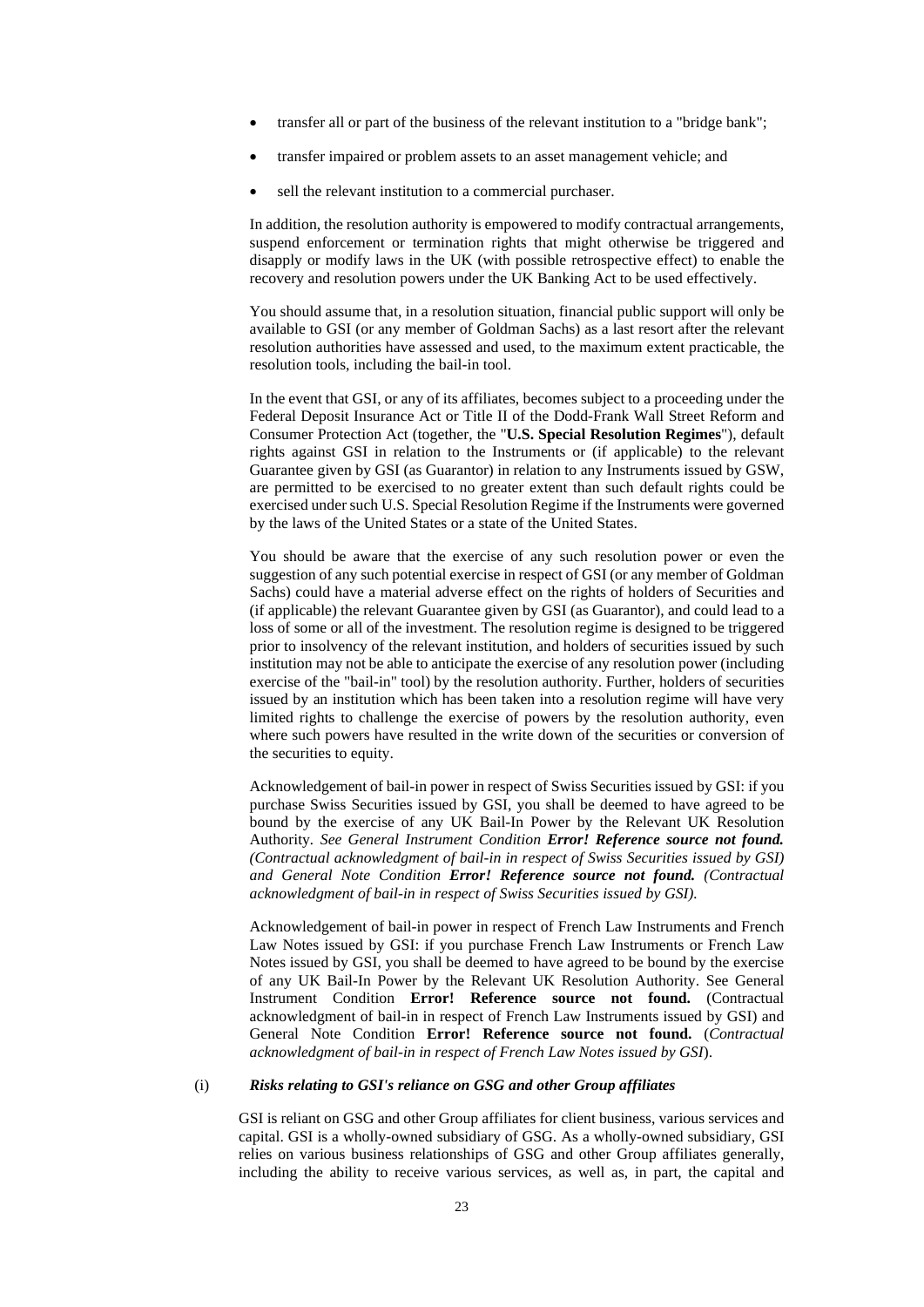- transfer all or part of the business of the relevant institution to a "bridge bank";
- transfer impaired or problem assets to an asset management vehicle; and
- sell the relevant institution to a commercial purchaser.

In addition, the resolution authority is empowered to modify contractual arrangements, suspend enforcement or termination rights that might otherwise be triggered and disapply or modify laws in the UK (with possible retrospective effect) to enable the recovery and resolution powers under the UK Banking Act to be used effectively.

You should assume that, in a resolution situation, financial public support will only be available to GSI (or any member of Goldman Sachs) as a last resort after the relevant resolution authorities have assessed and used, to the maximum extent practicable, the resolution tools, including the bail-in tool.

In the event that GSI, or any of its affiliates, becomes subject to a proceeding under the Federal Deposit Insurance Act or Title II of the Dodd-Frank Wall Street Reform and Consumer Protection Act (together, the "**U.S. Special Resolution Regimes**"), default rights against GSI in relation to the Instruments or (if applicable) to the relevant Guarantee given by GSI (as Guarantor) in relation to any Instruments issued by GSW, are permitted to be exercised to no greater extent than such default rights could be exercised under such U.S. Special Resolution Regime if the Instruments were governed by the laws of the United States or a state of the United States.

You should be aware that the exercise of any such resolution power or even the suggestion of any such potential exercise in respect of GSI (or any member of Goldman Sachs) could have a material adverse effect on the rights of holders of Securities and (if applicable) the relevant Guarantee given by GSI (as Guarantor), and could lead to a loss of some or all of the investment. The resolution regime is designed to be triggered prior to insolvency of the relevant institution, and holders of securities issued by such institution may not be able to anticipate the exercise of any resolution power (including exercise of the "bail-in" tool) by the resolution authority. Further, holders of securities issued by an institution which has been taken into a resolution regime will have very limited rights to challenge the exercise of powers by the resolution authority, even where such powers have resulted in the write down of the securities or conversion of the securities to equity.

Acknowledgement of bail-in power in respect of Swiss Securities issued by GSI: if you purchase Swiss Securities issued by GSI, you shall be deemed to have agreed to be bound by the exercise of any UK Bail-In Power by the Relevant UK Resolution Authority. *See General Instrument Condition **Error! Reference source not found.** (Contractual acknowledgment of bail-in in respect of Swiss Securities issued by GSI) and General Note Condition **Error! Reference source not found.** (Contractual acknowledgment of bail-in in respect of Swiss Securities issued by GSI).*

Acknowledgement of bail-in power in respect of French Law Instruments and French Law Notes issued by GSI: if you purchase French Law Instruments or French Law Notes issued by GSI, you shall be deemed to have agreed to be bound by the exercise of any UK Bail-In Power by the Relevant UK Resolution Authority. See General Instrument Condition **Error! Reference source not found.** (Contractual acknowledgment of bail-in in respect of French Law Instruments issued by GSI) and General Note Condition **Error! Reference source not found.** (*Contractual acknowledgment of bail-in in respect of French Law Notes issued by GSI*).

### (i) *Risks relating to GSI's reliance on GSG and other Group affiliates*

GSI is reliant on GSG and other Group affiliates for client business, various services and capital. GSI is a wholly-owned subsidiary of GSG. As a wholly-owned subsidiary, GSI relies on various business relationships of GSG and other Group affiliates generally, including the ability to receive various services, as well as, in part, the capital and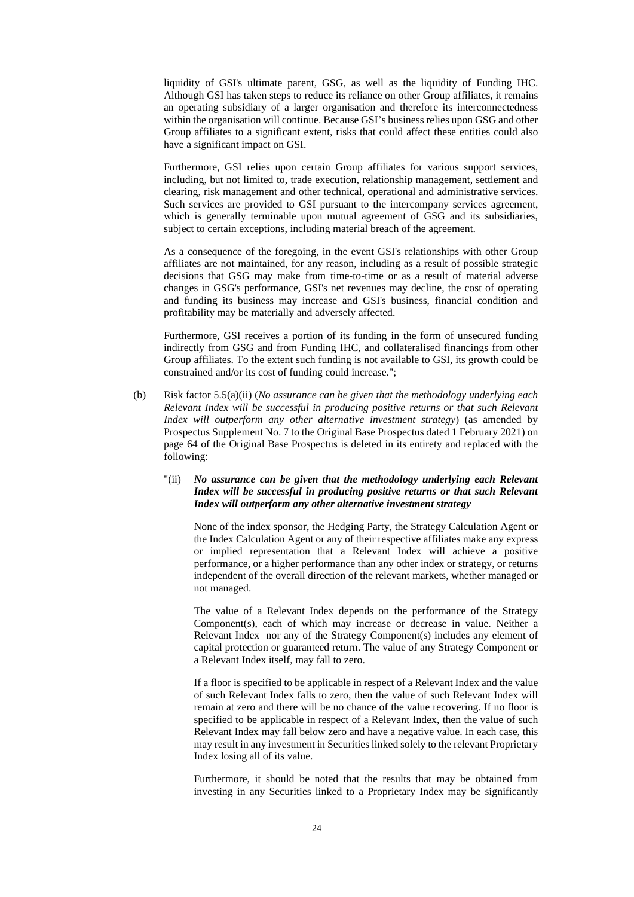liquidity of GSI's ultimate parent, GSG, as well as the liquidity of Funding IHC. Although GSI has taken steps to reduce its reliance on other Group affiliates, it remains an operating subsidiary of a larger organisation and therefore its interconnectedness within the organisation will continue. Because GSI's business relies upon GSG and other Group affiliates to a significant extent, risks that could affect these entities could also have a significant impact on GSI.

Furthermore, GSI relies upon certain Group affiliates for various support services, including, but not limited to, trade execution, relationship management, settlement and clearing, risk management and other technical, operational and administrative services. Such services are provided to GSI pursuant to the intercompany services agreement, which is generally terminable upon mutual agreement of GSG and its subsidiaries, subject to certain exceptions, including material breach of the agreement.

As a consequence of the foregoing, in the event GSI's relationships with other Group affiliates are not maintained, for any reason, including as a result of possible strategic decisions that GSG may make from time-to-time or as a result of material adverse changes in GSG's performance, GSI's net revenues may decline, the cost of operating and funding its business may increase and GSI's business, financial condition and profitability may be materially and adversely affected.

Furthermore, GSI receives a portion of its funding in the form of unsecured funding indirectly from GSG and from Funding IHC, and collateralised financings from other Group affiliates. To the extent such funding is not available to GSI, its growth could be constrained and/or its cost of funding could increase.";

(b) Risk factor 5.5(a)(ii) (*No assurance can be given that the methodology underlying each Relevant Index will be successful in producing positive returns or that such Relevant Index will outperform any other alternative investment strategy*) (as amended by Prospectus Supplement No. 7 to the Original Base Prospectus dated 1 February 2021) on page 64 of the Original Base Prospectus is deleted in its entirety and replaced with the following:

"(ii) ***No assurance can be given that the methodology underlying each Relevant Index will be successful in producing positive returns or that such Relevant Index will outperform any other alternative investment strategy***

None of the index sponsor, the Hedging Party, the Strategy Calculation Agent or the Index Calculation Agent or any of their respective affiliates make any express or implied representation that a Relevant Index will achieve a positive performance, or a higher performance than any other index or strategy, or returns independent of the overall direction of the relevant markets, whether managed or not managed.

The value of a Relevant Index depends on the performance of the Strategy Component(s), each of which may increase or decrease in value. Neither a Relevant Index nor any of the Strategy Component(s) includes any element of capital protection or guaranteed return. The value of any Strategy Component or a Relevant Index itself, may fall to zero.

If a floor is specified to be applicable in respect of a Relevant Index and the value of such Relevant Index falls to zero, then the value of such Relevant Index will remain at zero and there will be no chance of the value recovering. If no floor is specified to be applicable in respect of a Relevant Index, then the value of such Relevant Index may fall below zero and have a negative value. In each case, this may result in any investment in Securities linked solely to the relevant Proprietary Index losing all of its value.

Furthermore, it should be noted that the results that may be obtained from investing in any Securities linked to a Proprietary Index may be significantly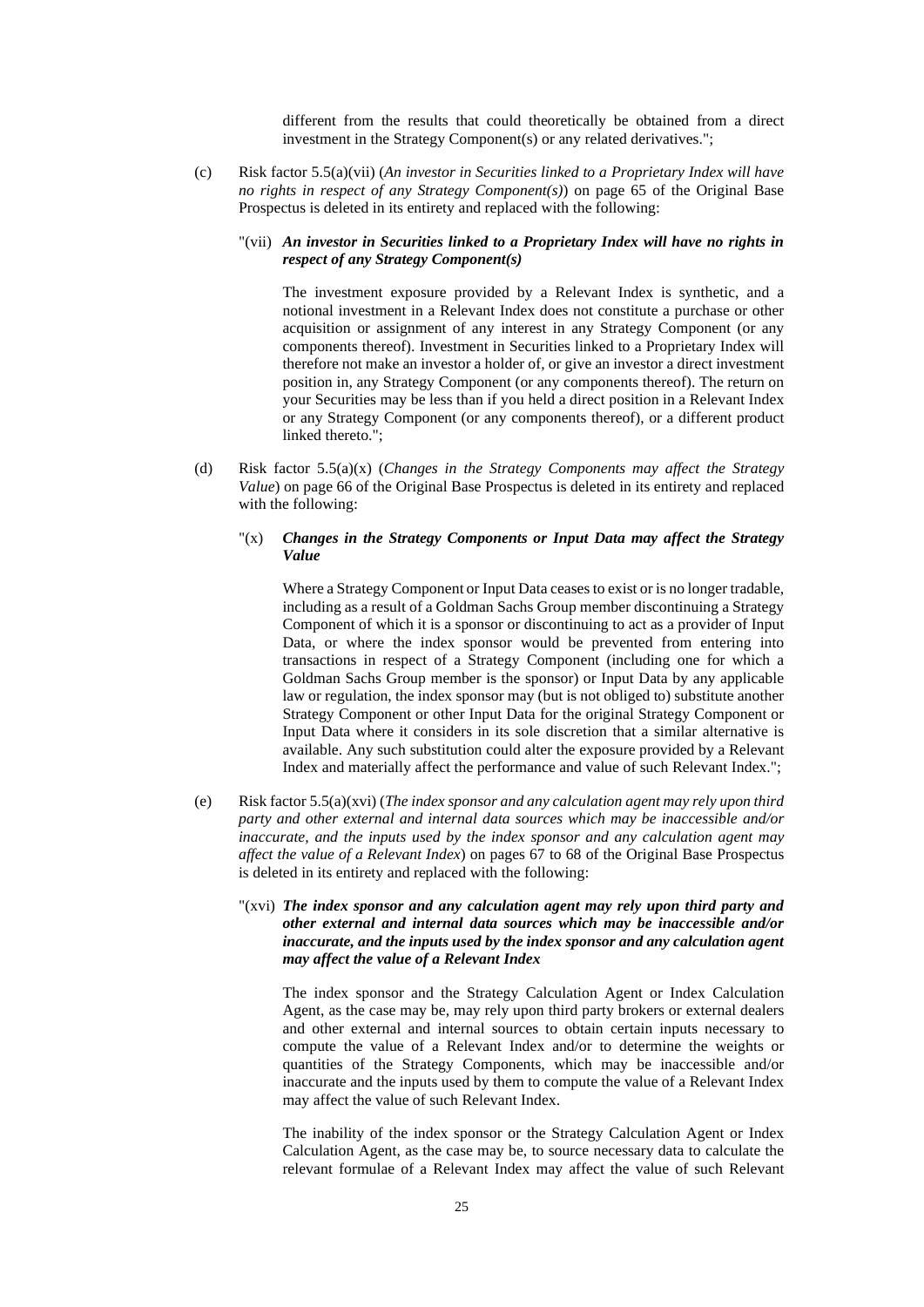different from the results that could theoretically be obtained from a direct investment in the Strategy Component(s) or any related derivatives.";

(c) Risk factor 5.5(a)(vii) (*An investor in Securities linked to a Proprietary Index will have no rights in respect of any Strategy Component(s)*) on page 65 of the Original Base Prospectus is deleted in its entirety and replaced with the following:

"(vii) ***An investor in Securities linked to a Proprietary Index will have no rights in respect of any Strategy Component(s)***

The investment exposure provided by a Relevant Index is synthetic, and a notional investment in a Relevant Index does not constitute a purchase or other acquisition or assignment of any interest in any Strategy Component (or any components thereof). Investment in Securities linked to a Proprietary Index will therefore not make an investor a holder of, or give an investor a direct investment position in, any Strategy Component (or any components thereof). The return on your Securities may be less than if you held a direct position in a Relevant Index or any Strategy Component (or any components thereof), or a different product linked thereto.";

(d) Risk factor 5.5(a)(x) (*Changes in the Strategy Components may affect the Strategy Value*) on page 66 of the Original Base Prospectus is deleted in its entirety and replaced with the following:

"(x) ***Changes in the Strategy Components or Input Data may affect the Strategy Value***

Where a Strategy Component or Input Data ceases to exist or is no longer tradable, including as a result of a Goldman Sachs Group member discontinuing a Strategy Component of which it is a sponsor or discontinuing to act as a provider of Input Data, or where the index sponsor would be prevented from entering into transactions in respect of a Strategy Component (including one for which a Goldman Sachs Group member is the sponsor) or Input Data by any applicable law or regulation, the index sponsor may (but is not obliged to) substitute another Strategy Component or other Input Data for the original Strategy Component or Input Data where it considers in its sole discretion that a similar alternative is available. Any such substitution could alter the exposure provided by a Relevant Index and materially affect the performance and value of such Relevant Index.";

(e) Risk factor 5.5(a)(xvi) (*The index sponsor and any calculation agent may rely upon third party and other external and internal data sources which may be inaccessible and/or inaccurate, and the inputs used by the index sponsor and any calculation agent may affect the value of a Relevant Index*) on pages 67 to 68 of the Original Base Prospectus is deleted in its entirety and replaced with the following:

"(xvi) ***The index sponsor and any calculation agent may rely upon third party and other external and internal data sources which may be inaccessible and/or inaccurate, and the inputs used by the index sponsor and any calculation agent may affect the value of a Relevant Index***

The index sponsor and the Strategy Calculation Agent or Index Calculation Agent, as the case may be, may rely upon third party brokers or external dealers and other external and internal sources to obtain certain inputs necessary to compute the value of a Relevant Index and/or to determine the weights or quantities of the Strategy Components, which may be inaccessible and/or inaccurate and the inputs used by them to compute the value of a Relevant Index may affect the value of such Relevant Index.

The inability of the index sponsor or the Strategy Calculation Agent or Index Calculation Agent, as the case may be, to source necessary data to calculate the relevant formulae of a Relevant Index may affect the value of such Relevant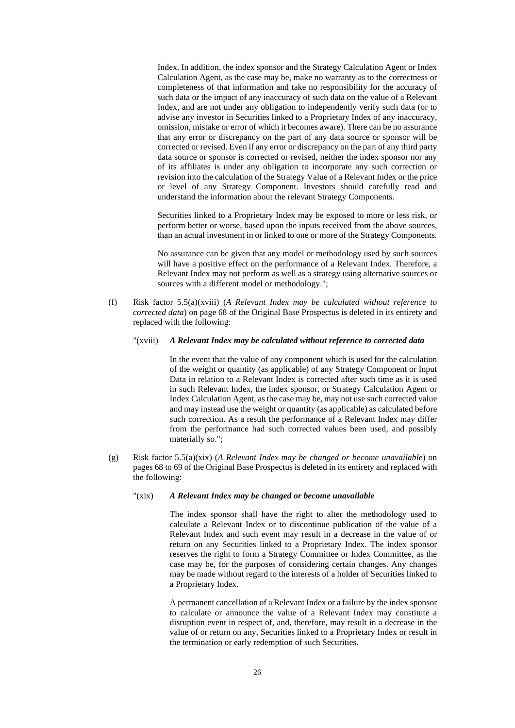Index. In addition, the index sponsor and the Strategy Calculation Agent or Index Calculation Agent, as the case may be, make no warranty as to the correctness or completeness of that information and take no responsibility for the accuracy of such data or the impact of any inaccuracy of such data on the value of a Relevant Index, and are not under any obligation to independently verify such data (or to advise any investor in Securities linked to a Proprietary Index of any inaccuracy, omission, mistake or error of which it becomes aware). There can be no assurance that any error or discrepancy on the part of any data source or sponsor will be corrected or revised. Even if any error or discrepancy on the part of any third party data source or sponsor is corrected or revised, neither the index sponsor nor any of its affiliates is under any obligation to incorporate any such correction or revision into the calculation of the Strategy Value of a Relevant Index or the price or level of any Strategy Component. Investors should carefully read and understand the information about the relevant Strategy Components.

Securities linked to a Proprietary Index may be exposed to more or less risk, or perform better or worse, based upon the inputs received from the above sources, than an actual investment in or linked to one or more of the Strategy Components.

No assurance can be given that any model or methodology used by such sources will have a positive effect on the performance of a Relevant Index. Therefore, a Relevant Index may not perform as well as a strategy using alternative sources or sources with a different model or methodology.";

(f) Risk factor 5.5(a)(xviii) (*A Relevant Index may be calculated without reference to corrected data*) on page 68 of the Original Base Prospectus is deleted in its entirety and replaced with the following:

"(xviii) ***A Relevant Index may be calculated without reference to corrected data***

In the event that the value of any component which is used for the calculation of the weight or quantity (as applicable) of any Strategy Component or Input Data in relation to a Relevant Index is corrected after such time as it is used in such Relevant Index, the index sponsor, or Strategy Calculation Agent or Index Calculation Agent, as the case may be, may not use such corrected value and may instead use the weight or quantity (as applicable) as calculated before such correction. As a result the performance of a Relevant Index may differ from the performance had such corrected values been used, and possibly materially so.";

(g) Risk factor 5.5(a)(xix) (*A Relevant Index may be changed or become unavailable*) on pages 68 to 69 of the Original Base Prospectus is deleted in its entirety and replaced with the following:

"(xix) ***A Relevant Index may be changed or become unavailable***

The index sponsor shall have the right to alter the methodology used to calculate a Relevant Index or to discontinue publication of the value of a Relevant Index and such event may result in a decrease in the value of or return on any Securities linked to a Proprietary Index. The index sponsor reserves the right to form a Strategy Committee or Index Committee, as the case may be, for the purposes of considering certain changes. Any changes may be made without regard to the interests of a holder of Securities linked to a Proprietary Index.

A permanent cancellation of a Relevant Index or a failure by the index sponsor to calculate or announce the value of a Relevant Index may constitute a disruption event in respect of, and, therefore, may result in a decrease in the value of or return on any, Securities linked to a Proprietary Index or result in the termination or early redemption of such Securities.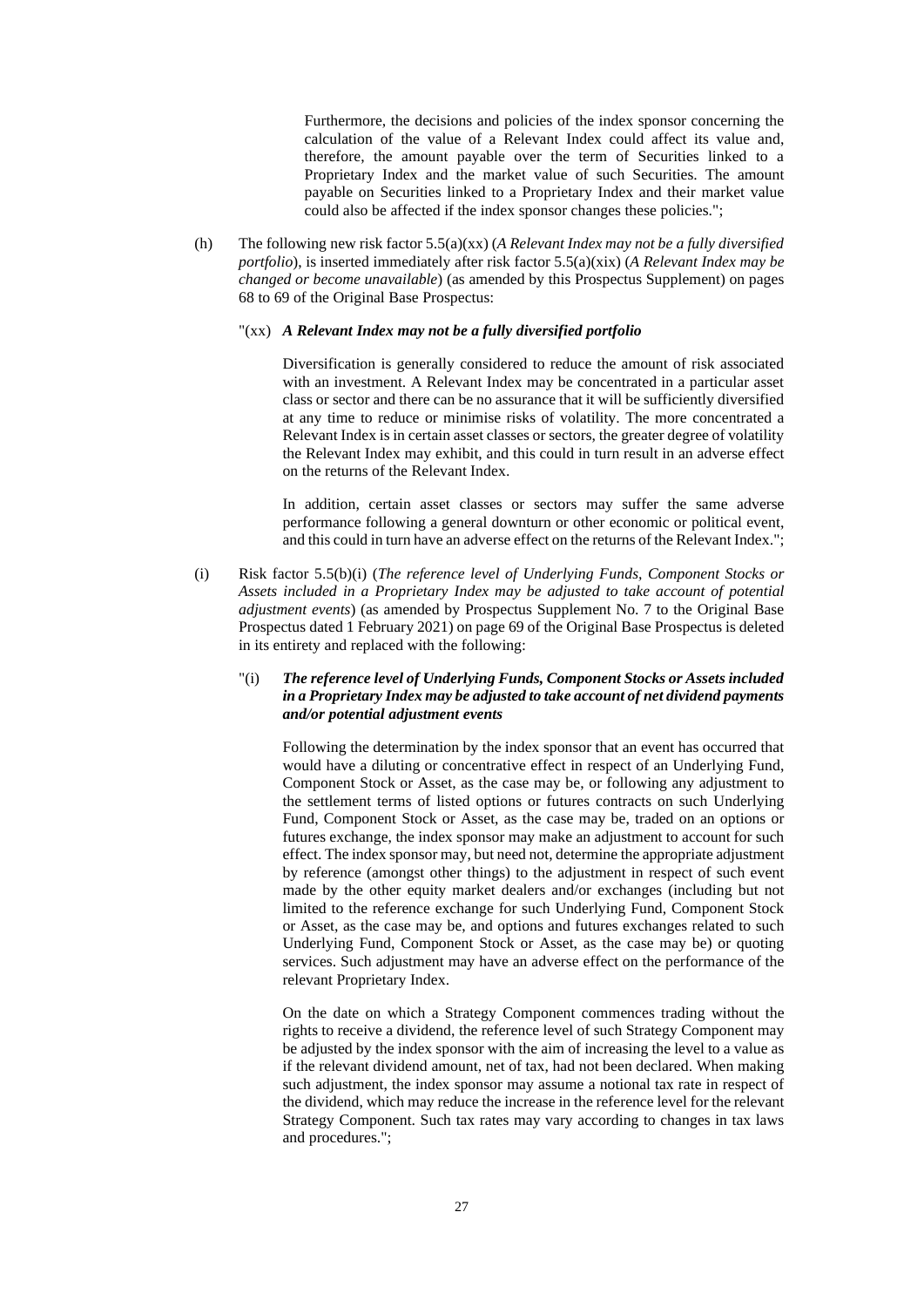Furthermore, the decisions and policies of the index sponsor concerning the calculation of the value of a Relevant Index could affect its value and, therefore, the amount payable over the term of Securities linked to a Proprietary Index and the market value of such Securities. The amount payable on Securities linked to a Proprietary Index and their market value could also be affected if the index sponsor changes these policies.";

(h) The following new risk factor 5.5(a)(xx) (*A Relevant Index may not be a fully diversified portfolio*), is inserted immediately after risk factor 5.5(a)(xix) (*A Relevant Index may be changed or become unavailable*) (as amended by this Prospectus Supplement) on pages 68 to 69 of the Original Base Prospectus:

"(xx) ***A Relevant Index may not be a fully diversified portfolio***

Diversification is generally considered to reduce the amount of risk associated with an investment. A Relevant Index may be concentrated in a particular asset class or sector and there can be no assurance that it will be sufficiently diversified at any time to reduce or minimise risks of volatility. The more concentrated a Relevant Index is in certain asset classes or sectors, the greater degree of volatility the Relevant Index may exhibit, and this could in turn result in an adverse effect on the returns of the Relevant Index.

In addition, certain asset classes or sectors may suffer the same adverse performance following a general downturn or other economic or political event, and this could in turn have an adverse effect on the returns of the Relevant Index.";

(i) Risk factor 5.5(b)(i) (*The reference level of Underlying Funds, Component Stocks or Assets included in a Proprietary Index may be adjusted to take account of potential adjustment events*) (as amended by Prospectus Supplement No. 7 to the Original Base Prospectus dated 1 February 2021) on page 69 of the Original Base Prospectus is deleted in its entirety and replaced with the following:

"(i) ***The reference level of Underlying Funds, Component Stocks or Assets included in a Proprietary Index may be adjusted to take account of net dividend payments and/or potential adjustment events***

Following the determination by the index sponsor that an event has occurred that would have a diluting or concentrative effect in respect of an Underlying Fund, Component Stock or Asset, as the case may be, or following any adjustment to the settlement terms of listed options or futures contracts on such Underlying Fund, Component Stock or Asset, as the case may be, traded on an options or futures exchange, the index sponsor may make an adjustment to account for such effect. The index sponsor may, but need not, determine the appropriate adjustment by reference (amongst other things) to the adjustment in respect of such event made by the other equity market dealers and/or exchanges (including but not limited to the reference exchange for such Underlying Fund, Component Stock or Asset, as the case may be, and options and futures exchanges related to such Underlying Fund, Component Stock or Asset, as the case may be) or quoting services. Such adjustment may have an adverse effect on the performance of the relevant Proprietary Index.

On the date on which a Strategy Component commences trading without the rights to receive a dividend, the reference level of such Strategy Component may be adjusted by the index sponsor with the aim of increasing the level to a value as if the relevant dividend amount, net of tax, had not been declared. When making such adjustment, the index sponsor may assume a notional tax rate in respect of the dividend, which may reduce the increase in the reference level for the relevant Strategy Component. Such tax rates may vary according to changes in tax laws and procedures.";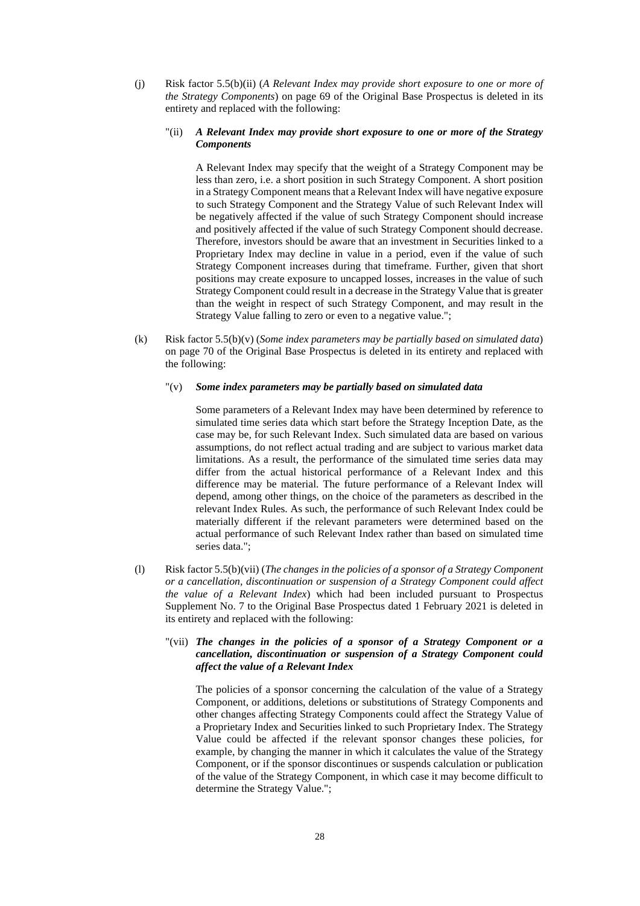(j) Risk factor 5.5(b)(ii) (*A Relevant Index may provide short exposure to one or more of the Strategy Components*) on page 69 of the Original Base Prospectus is deleted in its entirety and replaced with the following:

"(ii) ***A Relevant Index may provide short exposure to one or more of the Strategy Components***

A Relevant Index may specify that the weight of a Strategy Component may be less than zero, i.e. a short position in such Strategy Component. A short position in a Strategy Component means that a Relevant Index will have negative exposure to such Strategy Component and the Strategy Value of such Relevant Index will be negatively affected if the value of such Strategy Component should increase and positively affected if the value of such Strategy Component should decrease. Therefore, investors should be aware that an investment in Securities linked to a Proprietary Index may decline in value in a period, even if the value of such Strategy Component increases during that timeframe. Further, given that short positions may create exposure to uncapped losses, increases in the value of such Strategy Component could result in a decrease in the Strategy Value that is greater than the weight in respect of such Strategy Component, and may result in the Strategy Value falling to zero or even to a negative value.";

(k) Risk factor 5.5(b)(v) (*Some index parameters may be partially based on simulated data*) on page 70 of the Original Base Prospectus is deleted in its entirety and replaced with the following:

"(v) ***Some index parameters may be partially based on simulated data***

Some parameters of a Relevant Index may have been determined by reference to simulated time series data which start before the Strategy Inception Date, as the case may be, for such Relevant Index. Such simulated data are based on various assumptions, do not reflect actual trading and are subject to various market data limitations. As a result, the performance of the simulated time series data may differ from the actual historical performance of a Relevant Index and this difference may be material. The future performance of a Relevant Index will depend, among other things, on the choice of the parameters as described in the relevant Index Rules. As such, the performance of such Relevant Index could be materially different if the relevant parameters were determined based on the actual performance of such Relevant Index rather than based on simulated time series data.";

(l) Risk factor 5.5(b)(vii) (*The changes in the policies of a sponsor of a Strategy Component or a cancellation, discontinuation or suspension of a Strategy Component could affect the value of a Relevant Index*) which had been included pursuant to Prospectus Supplement No. 7 to the Original Base Prospectus dated 1 February 2021 is deleted in its entirety and replaced with the following:

"(vii) ***The changes in the policies of a sponsor of a Strategy Component or a cancellation, discontinuation or suspension of a Strategy Component could affect the value of a Relevant Index***

The policies of a sponsor concerning the calculation of the value of a Strategy Component, or additions, deletions or substitutions of Strategy Components and other changes affecting Strategy Components could affect the Strategy Value of a Proprietary Index and Securities linked to such Proprietary Index. The Strategy Value could be affected if the relevant sponsor changes these policies, for example, by changing the manner in which it calculates the value of the Strategy Component, or if the sponsor discontinues or suspends calculation or publication of the value of the Strategy Component, in which case it may become difficult to determine the Strategy Value.";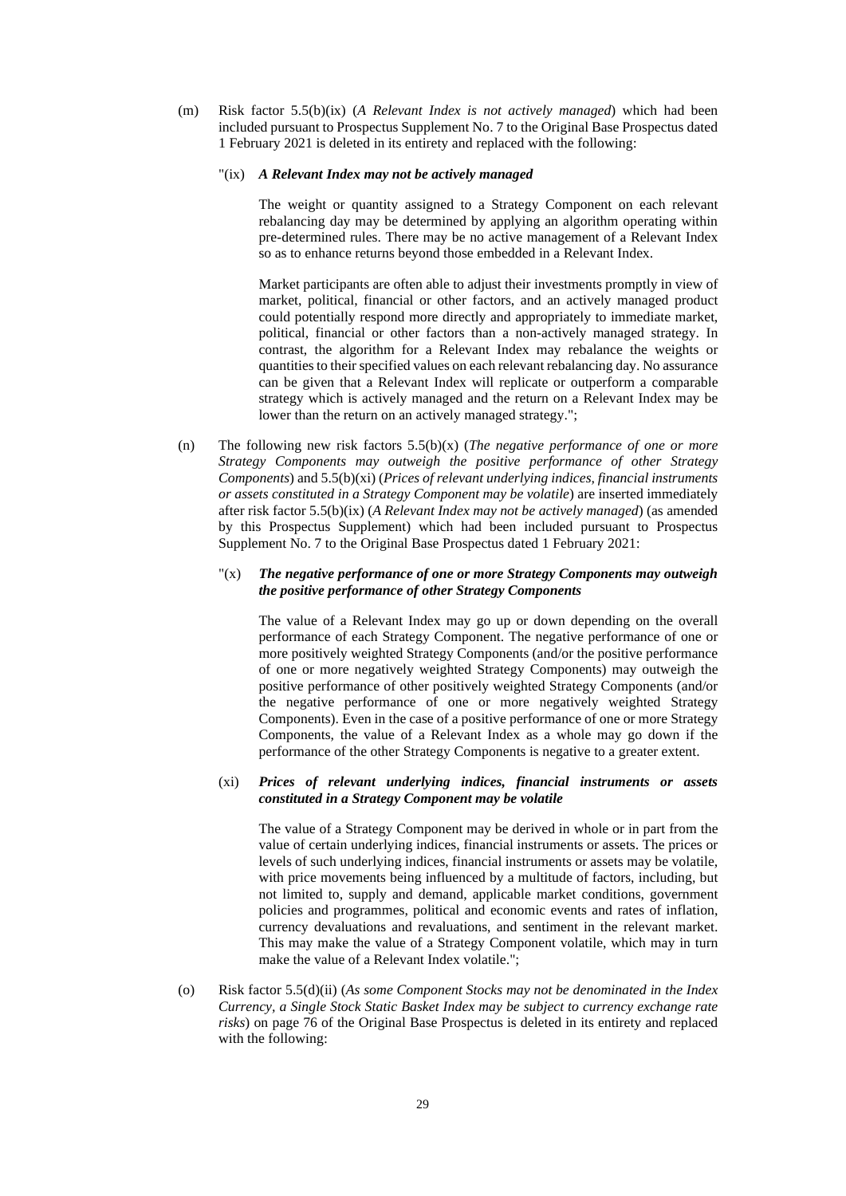(m) Risk factor 5.5(b)(ix) (*A Relevant Index is not actively managed*) which had been included pursuant to Prospectus Supplement No. 7 to the Original Base Prospectus dated 1 February 2021 is deleted in its entirety and replaced with the following:

"(ix) ***A Relevant Index may not be actively managed***

The weight or quantity assigned to a Strategy Component on each relevant rebalancing day may be determined by applying an algorithm operating within pre-determined rules. There may be no active management of a Relevant Index so as to enhance returns beyond those embedded in a Relevant Index.

Market participants are often able to adjust their investments promptly in view of market, political, financial or other factors, and an actively managed product could potentially respond more directly and appropriately to immediate market, political, financial or other factors than a non-actively managed strategy. In contrast, the algorithm for a Relevant Index may rebalance the weights or quantities to their specified values on each relevant rebalancing day. No assurance can be given that a Relevant Index will replicate or outperform a comparable strategy which is actively managed and the return on a Relevant Index may be lower than the return on an actively managed strategy.";

(n) The following new risk factors 5.5(b)(x) (*The negative performance of one or more Strategy Components may outweigh the positive performance of other Strategy Components*) and 5.5(b)(xi) (*Prices of relevant underlying indices, financial instruments or assets constituted in a Strategy Component may be volatile*) are inserted immediately after risk factor 5.5(b)(ix) (*A Relevant Index may not be actively managed*) (as amended by this Prospectus Supplement) which had been included pursuant to Prospectus Supplement No. 7 to the Original Base Prospectus dated 1 February 2021:

"(x) ***The negative performance of one or more Strategy Components may outweigh the positive performance of other Strategy Components***

The value of a Relevant Index may go up or down depending on the overall performance of each Strategy Component. The negative performance of one or more positively weighted Strategy Components (and/or the positive performance of one or more negatively weighted Strategy Components) may outweigh the positive performance of other positively weighted Strategy Components (and/or the negative performance of one or more negatively weighted Strategy Components). Even in the case of a positive performance of one or more Strategy Components, the value of a Relevant Index as a whole may go down if the performance of the other Strategy Components is negative to a greater extent.

(xi) ***Prices of relevant underlying indices, financial instruments or assets constituted in a Strategy Component may be volatile***

The value of a Strategy Component may be derived in whole or in part from the value of certain underlying indices, financial instruments or assets. The prices or levels of such underlying indices, financial instruments or assets may be volatile, with price movements being influenced by a multitude of factors, including, but not limited to, supply and demand, applicable market conditions, government policies and programmes, political and economic events and rates of inflation, currency devaluations and revaluations, and sentiment in the relevant market. This may make the value of a Strategy Component volatile, which may in turn make the value of a Relevant Index volatile.";

(o) Risk factor 5.5(d)(ii) (*As some Component Stocks may not be denominated in the Index Currency, a Single Stock Static Basket Index may be subject to currency exchange rate risks*) on page 76 of the Original Base Prospectus is deleted in its entirety and replaced with the following: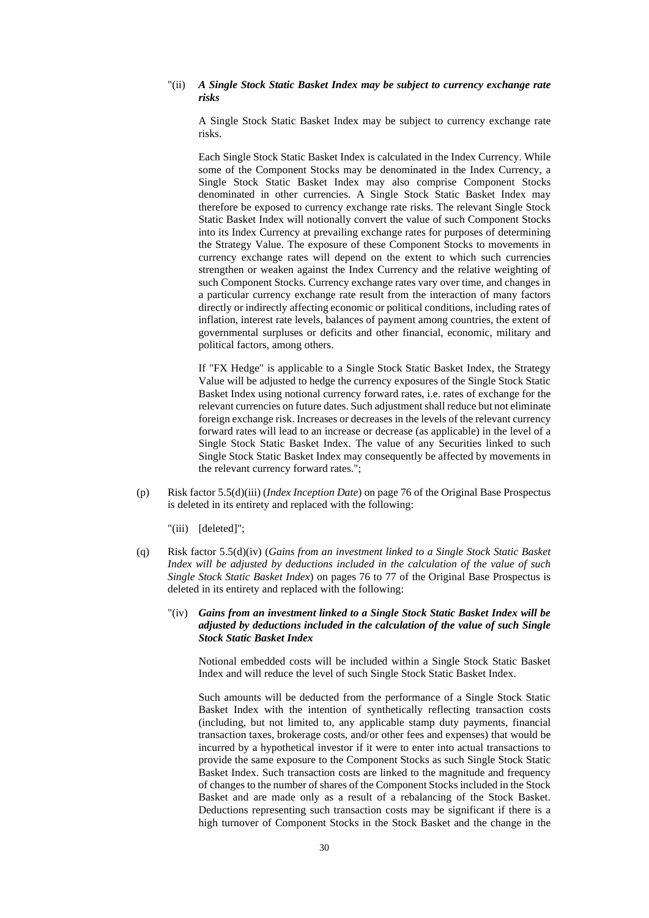"(ii) ***A Single Stock Static Basket Index may be subject to currency exchange rate risks***

A Single Stock Static Basket Index may be subject to currency exchange rate risks.

Each Single Stock Static Basket Index is calculated in the Index Currency. While some of the Component Stocks may be denominated in the Index Currency, a Single Stock Static Basket Index may also comprise Component Stocks denominated in other currencies. A Single Stock Static Basket Index may therefore be exposed to currency exchange rate risks. The relevant Single Stock Static Basket Index will notionally convert the value of such Component Stocks into its Index Currency at prevailing exchange rates for purposes of determining the Strategy Value. The exposure of these Component Stocks to movements in currency exchange rates will depend on the extent to which such currencies strengthen or weaken against the Index Currency and the relative weighting of such Component Stocks. Currency exchange rates vary over time, and changes in a particular currency exchange rate result from the interaction of many factors directly or indirectly affecting economic or political conditions, including rates of inflation, interest rate levels, balances of payment among countries, the extent of governmental surpluses or deficits and other financial, economic, military and political factors, among others.

If "FX Hedge" is applicable to a Single Stock Static Basket Index, the Strategy Value will be adjusted to hedge the currency exposures of the Single Stock Static Basket Index using notional currency forward rates, i.e. rates of exchange for the relevant currencies on future dates. Such adjustment shall reduce but not eliminate foreign exchange risk. Increases or decreases in the levels of the relevant currency forward rates will lead to an increase or decrease (as applicable) in the level of a Single Stock Static Basket Index. The value of any Securities linked to such Single Stock Static Basket Index may consequently be affected by movements in the relevant currency forward rates.";

(p) Risk factor 5.5(d)(iii) (*Index Inception Date*) on page 76 of the Original Base Prospectus is deleted in its entirety and replaced with the following:

"(iii) [deleted]";

(q) Risk factor 5.5(d)(iv) (*Gains from an investment linked to a Single Stock Static Basket Index will be adjusted by deductions included in the calculation of the value of such Single Stock Static Basket Index*) on pages 76 to 77 of the Original Base Prospectus is deleted in its entirety and replaced with the following:

"(iv) ***Gains from an investment linked to a Single Stock Static Basket Index will be adjusted by deductions included in the calculation of the value of such Single Stock Static Basket Index***

Notional embedded costs will be included within a Single Stock Static Basket Index and will reduce the level of such Single Stock Static Basket Index.

Such amounts will be deducted from the performance of a Single Stock Static Basket Index with the intention of synthetically reflecting transaction costs (including, but not limited to, any applicable stamp duty payments, financial transaction taxes, brokerage costs, and/or other fees and expenses) that would be incurred by a hypothetical investor if it were to enter into actual transactions to provide the same exposure to the Component Stocks as such Single Stock Static Basket Index. Such transaction costs are linked to the magnitude and frequency of changes to the number of shares of the Component Stocks included in the Stock Basket and are made only as a result of a rebalancing of the Stock Basket. Deductions representing such transaction costs may be significant if there is a high turnover of Component Stocks in the Stock Basket and the change in the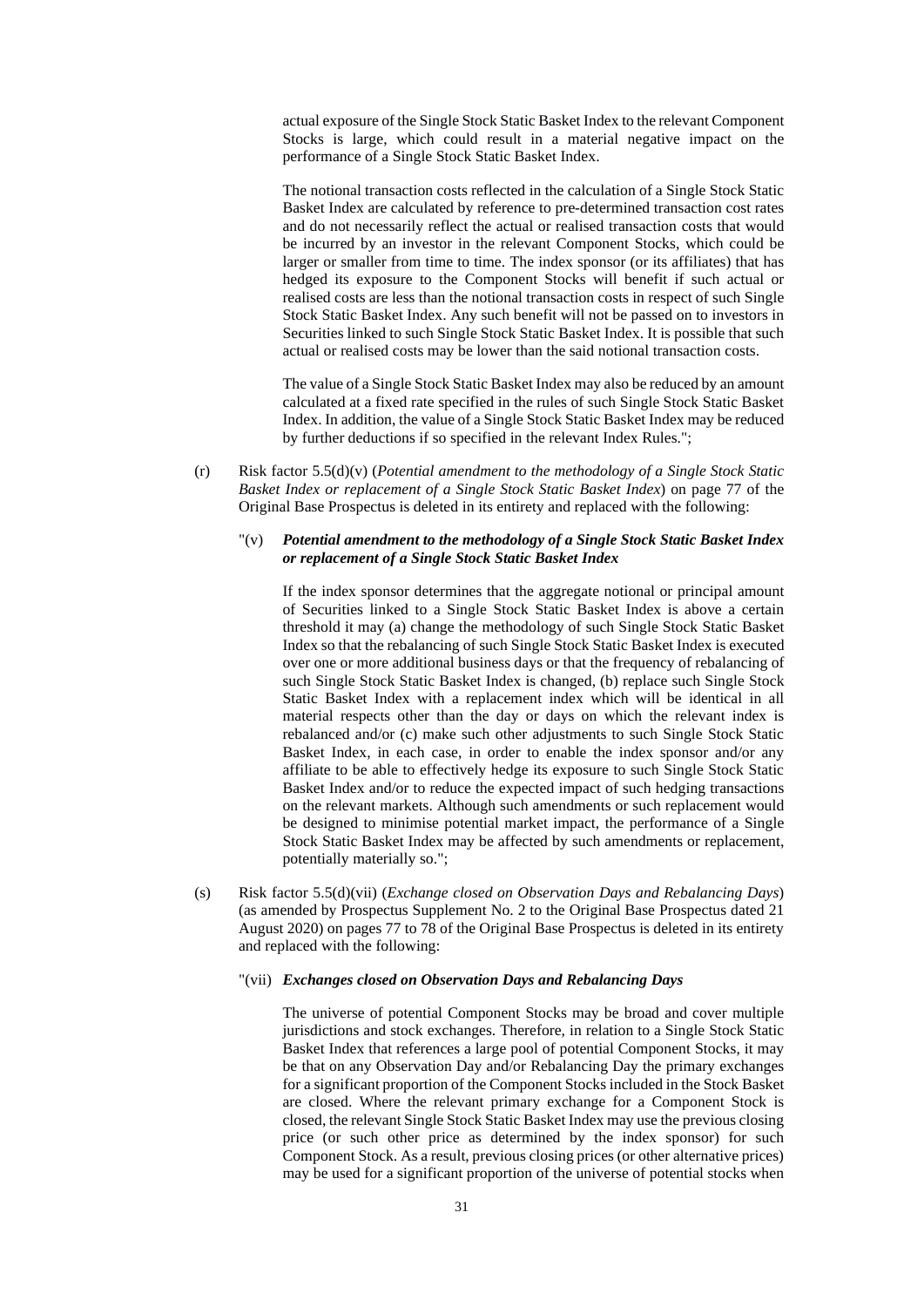actual exposure of the Single Stock Static Basket Index to the relevant Component Stocks is large, which could result in a material negative impact on the performance of a Single Stock Static Basket Index.

The notional transaction costs reflected in the calculation of a Single Stock Static Basket Index are calculated by reference to pre-determined transaction cost rates and do not necessarily reflect the actual or realised transaction costs that would be incurred by an investor in the relevant Component Stocks, which could be larger or smaller from time to time. The index sponsor (or its affiliates) that has hedged its exposure to the Component Stocks will benefit if such actual or realised costs are less than the notional transaction costs in respect of such Single Stock Static Basket Index. Any such benefit will not be passed on to investors in Securities linked to such Single Stock Static Basket Index. It is possible that such actual or realised costs may be lower than the said notional transaction costs.

The value of a Single Stock Static Basket Index may also be reduced by an amount calculated at a fixed rate specified in the rules of such Single Stock Static Basket Index. In addition, the value of a Single Stock Static Basket Index may be reduced by further deductions if so specified in the relevant Index Rules.";

(r) Risk factor 5.5(d)(v) (*Potential amendment to the methodology of a Single Stock Static Basket Index or replacement of a Single Stock Static Basket Index*) on page 77 of the Original Base Prospectus is deleted in its entirety and replaced with the following:

"(v) ***Potential amendment to the methodology of a Single Stock Static Basket Index or replacement of a Single Stock Static Basket Index***

If the index sponsor determines that the aggregate notional or principal amount of Securities linked to a Single Stock Static Basket Index is above a certain threshold it may (a) change the methodology of such Single Stock Static Basket Index so that the rebalancing of such Single Stock Static Basket Index is executed over one or more additional business days or that the frequency of rebalancing of such Single Stock Static Basket Index is changed, (b) replace such Single Stock Static Basket Index with a replacement index which will be identical in all material respects other than the day or days on which the relevant index is rebalanced and/or (c) make such other adjustments to such Single Stock Static Basket Index, in each case, in order to enable the index sponsor and/or any affiliate to be able to effectively hedge its exposure to such Single Stock Static Basket Index and/or to reduce the expected impact of such hedging transactions on the relevant markets. Although such amendments or such replacement would be designed to minimise potential market impact, the performance of a Single Stock Static Basket Index may be affected by such amendments or replacement, potentially materially so.";

(s) Risk factor 5.5(d)(vii) (*Exchange closed on Observation Days and Rebalancing Days*) (as amended by Prospectus Supplement No. 2 to the Original Base Prospectus dated 21 August 2020) on pages 77 to 78 of the Original Base Prospectus is deleted in its entirety and replaced with the following:

"(vii) ***Exchanges closed on Observation Days and Rebalancing Days***

The universe of potential Component Stocks may be broad and cover multiple jurisdictions and stock exchanges. Therefore, in relation to a Single Stock Static Basket Index that references a large pool of potential Component Stocks, it may be that on any Observation Day and/or Rebalancing Day the primary exchanges for a significant proportion of the Component Stocks included in the Stock Basket are closed. Where the relevant primary exchange for a Component Stock is closed, the relevant Single Stock Static Basket Index may use the previous closing price (or such other price as determined by the index sponsor) for such Component Stock. As a result, previous closing prices (or other alternative prices) may be used for a significant proportion of the universe of potential stocks when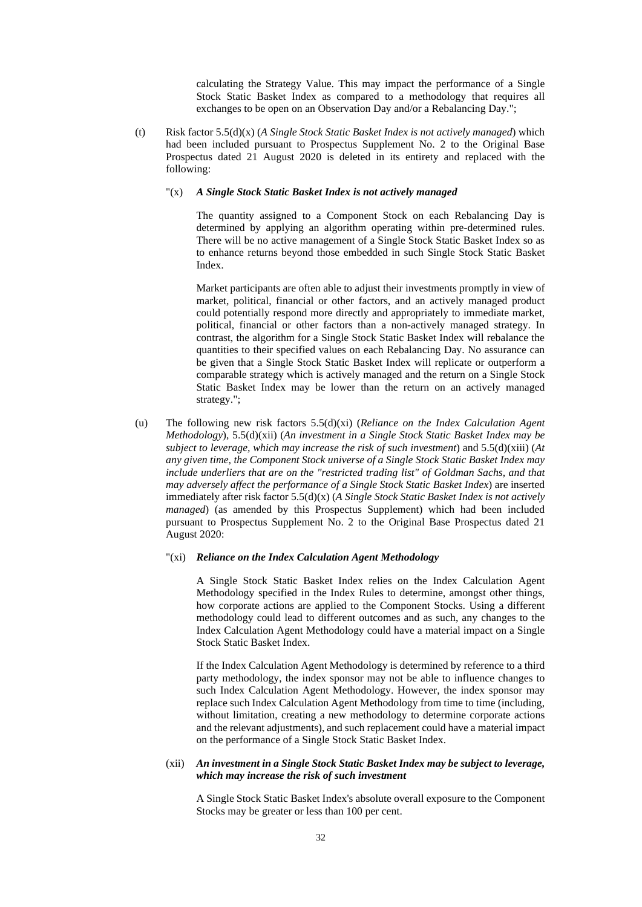calculating the Strategy Value. This may impact the performance of a Single Stock Static Basket Index as compared to a methodology that requires all exchanges to be open on an Observation Day and/or a Rebalancing Day.";

(t) Risk factor 5.5(d)(x) (*A Single Stock Static Basket Index is not actively managed*) which had been included pursuant to Prospectus Supplement No. 2 to the Original Base Prospectus dated 21 August 2020 is deleted in its entirety and replaced with the following:

"(x) ***A Single Stock Static Basket Index is not actively managed***

The quantity assigned to a Component Stock on each Rebalancing Day is determined by applying an algorithm operating within pre-determined rules. There will be no active management of a Single Stock Static Basket Index so as to enhance returns beyond those embedded in such Single Stock Static Basket Index.

Market participants are often able to adjust their investments promptly in view of market, political, financial or other factors, and an actively managed product could potentially respond more directly and appropriately to immediate market, political, financial or other factors than a non-actively managed strategy. In contrast, the algorithm for a Single Stock Static Basket Index will rebalance the quantities to their specified values on each Rebalancing Day. No assurance can be given that a Single Stock Static Basket Index will replicate or outperform a comparable strategy which is actively managed and the return on a Single Stock Static Basket Index may be lower than the return on an actively managed strategy.";

(u) The following new risk factors 5.5(d)(xi) (*Reliance on the Index Calculation Agent Methodology*), 5.5(d)(xii) (*An investment in a Single Stock Static Basket Index may be subject to leverage, which may increase the risk of such investment*) and 5.5(d)(xiii) (*At any given time, the Component Stock universe of a Single Stock Static Basket Index may include underliers that are on the "restricted trading list" of Goldman Sachs, and that may adversely affect the performance of a Single Stock Static Basket Index*) are inserted immediately after risk factor 5.5(d)(x) (*A Single Stock Static Basket Index is not actively managed*) (as amended by this Prospectus Supplement) which had been included pursuant to Prospectus Supplement No. 2 to the Original Base Prospectus dated 21 August 2020:

"(xi) ***Reliance on the Index Calculation Agent Methodology***

A Single Stock Static Basket Index relies on the Index Calculation Agent Methodology specified in the Index Rules to determine, amongst other things, how corporate actions are applied to the Component Stocks. Using a different methodology could lead to different outcomes and as such, any changes to the Index Calculation Agent Methodology could have a material impact on a Single Stock Static Basket Index.

If the Index Calculation Agent Methodology is determined by reference to a third party methodology, the index sponsor may not be able to influence changes to such Index Calculation Agent Methodology. However, the index sponsor may replace such Index Calculation Agent Methodology from time to time (including, without limitation, creating a new methodology to determine corporate actions and the relevant adjustments), and such replacement could have a material impact on the performance of a Single Stock Static Basket Index.

(xii) ***An investment in a Single Stock Static Basket Index may be subject to leverage, which may increase the risk of such investment***

A Single Stock Static Basket Index's absolute overall exposure to the Component Stocks may be greater or less than 100 per cent.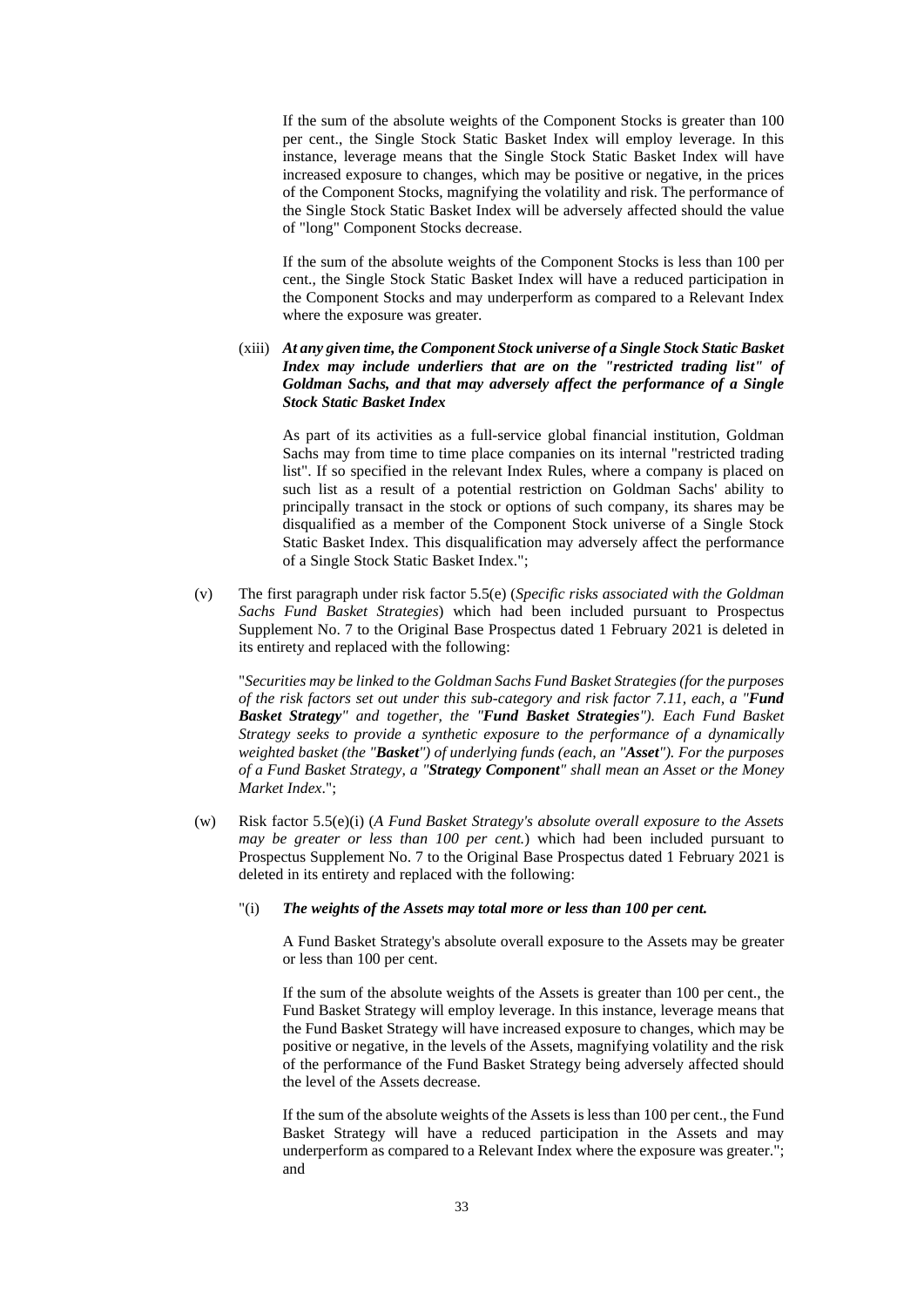If the sum of the absolute weights of the Component Stocks is greater than 100 per cent., the Single Stock Static Basket Index will employ leverage. In this instance, leverage means that the Single Stock Static Basket Index will have increased exposure to changes, which may be positive or negative, in the prices of the Component Stocks, magnifying the volatility and risk. The performance of the Single Stock Static Basket Index will be adversely affected should the value of "long" Component Stocks decrease.

If the sum of the absolute weights of the Component Stocks is less than 100 per cent., the Single Stock Static Basket Index will have a reduced participation in the Component Stocks and may underperform as compared to a Relevant Index where the exposure was greater.

(xiii) ***At any given time, the Component Stock universe of a Single Stock Static Basket Index may include underliers that are on the "restricted trading list" of Goldman Sachs, and that may adversely affect the performance of a Single Stock Static Basket Index***

As part of its activities as a full-service global financial institution, Goldman Sachs may from time to time place companies on its internal "restricted trading list". If so specified in the relevant Index Rules, where a company is placed on such list as a result of a potential restriction on Goldman Sachs' ability to principally transact in the stock or options of such company, its shares may be disqualified as a member of the Component Stock universe of a Single Stock Static Basket Index. This disqualification may adversely affect the performance of a Single Stock Static Basket Index.";

(v) The first paragraph under risk factor 5.5(e) (*Specific risks associated with the Goldman Sachs Fund Basket Strategies*) which had been included pursuant to Prospectus Supplement No. 7 to the Original Base Prospectus dated 1 February 2021 is deleted in its entirety and replaced with the following:

"*Securities may be linked to the Goldman Sachs Fund Basket Strategies (for the purposes of the risk factors set out under this sub-category and risk factor 7.11, each, a "**Fund Basket Strategy**" and together, the "**Fund Basket Strategies**"). Each Fund Basket Strategy seeks to provide a synthetic exposure to the performance of a dynamically weighted basket (the "**Basket**") of underlying funds (each, an "**Asset**"). For the purposes of a Fund Basket Strategy, a "**Strategy Component**" shall mean an Asset or the Money Market Index*.";

(w) Risk factor 5.5(e)(i) (*A Fund Basket Strategy's absolute overall exposure to the Assets may be greater or less than 100 per cent.*) which had been included pursuant to Prospectus Supplement No. 7 to the Original Base Prospectus dated 1 February 2021 is deleted in its entirety and replaced with the following:

"(i) ***The weights of the Assets may total more or less than 100 per cent.***

A Fund Basket Strategy's absolute overall exposure to the Assets may be greater or less than 100 per cent.

If the sum of the absolute weights of the Assets is greater than 100 per cent., the Fund Basket Strategy will employ leverage. In this instance, leverage means that the Fund Basket Strategy will have increased exposure to changes, which may be positive or negative, in the levels of the Assets, magnifying volatility and the risk of the performance of the Fund Basket Strategy being adversely affected should the level of the Assets decrease.

If the sum of the absolute weights of the Assets is less than 100 per cent., the Fund Basket Strategy will have a reduced participation in the Assets and may underperform as compared to a Relevant Index where the exposure was greater."; and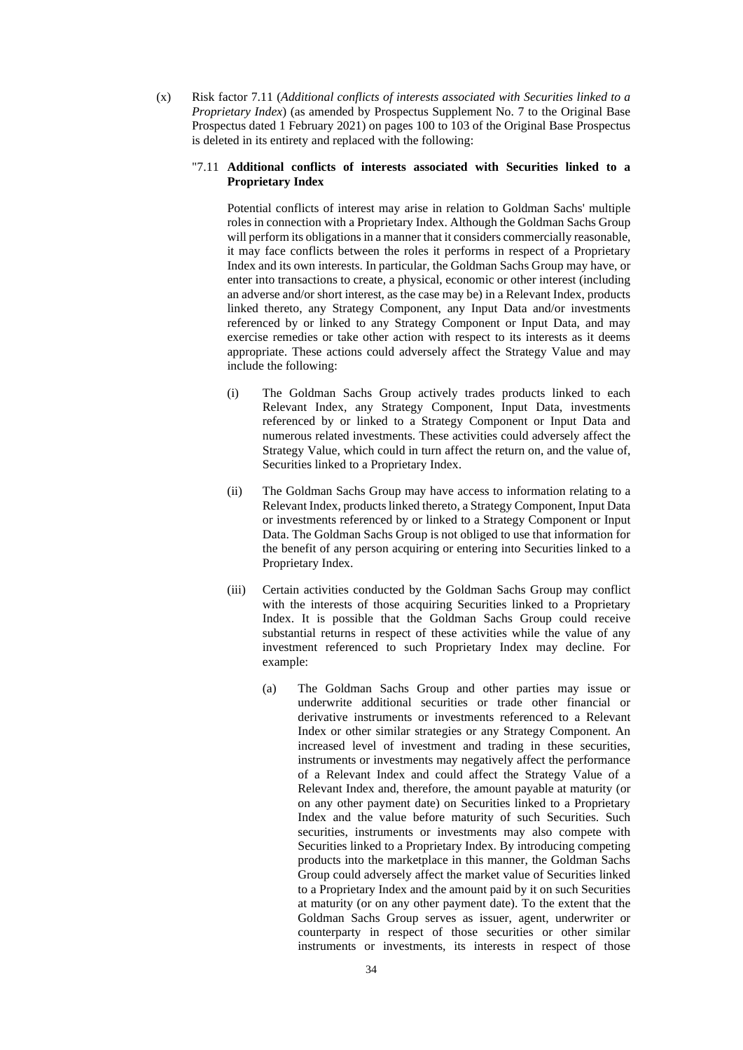(x) Risk factor 7.11 (*Additional conflicts of interests associated with Securities linked to a Proprietary Index*) (as amended by Prospectus Supplement No. 7 to the Original Base Prospectus dated 1 February 2021) on pages 100 to 103 of the Original Base Prospectus is deleted in its entirety and replaced with the following:

"7.11 **Additional conflicts of interests associated with Securities linked to a Proprietary Index**

Potential conflicts of interest may arise in relation to Goldman Sachs' multiple roles in connection with a Proprietary Index. Although the Goldman Sachs Group will perform its obligations in a manner that it considers commercially reasonable, it may face conflicts between the roles it performs in respect of a Proprietary Index and its own interests. In particular, the Goldman Sachs Group may have, or enter into transactions to create, a physical, economic or other interest (including an adverse and/or short interest, as the case may be) in a Relevant Index, products linked thereto, any Strategy Component, any Input Data and/or investments referenced by or linked to any Strategy Component or Input Data, and may exercise remedies or take other action with respect to its interests as it deems appropriate. These actions could adversely affect the Strategy Value and may include the following:

(i) The Goldman Sachs Group actively trades products linked to each Relevant Index, any Strategy Component, Input Data, investments referenced by or linked to a Strategy Component or Input Data and numerous related investments. These activities could adversely affect the Strategy Value, which could in turn affect the return on, and the value of, Securities linked to a Proprietary Index.

(ii) The Goldman Sachs Group may have access to information relating to a Relevant Index, products linked thereto, a Strategy Component, Input Data or investments referenced by or linked to a Strategy Component or Input Data. The Goldman Sachs Group is not obliged to use that information for the benefit of any person acquiring or entering into Securities linked to a Proprietary Index.

(iii) Certain activities conducted by the Goldman Sachs Group may conflict with the interests of those acquiring Securities linked to a Proprietary Index. It is possible that the Goldman Sachs Group could receive substantial returns in respect of these activities while the value of any investment referenced to such Proprietary Index may decline. For example:

(a) The Goldman Sachs Group and other parties may issue or underwrite additional securities or trade other financial or derivative instruments or investments referenced to a Relevant Index or other similar strategies or any Strategy Component. An increased level of investment and trading in these securities, instruments or investments may negatively affect the performance of a Relevant Index and could affect the Strategy Value of a Relevant Index and, therefore, the amount payable at maturity (or on any other payment date) on Securities linked to a Proprietary Index and the value before maturity of such Securities. Such securities, instruments or investments may also compete with Securities linked to a Proprietary Index. By introducing competing products into the marketplace in this manner, the Goldman Sachs Group could adversely affect the market value of Securities linked to a Proprietary Index and the amount paid by it on such Securities at maturity (or on any other payment date). To the extent that the Goldman Sachs Group serves as issuer, agent, underwriter or counterparty in respect of those securities or other similar instruments or investments, its interests in respect of those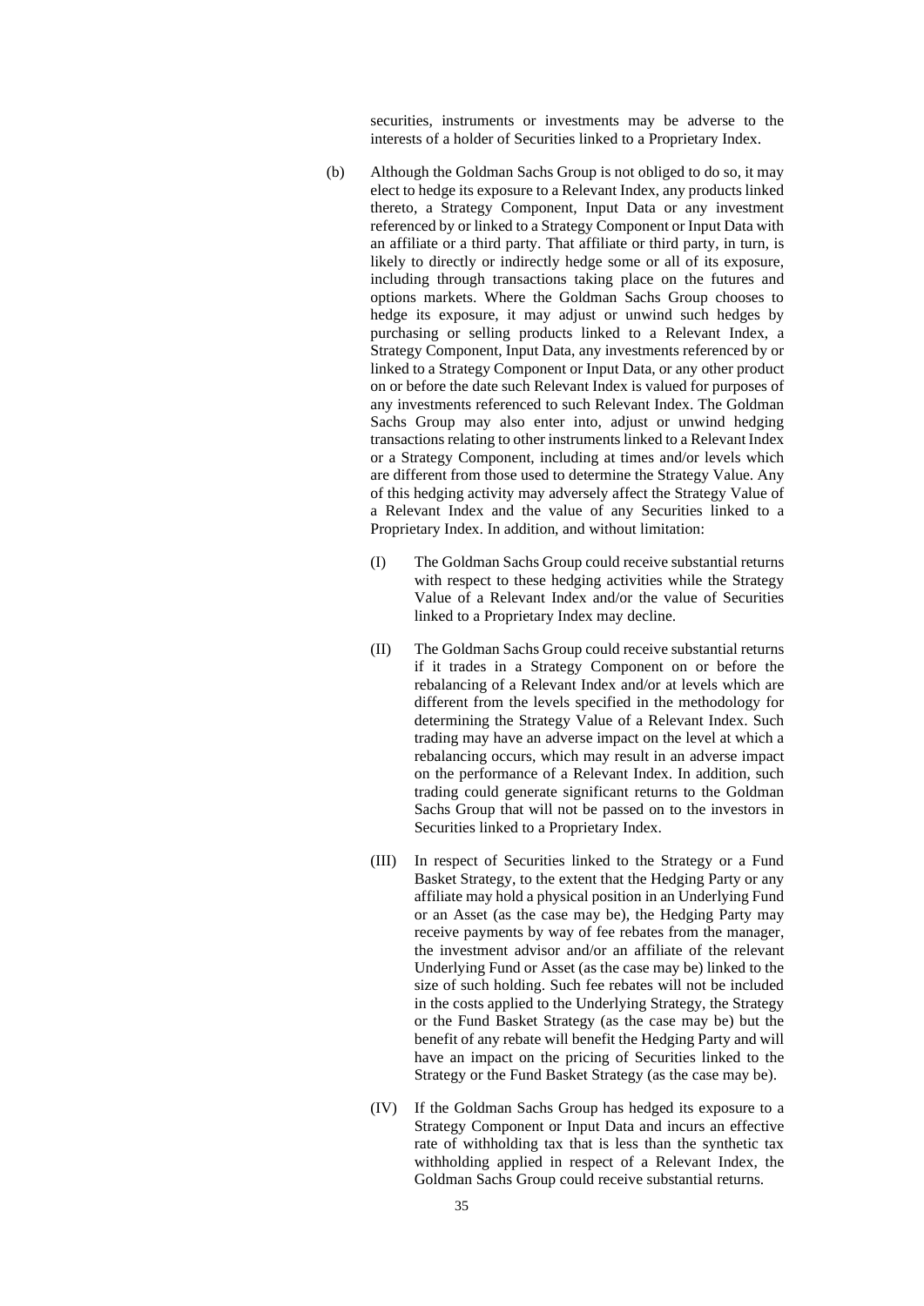securities, instruments or investments may be adverse to the interests of a holder of Securities linked to a Proprietary Index.

(b) Although the Goldman Sachs Group is not obliged to do so, it may elect to hedge its exposure to a Relevant Index, any products linked thereto, a Strategy Component, Input Data or any investment referenced by or linked to a Strategy Component or Input Data with an affiliate or a third party. That affiliate or third party, in turn, is likely to directly or indirectly hedge some or all of its exposure, including through transactions taking place on the futures and options markets. Where the Goldman Sachs Group chooses to hedge its exposure, it may adjust or unwind such hedges by purchasing or selling products linked to a Relevant Index, a Strategy Component, Input Data, any investments referenced by or linked to a Strategy Component or Input Data, or any other product on or before the date such Relevant Index is valued for purposes of any investments referenced to such Relevant Index. The Goldman Sachs Group may also enter into, adjust or unwind hedging transactions relating to other instruments linked to a Relevant Index or a Strategy Component, including at times and/or levels which are different from those used to determine the Strategy Value. Any of this hedging activity may adversely affect the Strategy Value of a Relevant Index and the value of any Securities linked to a Proprietary Index. In addition, and without limitation:

(I) The Goldman Sachs Group could receive substantial returns with respect to these hedging activities while the Strategy Value of a Relevant Index and/or the value of Securities linked to a Proprietary Index may decline.

(II) The Goldman Sachs Group could receive substantial returns if it trades in a Strategy Component on or before the rebalancing of a Relevant Index and/or at levels which are different from the levels specified in the methodology for determining the Strategy Value of a Relevant Index. Such trading may have an adverse impact on the level at which a rebalancing occurs, which may result in an adverse impact on the performance of a Relevant Index. In addition, such trading could generate significant returns to the Goldman Sachs Group that will not be passed on to the investors in Securities linked to a Proprietary Index.

(III) In respect of Securities linked to the Strategy or a Fund Basket Strategy, to the extent that the Hedging Party or any affiliate may hold a physical position in an Underlying Fund or an Asset (as the case may be), the Hedging Party may receive payments by way of fee rebates from the manager, the investment advisor and/or an affiliate of the relevant Underlying Fund or Asset (as the case may be) linked to the size of such holding. Such fee rebates will not be included in the costs applied to the Underlying Strategy, the Strategy or the Fund Basket Strategy (as the case may be) but the benefit of any rebate will benefit the Hedging Party and will have an impact on the pricing of Securities linked to the Strategy or the Fund Basket Strategy (as the case may be).

(IV) If the Goldman Sachs Group has hedged its exposure to a Strategy Component or Input Data and incurs an effective rate of withholding tax that is less than the synthetic tax withholding applied in respect of a Relevant Index, the Goldman Sachs Group could receive substantial returns.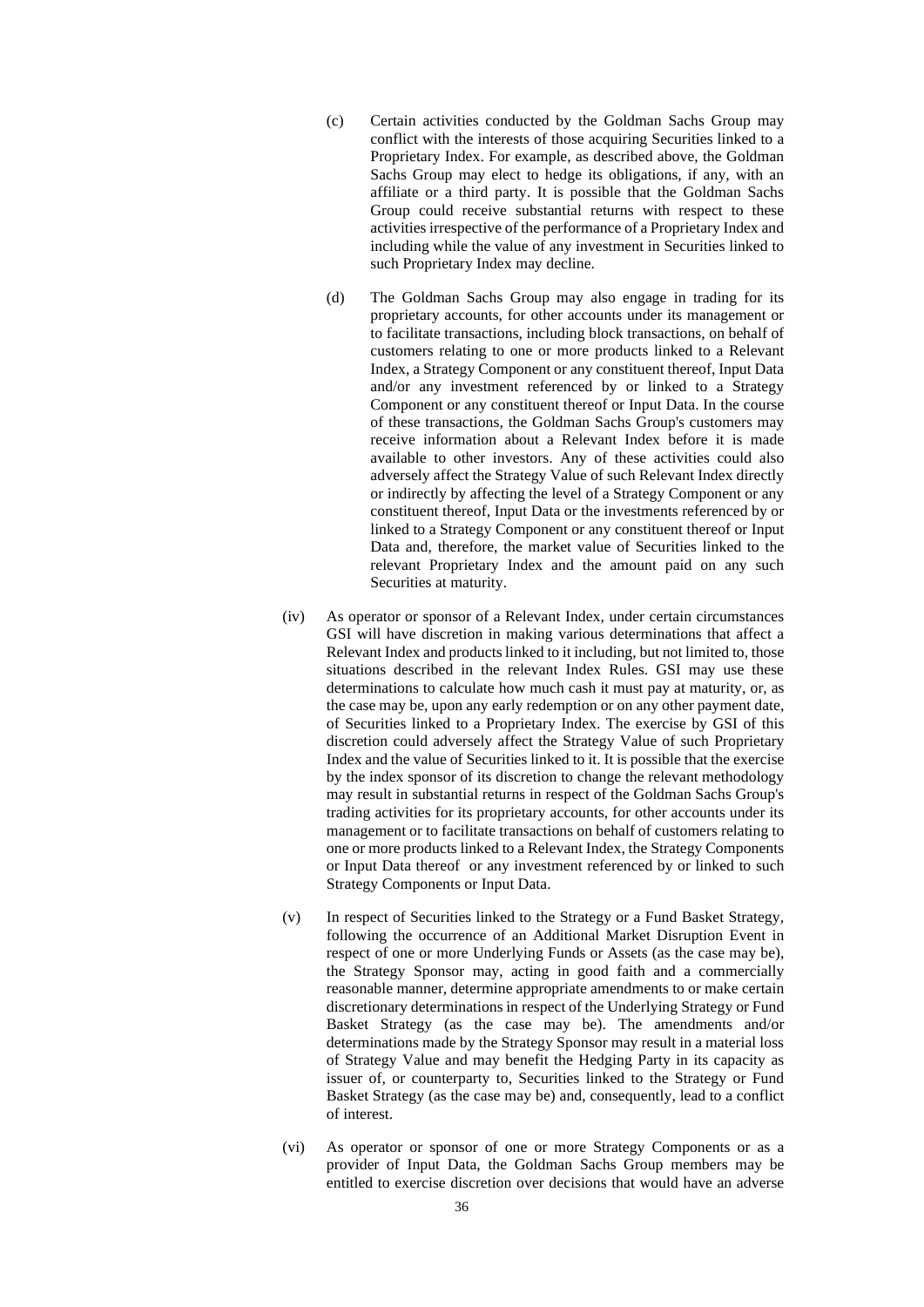(c) Certain activities conducted by the Goldman Sachs Group may conflict with the interests of those acquiring Securities linked to a Proprietary Index. For example, as described above, the Goldman Sachs Group may elect to hedge its obligations, if any, with an affiliate or a third party. It is possible that the Goldman Sachs Group could receive substantial returns with respect to these activities irrespective of the performance of a Proprietary Index and including while the value of any investment in Securities linked to such Proprietary Index may decline.

(d) The Goldman Sachs Group may also engage in trading for its proprietary accounts, for other accounts under its management or to facilitate transactions, including block transactions, on behalf of customers relating to one or more products linked to a Relevant Index, a Strategy Component or any constituent thereof, Input Data and/or any investment referenced by or linked to a Strategy Component or any constituent thereof or Input Data. In the course of these transactions, the Goldman Sachs Group's customers may receive information about a Relevant Index before it is made available to other investors. Any of these activities could also adversely affect the Strategy Value of such Relevant Index directly or indirectly by affecting the level of a Strategy Component or any constituent thereof, Input Data or the investments referenced by or linked to a Strategy Component or any constituent thereof or Input Data and, therefore, the market value of Securities linked to the relevant Proprietary Index and the amount paid on any such Securities at maturity.

(iv) As operator or sponsor of a Relevant Index, under certain circumstances GSI will have discretion in making various determinations that affect a Relevant Index and products linked to it including, but not limited to, those situations described in the relevant Index Rules. GSI may use these determinations to calculate how much cash it must pay at maturity, or, as the case may be, upon any early redemption or on any other payment date, of Securities linked to a Proprietary Index. The exercise by GSI of this discretion could adversely affect the Strategy Value of such Proprietary Index and the value of Securities linked to it. It is possible that the exercise by the index sponsor of its discretion to change the relevant methodology may result in substantial returns in respect of the Goldman Sachs Group's trading activities for its proprietary accounts, for other accounts under its management or to facilitate transactions on behalf of customers relating to one or more products linked to a Relevant Index, the Strategy Components or Input Data thereof or any investment referenced by or linked to such Strategy Components or Input Data.

(v) In respect of Securities linked to the Strategy or a Fund Basket Strategy, following the occurrence of an Additional Market Disruption Event in respect of one or more Underlying Funds or Assets (as the case may be), the Strategy Sponsor may, acting in good faith and a commercially reasonable manner, determine appropriate amendments to or make certain discretionary determinations in respect of the Underlying Strategy or Fund Basket Strategy (as the case may be). The amendments and/or determinations made by the Strategy Sponsor may result in a material loss of Strategy Value and may benefit the Hedging Party in its capacity as issuer of, or counterparty to, Securities linked to the Strategy or Fund Basket Strategy (as the case may be) and, consequently, lead to a conflict of interest.

(vi) As operator or sponsor of one or more Strategy Components or as a provider of Input Data, the Goldman Sachs Group members may be entitled to exercise discretion over decisions that would have an adverse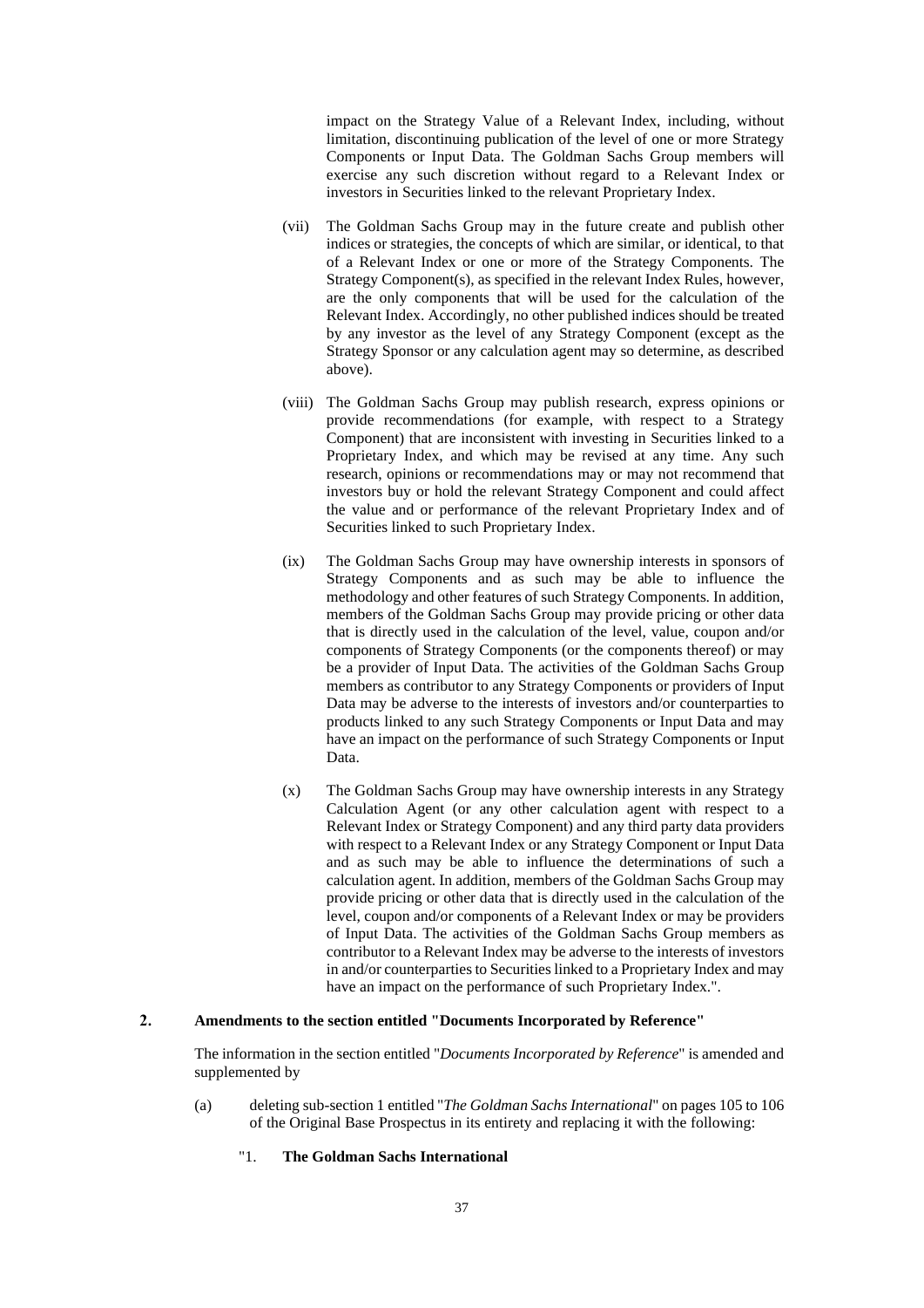impact on the Strategy Value of a Relevant Index, including, without limitation, discontinuing publication of the level of one or more Strategy Components or Input Data. The Goldman Sachs Group members will exercise any such discretion without regard to a Relevant Index or investors in Securities linked to the relevant Proprietary Index.

(vii) The Goldman Sachs Group may in the future create and publish other indices or strategies, the concepts of which are similar, or identical, to that of a Relevant Index or one or more of the Strategy Components. The Strategy Component(s), as specified in the relevant Index Rules, however, are the only components that will be used for the calculation of the Relevant Index. Accordingly, no other published indices should be treated by any investor as the level of any Strategy Component (except as the Strategy Sponsor or any calculation agent may so determine, as described above).

(viii) The Goldman Sachs Group may publish research, express opinions or provide recommendations (for example, with respect to a Strategy Component) that are inconsistent with investing in Securities linked to a Proprietary Index, and which may be revised at any time. Any such research, opinions or recommendations may or may not recommend that investors buy or hold the relevant Strategy Component and could affect the value and or performance of the relevant Proprietary Index and of Securities linked to such Proprietary Index.

(ix) The Goldman Sachs Group may have ownership interests in sponsors of Strategy Components and as such may be able to influence the methodology and other features of such Strategy Components. In addition, members of the Goldman Sachs Group may provide pricing or other data that is directly used in the calculation of the level, value, coupon and/or components of Strategy Components (or the components thereof) or may be a provider of Input Data. The activities of the Goldman Sachs Group members as contributor to any Strategy Components or providers of Input Data may be adverse to the interests of investors and/or counterparties to products linked to any such Strategy Components or Input Data and may have an impact on the performance of such Strategy Components or Input Data.

(x) The Goldman Sachs Group may have ownership interests in any Strategy Calculation Agent (or any other calculation agent with respect to a Relevant Index or Strategy Component) and any third party data providers with respect to a Relevant Index or any Strategy Component or Input Data and as such may be able to influence the determinations of such a calculation agent. In addition, members of the Goldman Sachs Group may provide pricing or other data that is directly used in the calculation of the level, coupon and/or components of a Relevant Index or may be providers of Input Data. The activities of the Goldman Sachs Group members as contributor to a Relevant Index may be adverse to the interests of investors in and/or counterparties to Securities linked to a Proprietary Index and may have an impact on the performance of such Proprietary Index.".

## 2. Amendments to the section entitled "Documents Incorporated by Reference"

The information in the section entitled "*Documents Incorporated by Reference*" is amended and supplemented by

(a) deleting sub-section 1 entitled "*The Goldman Sachs International*" on pages 105 to 106 of the Original Base Prospectus in its entirety and replacing it with the following:

"1. **The Goldman Sachs International**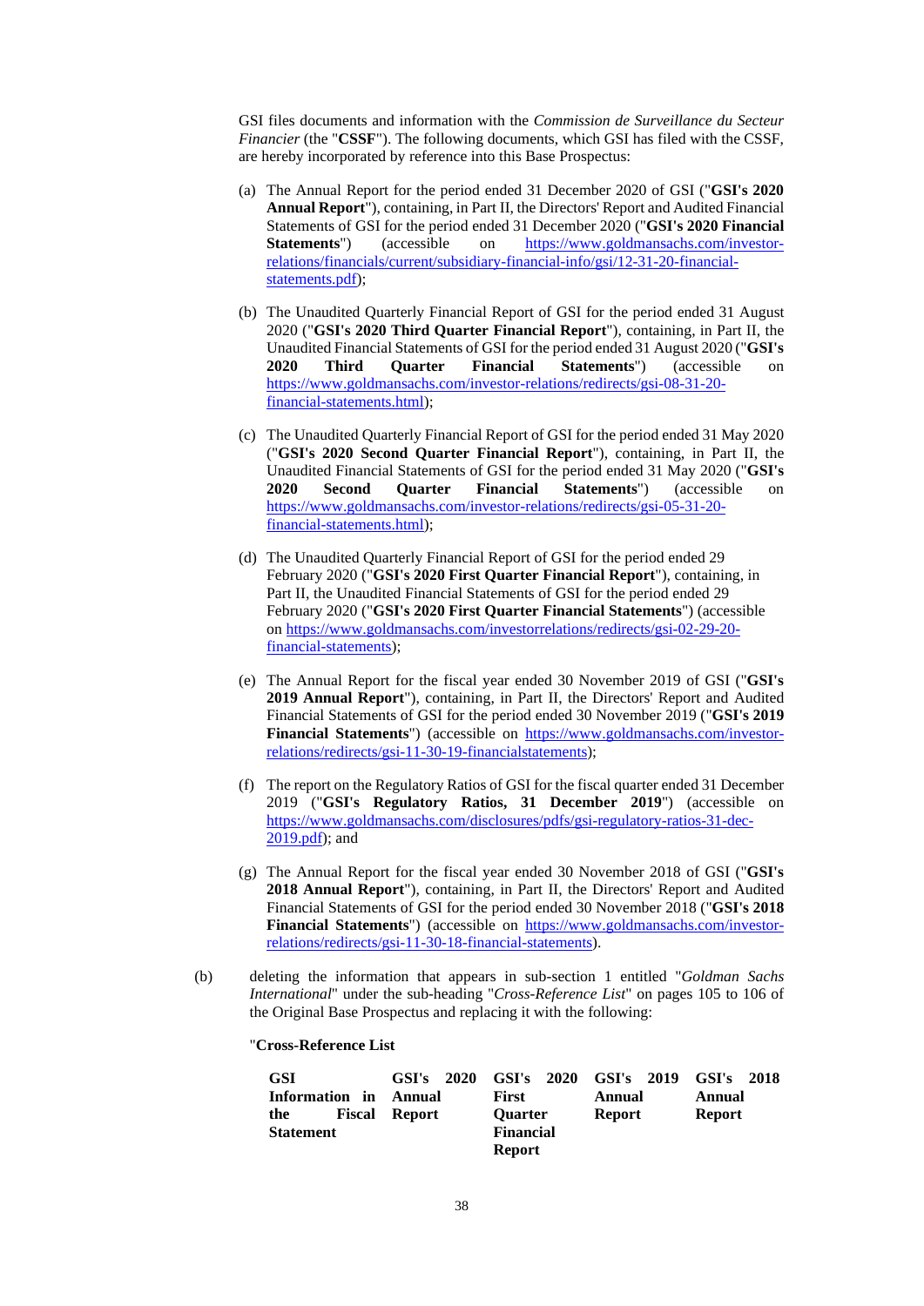GSI files documents and information with the *Commission de Surveillance du Secteur Financier* (the "**CSSF**"). The following documents, which GSI has filed with the CSSF, are hereby incorporated by reference into this Base Prospectus:

(a) The Annual Report for the period ended 31 December 2020 of GSI ("**GSI's 2020 Annual Report**"), containing, in Part II, the Directors' Report and Audited Financial Statements of GSI for the period ended 31 December 2020 ("**GSI's 2020 Financial Statements**") (accessible on https://www.goldmansachs.com/investor-relations/financials/current/subsidiary-financial-info/gsi/12-31-20-financial-statements.pdf);

(b) The Unaudited Quarterly Financial Report of GSI for the period ended 31 August 2020 ("**GSI's 2020 Third Quarter Financial Report**"), containing, in Part II, the Unaudited Financial Statements of GSI for the period ended 31 August 2020 ("**GSI's 2020 Third Quarter Financial Statements**") (accessible on https://www.goldmansachs.com/investor-relations/redirects/gsi-08-31-20-financial-statements.html);

(c) The Unaudited Quarterly Financial Report of GSI for the period ended 31 May 2020 ("**GSI's 2020 Second Quarter Financial Report**"), containing, in Part II, the Unaudited Financial Statements of GSI for the period ended 31 May 2020 ("**GSI's 2020 Second Quarter Financial Statements**") (accessible on https://www.goldmansachs.com/investor-relations/redirects/gsi-05-31-20-financial-statements.html);

(d) The Unaudited Quarterly Financial Report of GSI for the period ended 29 February 2020 ("**GSI's 2020 First Quarter Financial Report**"), containing, in Part II, the Unaudited Financial Statements of GSI for the period ended 29 February 2020 ("**GSI's 2020 First Quarter Financial Statements**") (accessible on https://www.goldmansachs.com/investorrelations/redirects/gsi-02-29-20-financial-statements);

(e) The Annual Report for the fiscal year ended 30 November 2019 of GSI ("**GSI's 2019 Annual Report**"), containing, in Part II, the Directors' Report and Audited Financial Statements of GSI for the period ended 30 November 2019 ("**GSI's 2019 Financial Statements**") (accessible on https://www.goldmansachs.com/investor-relations/redirects/gsi-11-30-19-financialstatements);

(f) The report on the Regulatory Ratios of GSI for the fiscal quarter ended 31 December 2019 ("**GSI's Regulatory Ratios, 31 December 2019**") (accessible on https://www.goldmansachs.com/disclosures/pdfs/gsi-regulatory-ratios-31-dec-2019.pdf); and

(g) The Annual Report for the fiscal year ended 30 November 2018 of GSI ("**GSI's 2018 Annual Report**"), containing, in Part II, the Directors' Report and Audited Financial Statements of GSI for the period ended 30 November 2018 ("**GSI's 2018 Financial Statements**") (accessible on https://www.goldmansachs.com/investor-relations/redirects/gsi-11-30-18-financial-statements).

(b) deleting the information that appears in sub-section 1 entitled "*Goldman Sachs International*" under the sub-heading "*Cross-Reference List*" on pages 105 to 106 of the Original Base Prospectus and replacing it with the following:

"**Cross-Reference List**

| GSI Information in the Fiscal Statement | GSI's 2020 Annual Report | GSI's 2020 First Quarter Financial Report | GSI's 2019 Annual Report | GSI's 2018 Annual Report |
|---|---|---|---|---|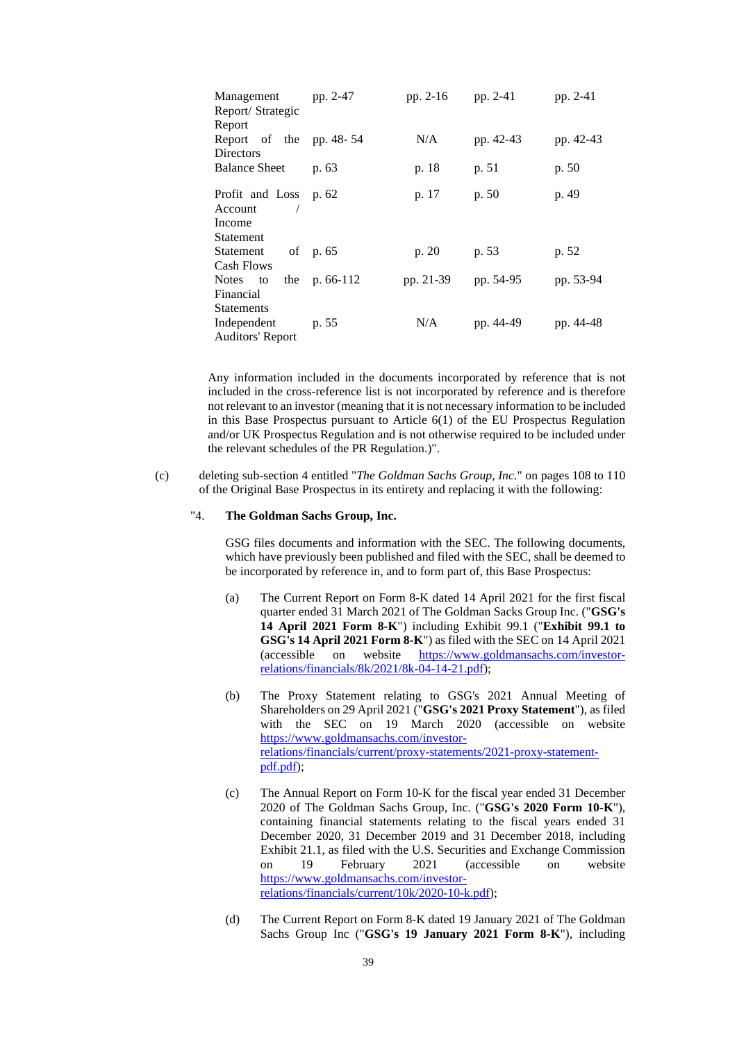| | | | | |
|---|---|---|---|---|
| Management Report/ Strategic Report | pp. 2-47 | pp. 2-16 | pp. 2-41 | pp. 2-41 |
| Report of the Directors | pp. 48- 54 | N/A | pp. 42-43 | pp. 42-43 |
| Balance Sheet | p. 63 | p. 18 | p. 51 | p. 50 |
| Profit and Loss Account / Income Statement | p. 62 | p. 17 | p. 50 | p. 49 |
| Statement of Cash Flows | p. 65 | p. 20 | p. 53 | p. 52 |
| Notes to the Financial Statements | p. 66-112 | pp. 21-39 | pp. 54-95 | pp. 53-94 |
| Independent Auditors' Report | p. 55 | N/A | pp. 44-49 | pp. 44-48 |

Any information included in the documents incorporated by reference that is not included in the cross-reference list is not incorporated by reference and is therefore not relevant to an investor (meaning that it is not necessary information to be included in this Base Prospectus pursuant to Article 6(1) of the EU Prospectus Regulation and/or UK Prospectus Regulation and is not otherwise required to be included under the relevant schedules of the PR Regulation.)".

(c) deleting sub-section 4 entitled "*The Goldman Sachs Group, Inc.*" on pages 108 to 110 of the Original Base Prospectus in its entirety and replacing it with the following:

"4. **The Goldman Sachs Group, Inc.**

GSG files documents and information with the SEC. The following documents, which have previously been published and filed with the SEC, shall be deemed to be incorporated by reference in, and to form part of, this Base Prospectus:

(a) The Current Report on Form 8-K dated 14 April 2021 for the first fiscal quarter ended 31 March 2021 of The Goldman Sacks Group Inc. ("**GSG's 14 April 2021 Form 8-K**") including Exhibit 99.1 ("**Exhibit 99.1 to GSG's 14 April 2021 Form 8-K**") as filed with the SEC on 14 April 2021 (accessible on website https://www.goldmansachs.com/investor-relations/financials/8k/2021/8k-04-14-21.pdf);

(b) The Proxy Statement relating to GSG's 2021 Annual Meeting of Shareholders on 29 April 2021 ("**GSG's 2021 Proxy Statement**"), as filed with the SEC on 19 March 2020 (accessible on website https://www.goldmansachs.com/investor-relations/financials/current/proxy-statements/2021-proxy-statement-pdf.pdf);

(c) The Annual Report on Form 10-K for the fiscal year ended 31 December 2020 of The Goldman Sachs Group, Inc. ("**GSG's 2020 Form 10-K**"), containing financial statements relating to the fiscal years ended 31 December 2020, 31 December 2019 and 31 December 2018, including Exhibit 21.1, as filed with the U.S. Securities and Exchange Commission on 19 February 2021 (accessible on website https://www.goldmansachs.com/investor-relations/financials/current/10k/2020-10-k.pdf);

(d) The Current Report on Form 8-K dated 19 January 2021 of The Goldman Sachs Group Inc ("**GSG's 19 January 2021 Form 8-K**"), including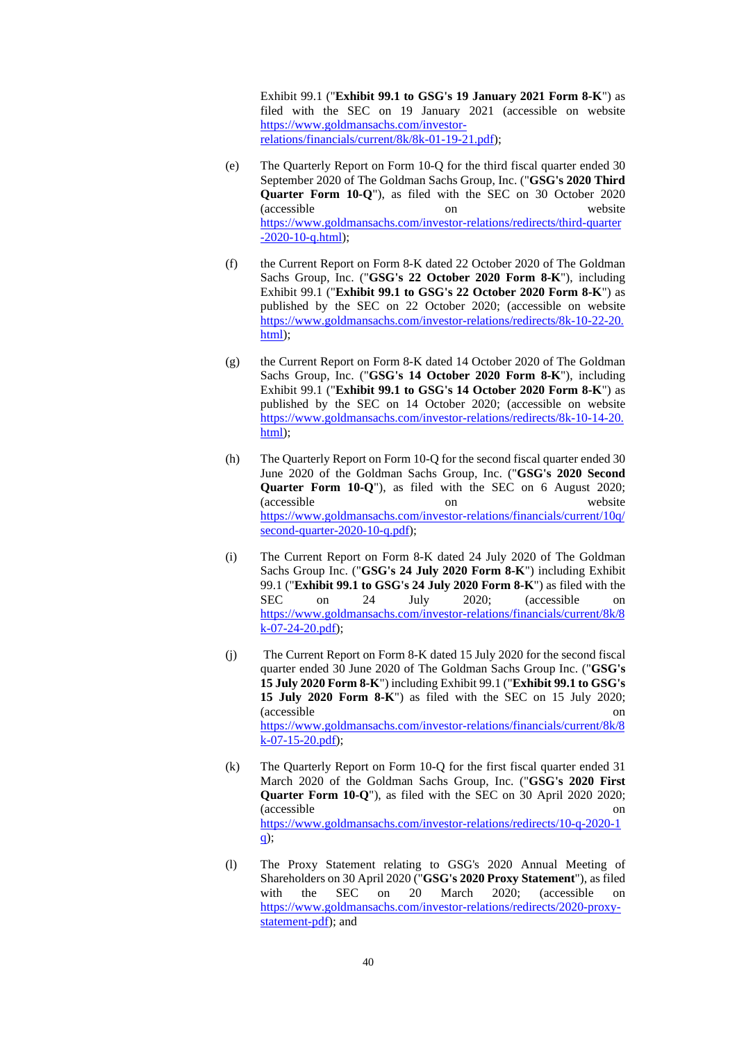Exhibit 99.1 ("**Exhibit 99.1 to GSG's 19 January 2021 Form 8-K**") as filed with the SEC on 19 January 2021 (accessible on website https://www.goldmansachs.com/investor-relations/financials/current/8k/8k-01-19-21.pdf);

(e) The Quarterly Report on Form 10-Q for the third fiscal quarter ended 30 September 2020 of The Goldman Sachs Group, Inc. ("**GSG's 2020 Third Quarter Form 10-Q**"), as filed with the SEC on 30 October 2020 (accessible on website https://www.goldmansachs.com/investor-relations/redirects/third-quarter-2020-10-q.html);

(f) the Current Report on Form 8-K dated 22 October 2020 of The Goldman Sachs Group, Inc. ("**GSG's 22 October 2020 Form 8-K**"), including Exhibit 99.1 ("**Exhibit 99.1 to GSG's 22 October 2020 Form 8-K**") as published by the SEC on 22 October 2020; (accessible on website https://www.goldmansachs.com/investor-relations/redirects/8k-10-22-20.html);

(g) the Current Report on Form 8-K dated 14 October 2020 of The Goldman Sachs Group, Inc. ("**GSG's 14 October 2020 Form 8-K**"), including Exhibit 99.1 ("**Exhibit 99.1 to GSG's 14 October 2020 Form 8-K**") as published by the SEC on 14 October 2020; (accessible on website https://www.goldmansachs.com/investor-relations/redirects/8k-10-14-20.html);

(h) The Quarterly Report on Form 10-Q for the second fiscal quarter ended 30 June 2020 of the Goldman Sachs Group, Inc. ("**GSG's 2020 Second Quarter Form 10-Q**"), as filed with the SEC on 6 August 2020; (accessible on website https://www.goldmansachs.com/investor-relations/financials/current/10q/second-quarter-2020-10-q.pdf);

(i) The Current Report on Form 8-K dated 24 July 2020 of The Goldman Sachs Group Inc. ("**GSG's 24 July 2020 Form 8-K**") including Exhibit 99.1 ("**Exhibit 99.1 to GSG's 24 July 2020 Form 8-K**") as filed with the SEC on 24 July 2020; (accessible on https://www.goldmansachs.com/investor-relations/financials/current/8k/8k-07-24-20.pdf);

(j) The Current Report on Form 8-K dated 15 July 2020 for the second fiscal quarter ended 30 June 2020 of The Goldman Sachs Group Inc. ("**GSG's 15 July 2020 Form 8-K**") including Exhibit 99.1 ("**Exhibit 99.1 to GSG's 15 July 2020 Form 8-K**") as filed with the SEC on 15 July 2020; (accessible on https://www.goldmansachs.com/investor-relations/financials/current/8k/8k-07-15-20.pdf);

(k) The Quarterly Report on Form 10-Q for the first fiscal quarter ended 31 March 2020 of the Goldman Sachs Group, Inc. ("**GSG's 2020 First Quarter Form 10-Q**"), as filed with the SEC on 30 April 2020 2020; (accessible on https://www.goldmansachs.com/investor-relations/redirects/10-q-2020-1q);

(l) The Proxy Statement relating to GSG's 2020 Annual Meeting of Shareholders on 30 April 2020 ("**GSG's 2020 Proxy Statement**"), as filed with the SEC on 20 March 2020; (accessible on https://www.goldmansachs.com/investor-relations/redirects/2020-proxy-statement-pdf); and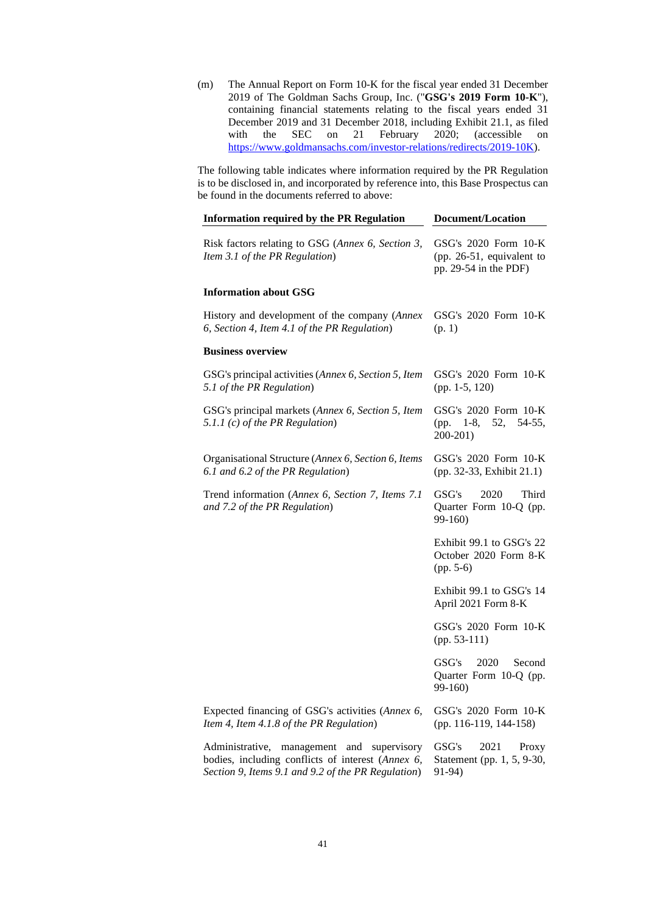(m) The Annual Report on Form 10-K for the fiscal year ended 31 December 2019 of The Goldman Sachs Group, Inc. ("**GSG's 2019 Form 10-K**"), containing financial statements relating to the fiscal years ended 31 December 2019 and 31 December 2018, including Exhibit 21.1, as filed with the SEC on 21 February 2020; (accessible on https://www.goldmansachs.com/investor-relations/redirects/2019-10K).

The following table indicates where information required by the PR Regulation is to be disclosed in, and incorporated by reference into, this Base Prospectus can be found in the documents referred to above:

| Information required by the PR Regulation | Document/Location |
|---|---|
| Risk factors relating to GSG (*Annex 6, Section 3, Item 3.1 of the PR Regulation*) | GSG's 2020 Form 10-K (pp. 26-51, equivalent to pp. 29-54 in the PDF) |
| **Information about GSG** | |
| History and development of the company (*Annex 6, Section 4, Item 4.1 of the PR Regulation*) | GSG's 2020 Form 10-K (p. 1) |
| **Business overview** | |
| GSG's principal activities (*Annex 6, Section 5, Item 5.1 of the PR Regulation*) | GSG's 2020 Form 10-K (pp. 1-5, 120) |
| GSG's principal markets (*Annex 6, Section 5, Item 5.1.1 (c) of the PR Regulation*) | GSG's 2020 Form 10-K (pp. 1-8, 52, 54-55, 200-201) |
| Organisational Structure (*Annex 6, Section 6, Items 6.1 and 6.2 of the PR Regulation*) | GSG's 2020 Form 10-K (pp. 32-33, Exhibit 21.1) |
| Trend information (*Annex 6, Section 7, Items 7.1 and 7.2 of the PR Regulation*) | GSG's 2020 Third Quarter Form 10-Q (pp. 99-160) |
| | Exhibit 99.1 to GSG's 22 October 2020 Form 8-K (pp. 5-6) |
| | Exhibit 99.1 to GSG's 14 April 2021 Form 8-K |
| | GSG's 2020 Form 10-K (pp. 53-111) |
| | GSG's 2020 Second Quarter Form 10-Q (pp. 99-160) |
| Expected financing of GSG's activities (*Annex 6, Item 4, Item 4.1.8 of the PR Regulation*) | GSG's 2020 Form 10-K (pp. 116-119, 144-158) |
| Administrative, management and supervisory bodies, including conflicts of interest (*Annex 6, Section 9, Items 9.1 and 9.2 of the PR Regulation*) | GSG's 2021 Proxy Statement (pp. 1, 5, 9-30, 91-94) |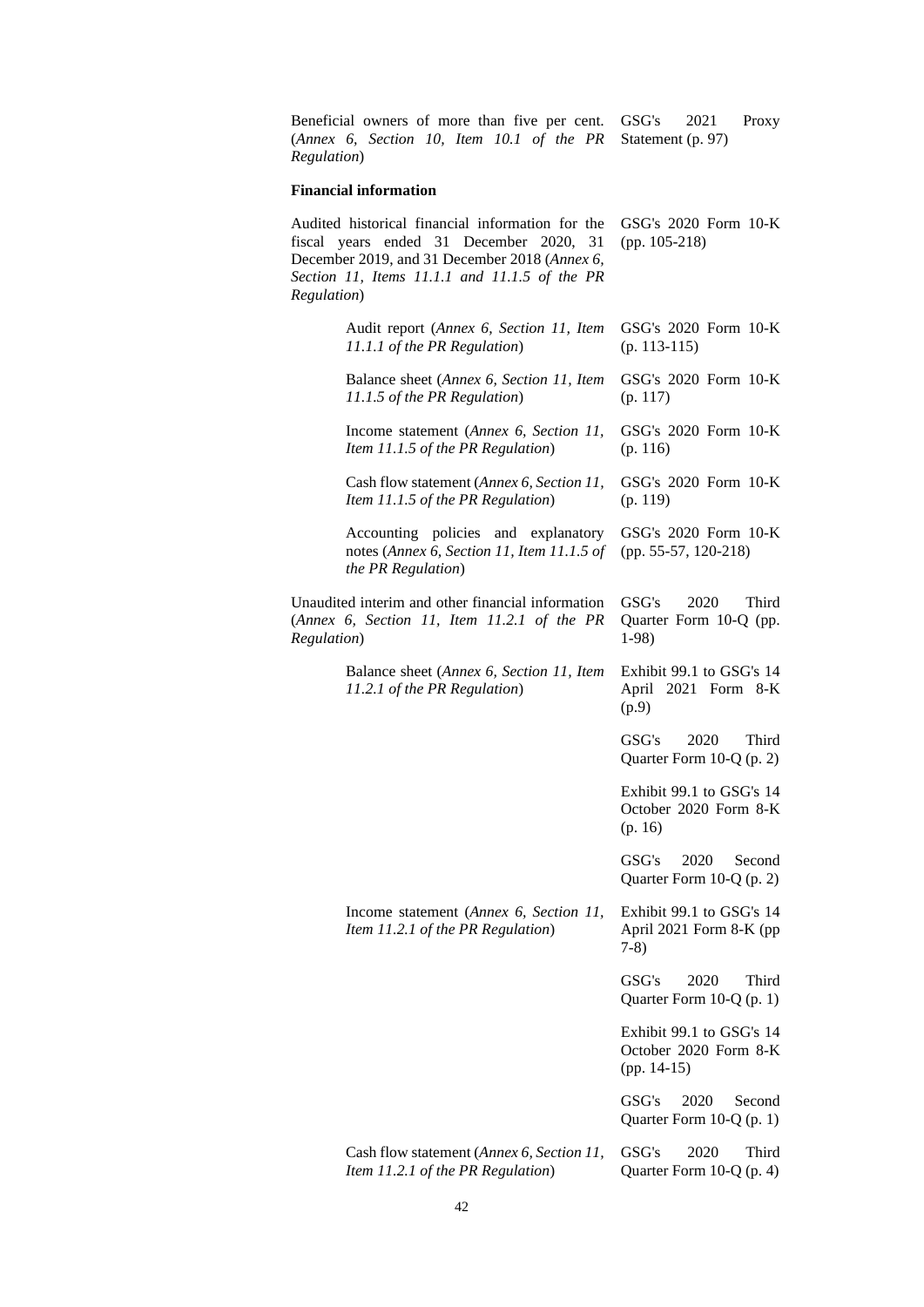| | |
|---|---|
| Beneficial owners of more than five per cent. (*Annex 6, Section 10, Item 10.1 of the PR Regulation*) | GSG's 2021 Proxy Statement (p. 97) |
| **Financial information** | |
| Audited historical financial information for the fiscal years ended 31 December 2020, 31 December 2019, and 31 December 2018 (*Annex 6, Section 11, Items 11.1.1 and 11.1.5 of the PR Regulation*) | GSG's 2020 Form 10-K (pp. 105-218) |
| Audit report (*Annex 6, Section 11, Item 11.1.1 of the PR Regulation*) | GSG's 2020 Form 10-K (p. 113-115) |
| Balance sheet (*Annex 6, Section 11, Item 11.1.5 of the PR Regulation*) | GSG's 2020 Form 10-K (p. 117) |
| Income statement (*Annex 6, Section 11, Item 11.1.5 of the PR Regulation*) | GSG's 2020 Form 10-K (p. 116) |
| Cash flow statement (*Annex 6, Section 11, Item 11.1.5 of the PR Regulation*) | GSG's 2020 Form 10-K (p. 119) |
| Accounting policies and explanatory notes (*Annex 6, Section 11, Item 11.1.5 of the PR Regulation*) | GSG's 2020 Form 10-K (pp. 55-57, 120-218) |
| Unaudited interim and other financial information (*Annex 6, Section 11, Item 11.2.1 of the PR Regulation*) | GSG's 2020 Third Quarter Form 10-Q (pp. 1-98) |
| Balance sheet (*Annex 6, Section 11, Item 11.2.1 of the PR Regulation*) | Exhibit 99.1 to GSG's 14 April 2021 Form 8-K (p.9) |
| | GSG's 2020 Third Quarter Form 10-Q (p. 2) |
| | Exhibit 99.1 to GSG's 14 October 2020 Form 8-K (p. 16) |
| | GSG's 2020 Second Quarter Form 10-Q (p. 2) |
| Income statement (*Annex 6, Section 11, Item 11.2.1 of the PR Regulation*) | Exhibit 99.1 to GSG's 14 April 2021 Form 8-K (pp 7-8) |
| | GSG's 2020 Third Quarter Form 10-Q (p. 1) |
| | Exhibit 99.1 to GSG's 14 October 2020 Form 8-K (pp. 14-15) |
| | GSG's 2020 Second Quarter Form 10-Q (p. 1) |
| Cash flow statement (*Annex 6, Section 11, Item 11.2.1 of the PR Regulation*) | GSG's 2020 Third Quarter Form 10-Q (p. 4) |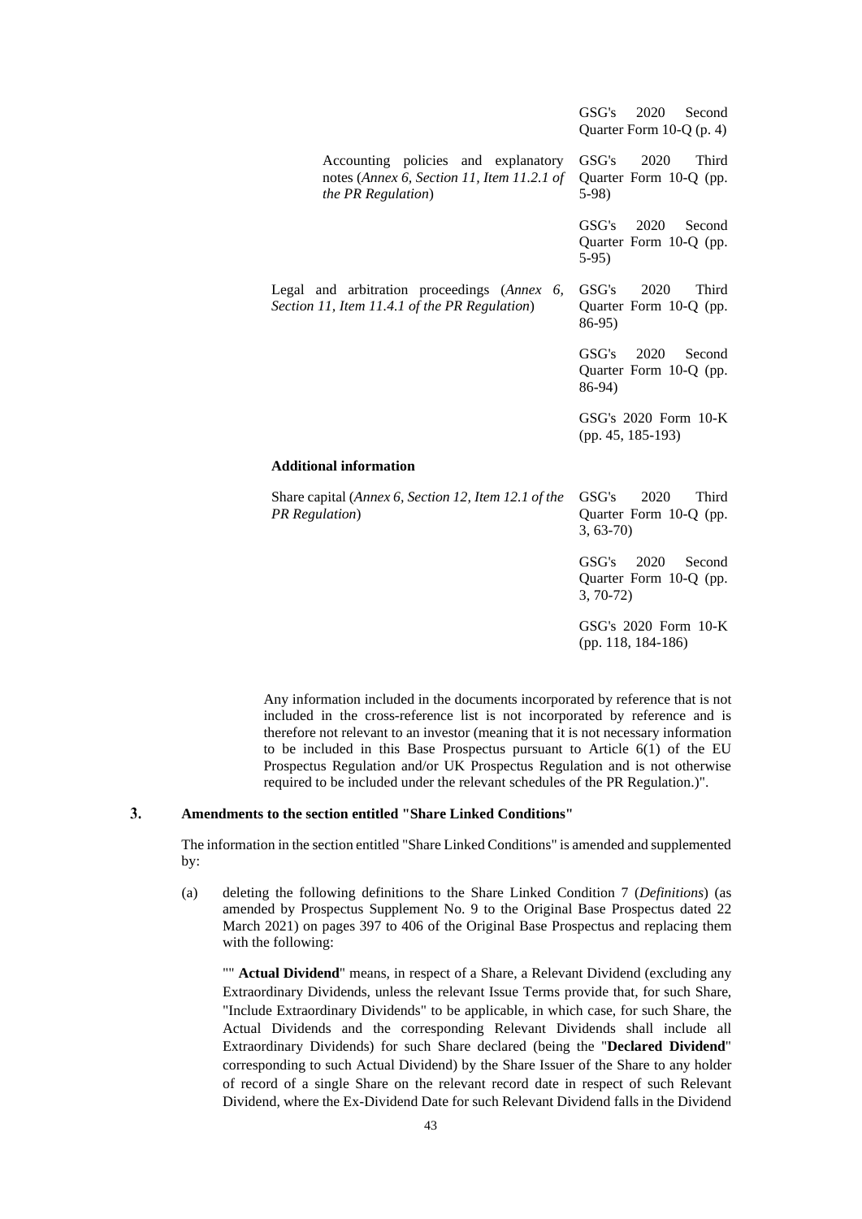| | |
|---|---|
| | GSG's 2020 Second Quarter Form 10-Q (p. 4) |
| Accounting policies and explanatory notes (*Annex 6, Section 11, Item 11.2.1 of the PR Regulation*) | GSG's 2020 Third Quarter Form 10-Q (pp. 5-98) |
| | GSG's 2020 Second Quarter Form 10-Q (pp. 5-95) |
| Legal and arbitration proceedings (*Annex 6, Section 11, Item 11.4.1 of the PR Regulation*) | GSG's 2020 Third Quarter Form 10-Q (pp. 86-95) |
| | GSG's 2020 Second Quarter Form 10-Q (pp. 86-94) |
| | GSG's 2020 Form 10-K (pp. 45, 185-193) |
| **Additional information** | |
| Share capital (*Annex 6, Section 12, Item 12.1 of the PR Regulation*) | GSG's 2020 Third Quarter Form 10-Q (pp. 3, 63-70) |
| | GSG's 2020 Second Quarter Form 10-Q (pp. 3, 70-72) |
| | GSG's 2020 Form 10-K (pp. 118, 184-186) |

Any information included in the documents incorporated by reference that is not included in the cross-reference list is not incorporated by reference and is therefore not relevant to an investor (meaning that it is not necessary information to be included in this Base Prospectus pursuant to Article 6(1) of the EU Prospectus Regulation and/or UK Prospectus Regulation and is not otherwise required to be included under the relevant schedules of the PR Regulation.)".

## 3. Amendments to the section entitled "Share Linked Conditions"

The information in the section entitled "Share Linked Conditions" is amended and supplemented by:

(a) deleting the following definitions to the Share Linked Condition 7 (*Definitions*) (as amended by Prospectus Supplement No. 9 to the Original Base Prospectus dated 22 March 2021) on pages 397 to 406 of the Original Base Prospectus and replacing them with the following:

"" **Actual Dividend**" means, in respect of a Share, a Relevant Dividend (excluding any Extraordinary Dividends, unless the relevant Issue Terms provide that, for such Share, "Include Extraordinary Dividends" to be applicable, in which case, for such Share, the Actual Dividends and the corresponding Relevant Dividends shall include all Extraordinary Dividends) for such Share declared (being the "**Declared Dividend**" corresponding to such Actual Dividend) by the Share Issuer of the Share to any holder of record of a single Share on the relevant record date in respect of such Relevant Dividend, where the Ex-Dividend Date for such Relevant Dividend falls in the Dividend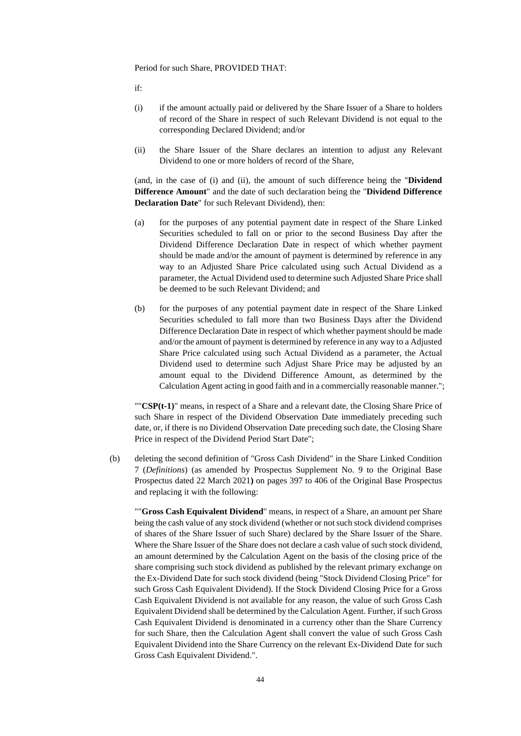Period for such Share, PROVIDED THAT:

if:

(i) if the amount actually paid or delivered by the Share Issuer of a Share to holders of record of the Share in respect of such Relevant Dividend is not equal to the corresponding Declared Dividend; and/or

(ii) the Share Issuer of the Share declares an intention to adjust any Relevant Dividend to one or more holders of record of the Share,

(and, in the case of (i) and (ii), the amount of such difference being the "**Dividend Difference Amount**" and the date of such declaration being the "**Dividend Difference Declaration Date**" for such Relevant Dividend), then:

(a) for the purposes of any potential payment date in respect of the Share Linked Securities scheduled to fall on or prior to the second Business Day after the Dividend Difference Declaration Date in respect of which whether payment should be made and/or the amount of payment is determined by reference in any way to an Adjusted Share Price calculated using such Actual Dividend as a parameter, the Actual Dividend used to determine such Adjusted Share Price shall be deemed to be such Relevant Dividend; and

(b) for the purposes of any potential payment date in respect of the Share Linked Securities scheduled to fall more than two Business Days after the Dividend Difference Declaration Date in respect of which whether payment should be made and/or the amount of payment is determined by reference in any way to a Adjusted Share Price calculated using such Actual Dividend as a parameter, the Actual Dividend used to determine such Adjust Share Price may be adjusted by an amount equal to the Dividend Difference Amount, as determined by the Calculation Agent acting in good faith and in a commercially reasonable manner.";

""**CSP(t-1)**" means, in respect of a Share and a relevant date, the Closing Share Price of such Share in respect of the Dividend Observation Date immediately preceding such date, or, if there is no Dividend Observation Date preceding such date, the Closing Share Price in respect of the Dividend Period Start Date";

(b) deleting the second definition of "Gross Cash Dividend" in the Share Linked Condition 7 (*Definitions*) (as amended by Prospectus Supplement No. 9 to the Original Base Prospectus dated 22 March 2021**)** on pages 397 to 406 of the Original Base Prospectus and replacing it with the following:

""**Gross Cash Equivalent Dividend**" means, in respect of a Share, an amount per Share being the cash value of any stock dividend (whether or not such stock dividend comprises of shares of the Share Issuer of such Share) declared by the Share Issuer of the Share. Where the Share Issuer of the Share does not declare a cash value of such stock dividend, an amount determined by the Calculation Agent on the basis of the closing price of the share comprising such stock dividend as published by the relevant primary exchange on the Ex-Dividend Date for such stock dividend (being "Stock Dividend Closing Price" for such Gross Cash Equivalent Dividend). If the Stock Dividend Closing Price for a Gross Cash Equivalent Dividend is not available for any reason, the value of such Gross Cash Equivalent Dividend shall be determined by the Calculation Agent. Further, if such Gross Cash Equivalent Dividend is denominated in a currency other than the Share Currency for such Share, then the Calculation Agent shall convert the value of such Gross Cash Equivalent Dividend into the Share Currency on the relevant Ex-Dividend Date for such Gross Cash Equivalent Dividend.".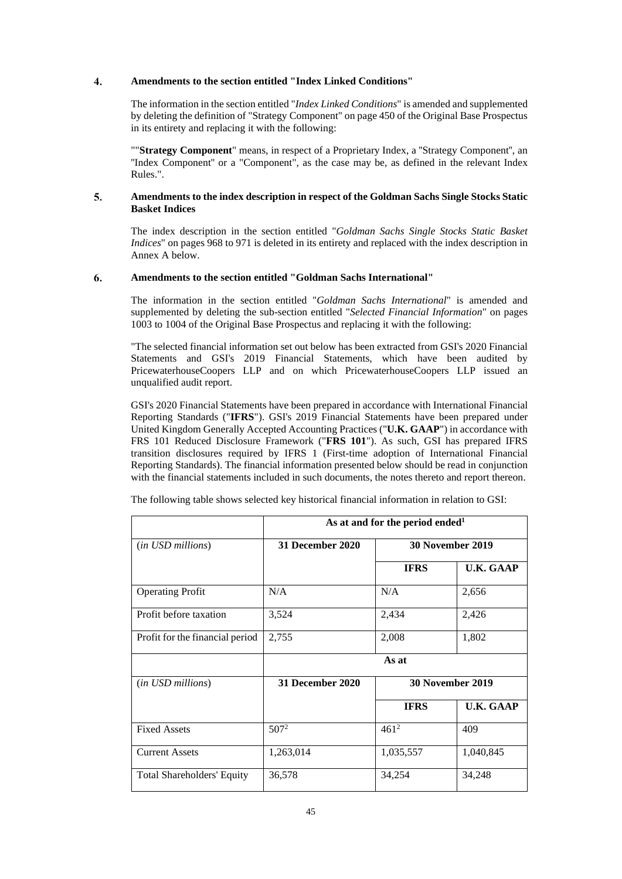## 4. Amendments to the section entitled "Index Linked Conditions"

The information in the section entitled "*Index Linked Conditions*" is amended and supplemented by deleting the definition of "Strategy Component" on page 450 of the Original Base Prospectus in its entirety and replacing it with the following:

""**Strategy Component**" means, in respect of a Proprietary Index, a "Strategy Component", an "Index Component" or a "Component", as the case may be, as defined in the relevant Index Rules.".

## 5. Amendments to the index description in respect of the Goldman Sachs Single Stocks Static Basket Indices

The index description in the section entitled "*Goldman Sachs Single Stocks Static Basket Indices*" on pages 968 to 971 is deleted in its entirety and replaced with the index description in Annex A below.

## 6. Amendments to the section entitled "Goldman Sachs International"

The information in the section entitled "*Goldman Sachs International*" is amended and supplemented by deleting the sub-section entitled "*Selected Financial Information*" on pages 1003 to 1004 of the Original Base Prospectus and replacing it with the following:

"The selected financial information set out below has been extracted from GSI's 2020 Financial Statements and GSI's 2019 Financial Statements, which have been audited by PricewaterhouseCoopers LLP and on which PricewaterhouseCoopers LLP issued an unqualified audit report.

GSI's 2020 Financial Statements have been prepared in accordance with International Financial Reporting Standards ("**IFRS**"). GSI's 2019 Financial Statements have been prepared under United Kingdom Generally Accepted Accounting Practices ("**U.K. GAAP**") in accordance with FRS 101 Reduced Disclosure Framework ("**FRS 101**"). As such, GSI has prepared IFRS transition disclosures required by IFRS 1 (First-time adoption of International Financial Reporting Standards). The financial information presented below should be read in conjunction with the financial statements included in such documents, the notes thereto and report thereon.

The following table shows selected key historical financial information in relation to GSI:

| | As at and for the period ended[1] | | |
|---|---|---|---|
| (*in USD millions*) | **31 December 2020** | **30 November 2019** | |
| | | **IFRS** | **U.K. GAAP** |
| Operating Profit | N/A | N/A | 2,656 |
| Profit before taxation | 3,524 | 2,434 | 2,426 |
| Profit for the financial period | 2,755 | 2,008 | 1,802 |
| | **As at** | | |
| (*in USD millions*) | **31 December 2020** | **30 November 2019** | |
| | | **IFRS** | **U.K. GAAP** |
| Fixed Assets | 507[2] | 461[2] | 409 |
| Current Assets | 1,263,014 | 1,035,557 | 1,040,845 |
| Total Shareholders' Equity | 36,578 | 34,254 | 34,248 |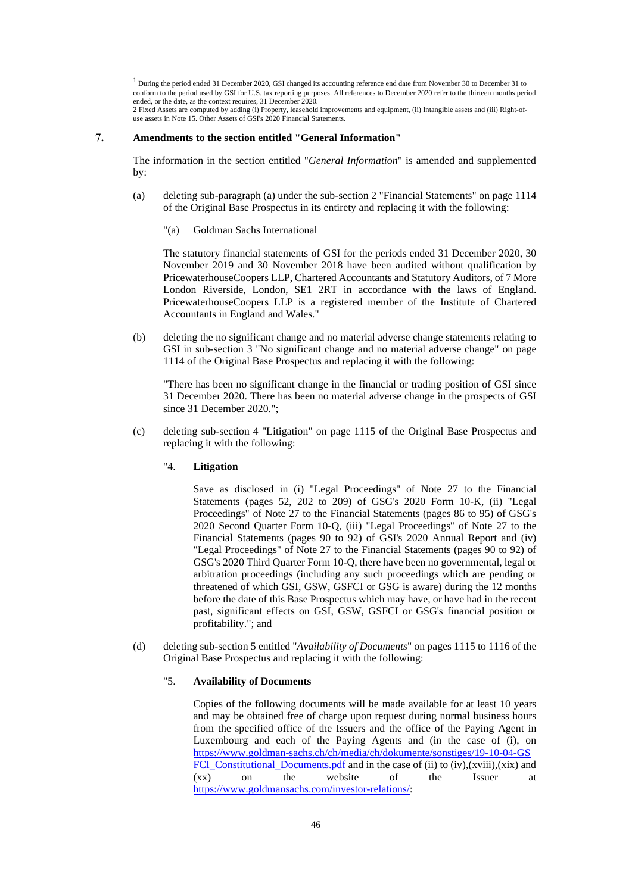[1] During the period ended 31 December 2020, GSI changed its accounting reference end date from November 30 to December 31 to conform to the period used by GSI for U.S. tax reporting purposes. All references to December 2020 refer to the thirteen months period ended, or the date, as the context requires, 31 December 2020.

2 Fixed Assets are computed by adding (i) Property, leasehold improvements and equipment, (ii) Intangible assets and (iii) Right-of-use assets in Note 15. Other Assets of GSI's 2020 Financial Statements.

## 7. Amendments to the section entitled "General Information"

The information in the section entitled "*General Information*" is amended and supplemented by:

(a) deleting sub-paragraph (a) under the sub-section 2 "Financial Statements" on page 1114 of the Original Base Prospectus in its entirety and replacing it with the following:

"(a) Goldman Sachs International

The statutory financial statements of GSI for the periods ended 31 December 2020, 30 November 2019 and 30 November 2018 have been audited without qualification by PricewaterhouseCoopers LLP, Chartered Accountants and Statutory Auditors, of 7 More London Riverside, London, SE1 2RT in accordance with the laws of England. PricewaterhouseCoopers LLP is a registered member of the Institute of Chartered Accountants in England and Wales."

(b) deleting the no significant change and no material adverse change statements relating to GSI in sub-section 3 "No significant change and no material adverse change" on page 1114 of the Original Base Prospectus and replacing it with the following:

"There has been no significant change in the financial or trading position of GSI since 31 December 2020. There has been no material adverse change in the prospects of GSI since 31 December 2020.";

(c) deleting sub-section 4 "Litigation" on page 1115 of the Original Base Prospectus and replacing it with the following:

"4. **Litigation**

Save as disclosed in (i) "Legal Proceedings" of Note 27 to the Financial Statements (pages 52, 202 to 209) of GSG's 2020 Form 10-K, (ii) "Legal Proceedings" of Note 27 to the Financial Statements (pages 86 to 95) of GSG's 2020 Second Quarter Form 10-Q, (iii) "Legal Proceedings" of Note 27 to the Financial Statements (pages 90 to 92) of GSI's 2020 Annual Report and (iv) "Legal Proceedings" of Note 27 to the Financial Statements (pages 90 to 92) of GSG's 2020 Third Quarter Form 10-Q, there have been no governmental, legal or arbitration proceedings (including any such proceedings which are pending or threatened of which GSI, GSW, GSFCI or GSG is aware) during the 12 months before the date of this Base Prospectus which may have, or have had in the recent past, significant effects on GSI, GSW, GSFCI or GSG's financial position or profitability."; and

(d) deleting sub-section 5 entitled "*Availability of Documents*" on pages 1115 to 1116 of the Original Base Prospectus and replacing it with the following:

"5. **Availability of Documents**

Copies of the following documents will be made available for at least 10 years and may be obtained free of charge upon request during normal business hours from the specified office of the Issuers and the office of the Paying Agent in Luxembourg and each of the Paying Agents and (in the case of (i), on https://www.goldman-sachs.ch/ch/media/ch/dokumente/sonstiges/19-10-04-GSFCI_Constitutional_Documents.pdf and in the case of (ii) to (iv),(xviii),(xix) and (xx) on the website of the Issuer at https://www.goldmansachs.com/investor-relations/: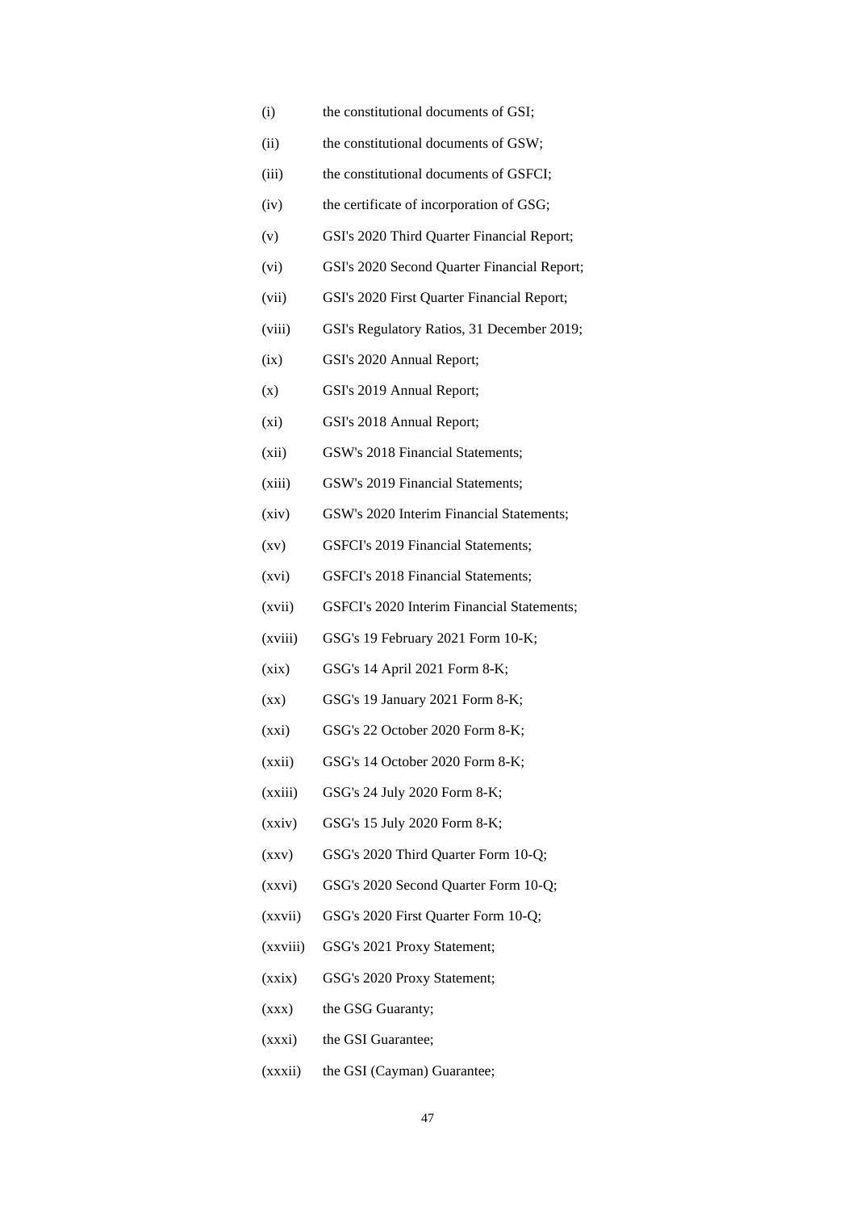(i) the constitutional documents of GSI;

(ii) the constitutional documents of GSW;

(iii) the constitutional documents of GSFCI;

(iv) the certificate of incorporation of GSG;

(v) GSI's 2020 Third Quarter Financial Report;

(vi) GSI's 2020 Second Quarter Financial Report;

(vii) GSI's 2020 First Quarter Financial Report;

(viii) GSI's Regulatory Ratios, 31 December 2019;

(ix) GSI's 2020 Annual Report;

(x) GSI's 2019 Annual Report;

(xi) GSI's 2018 Annual Report;

(xii) GSW's 2018 Financial Statements;

(xiii) GSW's 2019 Financial Statements;

(xiv) GSW's 2020 Interim Financial Statements;

(xv) GSFCI's 2019 Financial Statements;

(xvi) GSFCI's 2018 Financial Statements;

(xvii) GSFCI's 2020 Interim Financial Statements;

(xviii) GSG's 19 February 2021 Form 10-K;

(xix) GSG's 14 April 2021 Form 8-K;

(xx) GSG's 19 January 2021 Form 8-K;

(xxi) GSG's 22 October 2020 Form 8-K;

(xxii) GSG's 14 October 2020 Form 8-K;

(xxiii) GSG's 24 July 2020 Form 8-K;

(xxiv) GSG's 15 July 2020 Form 8-K;

(xxv) GSG's 2020 Third Quarter Form 10-Q;

(xxvi) GSG's 2020 Second Quarter Form 10-Q;

(xxvii) GSG's 2020 First Quarter Form 10-Q;

(xxviii) GSG's 2021 Proxy Statement;

(xxix) GSG's 2020 Proxy Statement;

(xxx) the GSG Guaranty;

(xxxi) the GSI Guarantee;

(xxxii) the GSI (Cayman) Guarantee;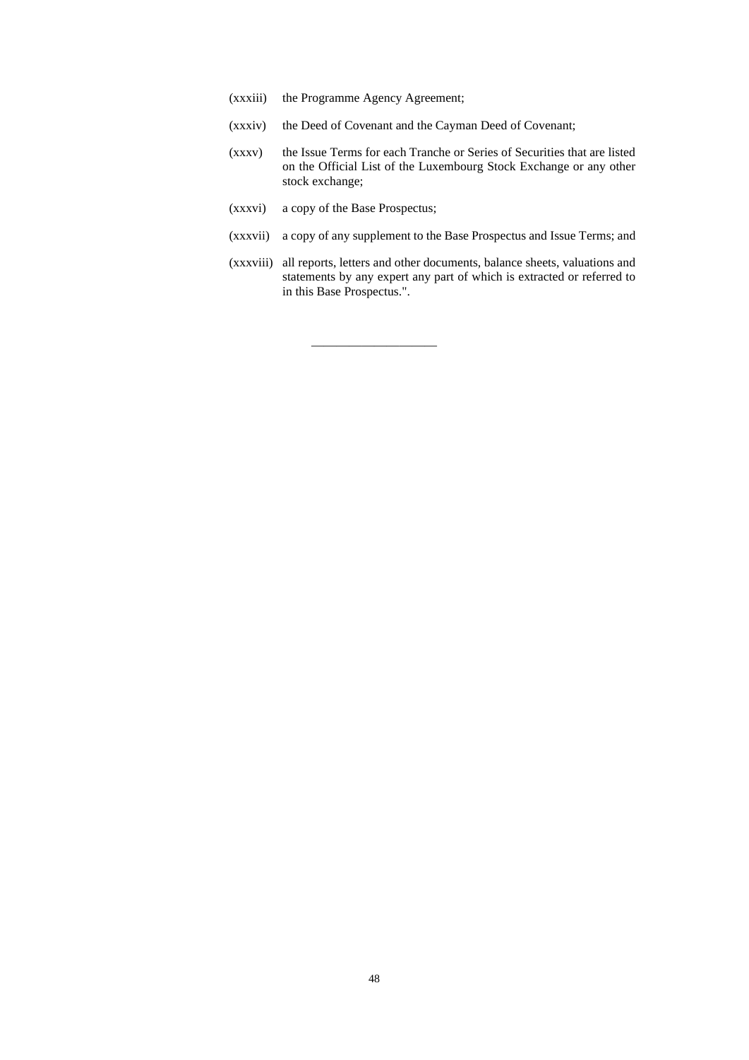(xxxiii) the Programme Agency Agreement;

(xxxiv) the Deed of Covenant and the Cayman Deed of Covenant;

(xxxv) the Issue Terms for each Tranche or Series of Securities that are listed on the Official List of the Luxembourg Stock Exchange or any other stock exchange;

(xxxvi) a copy of the Base Prospectus;

(xxxvii) a copy of any supplement to the Base Prospectus and Issue Terms; and

(xxxviii) all reports, letters and other documents, balance sheets, valuations and statements by any expert any part of which is extracted or referred to in this Base Prospectus.".

---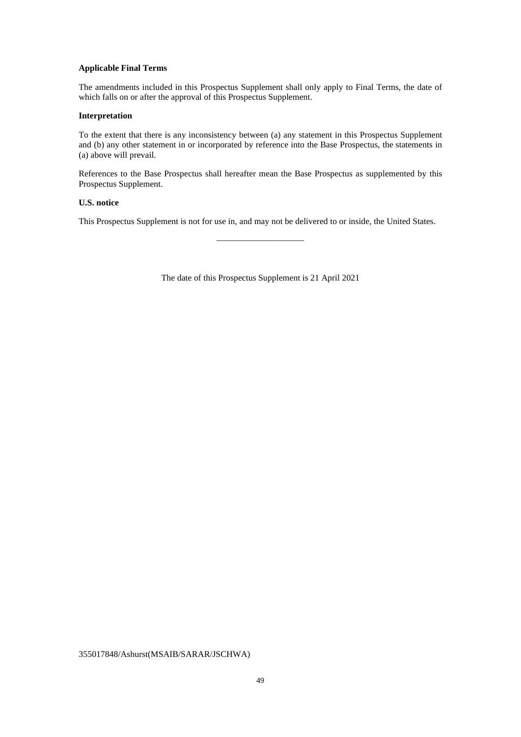**Applicable Final Terms**

The amendments included in this Prospectus Supplement shall only apply to Final Terms, the date of which falls on or after the approval of this Prospectus Supplement.

**Interpretation**

To the extent that there is any inconsistency between (a) any statement in this Prospectus Supplement and (b) any other statement in or incorporated by reference into the Base Prospectus, the statements in (a) above will prevail.

References to the Base Prospectus shall hereafter mean the Base Prospectus as supplemented by this Prospectus Supplement.

**U.S. notice**

This Prospectus Supplement is not for use in, and may not be delivered to or inside, the United States.

---

The date of this Prospectus Supplement is 21 April 2021

355017848/Ashurst(MSAIB/SARAR/JSCHWA)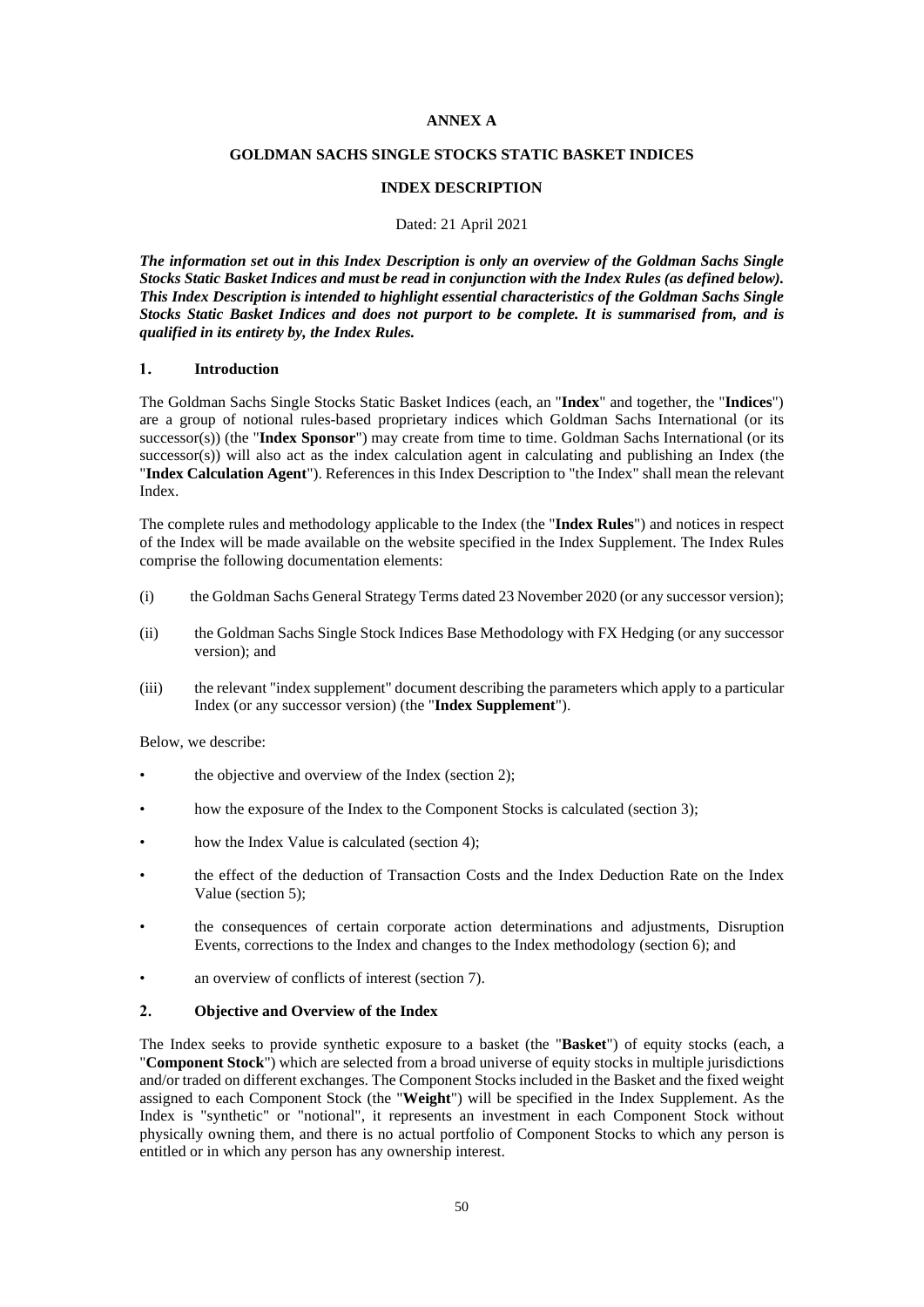**ANNEX A**

**GOLDMAN SACHS SINGLE STOCKS STATIC BASKET INDICES**

**INDEX DESCRIPTION**

Dated: 21 April 2021

***The information set out in this Index Description is only an overview of the Goldman Sachs Single Stocks Static Basket Indices and must be read in conjunction with the Index Rules (as defined below). This Index Description is intended to highlight essential characteristics of the Goldman Sachs Single Stocks Static Basket Indices and does not purport to be complete. It is summarised from, and is qualified in its entirety by, the Index Rules.***

## 1. Introduction

The Goldman Sachs Single Stocks Static Basket Indices (each, an "**Index**" and together, the "**Indices**") are a group of notional rules-based proprietary indices which Goldman Sachs International (or its successor(s)) (the "**Index Sponsor**") may create from time to time. Goldman Sachs International (or its successor(s)) will also act as the index calculation agent in calculating and publishing an Index (the "**Index Calculation Agent**"). References in this Index Description to "the Index" shall mean the relevant Index.

The complete rules and methodology applicable to the Index (the "**Index Rules**") and notices in respect of the Index will be made available on the website specified in the Index Supplement. The Index Rules comprise the following documentation elements:

(i) the Goldman Sachs General Strategy Terms dated 23 November 2020 (or any successor version);

(ii) the Goldman Sachs Single Stock Indices Base Methodology with FX Hedging (or any successor version); and

(iii) the relevant "index supplement" document describing the parameters which apply to a particular Index (or any successor version) (the "**Index Supplement**").

Below, we describe:

- the objective and overview of the Index (section 2);
- how the exposure of the Index to the Component Stocks is calculated (section 3);
- how the Index Value is calculated (section 4);
- the effect of the deduction of Transaction Costs and the Index Deduction Rate on the Index Value (section 5);
- the consequences of certain corporate action determinations and adjustments, Disruption Events, corrections to the Index and changes to the Index methodology (section 6); and
- an overview of conflicts of interest (section 7).

## 2. Objective and Overview of the Index

The Index seeks to provide synthetic exposure to a basket (the "**Basket**") of equity stocks (each, a "**Component Stock**") which are selected from a broad universe of equity stocks in multiple jurisdictions and/or traded on different exchanges. The Component Stocks included in the Basket and the fixed weight assigned to each Component Stock (the "**Weight**") will be specified in the Index Supplement. As the Index is "synthetic" or "notional", it represents an investment in each Component Stock without physically owning them, and there is no actual portfolio of Component Stocks to which any person is entitled or in which any person has any ownership interest.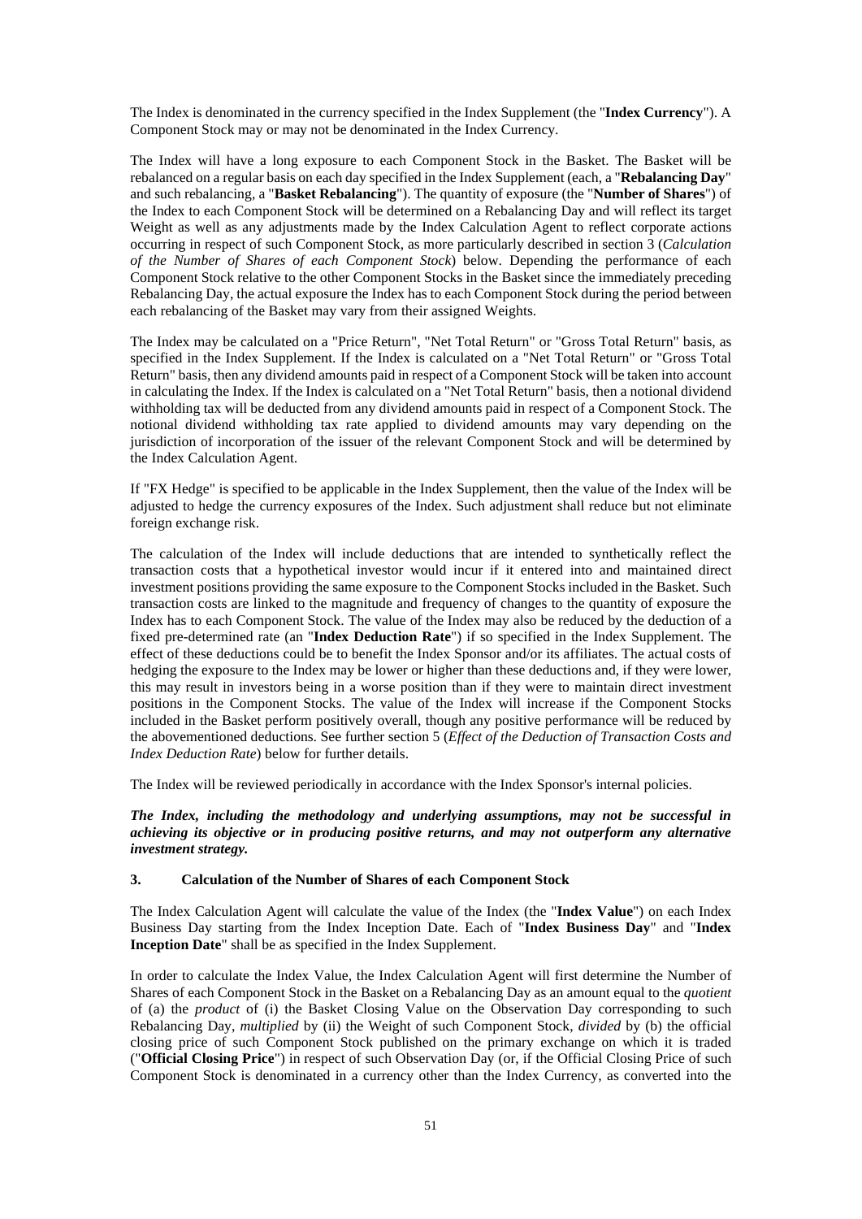The Index is denominated in the currency specified in the Index Supplement (the "**Index Currency**"). A Component Stock may or may not be denominated in the Index Currency.

The Index will have a long exposure to each Component Stock in the Basket. The Basket will be rebalanced on a regular basis on each day specified in the Index Supplement (each, a "**Rebalancing Day**" and such rebalancing, a "**Basket Rebalancing**"). The quantity of exposure (the "**Number of Shares**") of the Index to each Component Stock will be determined on a Rebalancing Day and will reflect its target Weight as well as any adjustments made by the Index Calculation Agent to reflect corporate actions occurring in respect of such Component Stock, as more particularly described in section 3 (*Calculation of the Number of Shares of each Component Stock*) below. Depending the performance of each Component Stock relative to the other Component Stocks in the Basket since the immediately preceding Rebalancing Day, the actual exposure the Index has to each Component Stock during the period between each rebalancing of the Basket may vary from their assigned Weights.

The Index may be calculated on a "Price Return", "Net Total Return" or "Gross Total Return" basis, as specified in the Index Supplement. If the Index is calculated on a "Net Total Return" or "Gross Total Return" basis, then any dividend amounts paid in respect of a Component Stock will be taken into account in calculating the Index. If the Index is calculated on a "Net Total Return" basis, then a notional dividend withholding tax will be deducted from any dividend amounts paid in respect of a Component Stock. The notional dividend withholding tax rate applied to dividend amounts may vary depending on the jurisdiction of incorporation of the issuer of the relevant Component Stock and will be determined by the Index Calculation Agent.

If "FX Hedge" is specified to be applicable in the Index Supplement, then the value of the Index will be adjusted to hedge the currency exposures of the Index. Such adjustment shall reduce but not eliminate foreign exchange risk.

The calculation of the Index will include deductions that are intended to synthetically reflect the transaction costs that a hypothetical investor would incur if it entered into and maintained direct investment positions providing the same exposure to the Component Stocks included in the Basket. Such transaction costs are linked to the magnitude and frequency of changes to the quantity of exposure the Index has to each Component Stock. The value of the Index may also be reduced by the deduction of a fixed pre-determined rate (an "**Index Deduction Rate**") if so specified in the Index Supplement. The effect of these deductions could be to benefit the Index Sponsor and/or its affiliates. The actual costs of hedging the exposure to the Index may be lower or higher than these deductions and, if they were lower, this may result in investors being in a worse position than if they were to maintain direct investment positions in the Component Stocks. The value of the Index will increase if the Component Stocks included in the Basket perform positively overall, though any positive performance will be reduced by the abovementioned deductions. See further section 5 (*Effect of the Deduction of Transaction Costs and Index Deduction Rate*) below for further details.

The Index will be reviewed periodically in accordance with the Index Sponsor's internal policies.

***The Index, including the methodology and underlying assumptions, may not be successful in achieving its objective or in producing positive returns, and may not outperform any alternative investment strategy.***

## 3. Calculation of the Number of Shares of each Component Stock

The Index Calculation Agent will calculate the value of the Index (the "**Index Value**") on each Index Business Day starting from the Index Inception Date. Each of "**Index Business Day**" and "**Index Inception Date**" shall be as specified in the Index Supplement.

In order to calculate the Index Value, the Index Calculation Agent will first determine the Number of Shares of each Component Stock in the Basket on a Rebalancing Day as an amount equal to the *quotient* of (a) the *product* of (i) the Basket Closing Value on the Observation Day corresponding to such Rebalancing Day, *multiplied* by (ii) the Weight of such Component Stock, *divided* by (b) the official closing price of such Component Stock published on the primary exchange on which it is traded ("**Official Closing Price**") in respect of such Observation Day (or, if the Official Closing Price of such Component Stock is denominated in a currency other than the Index Currency, as converted into the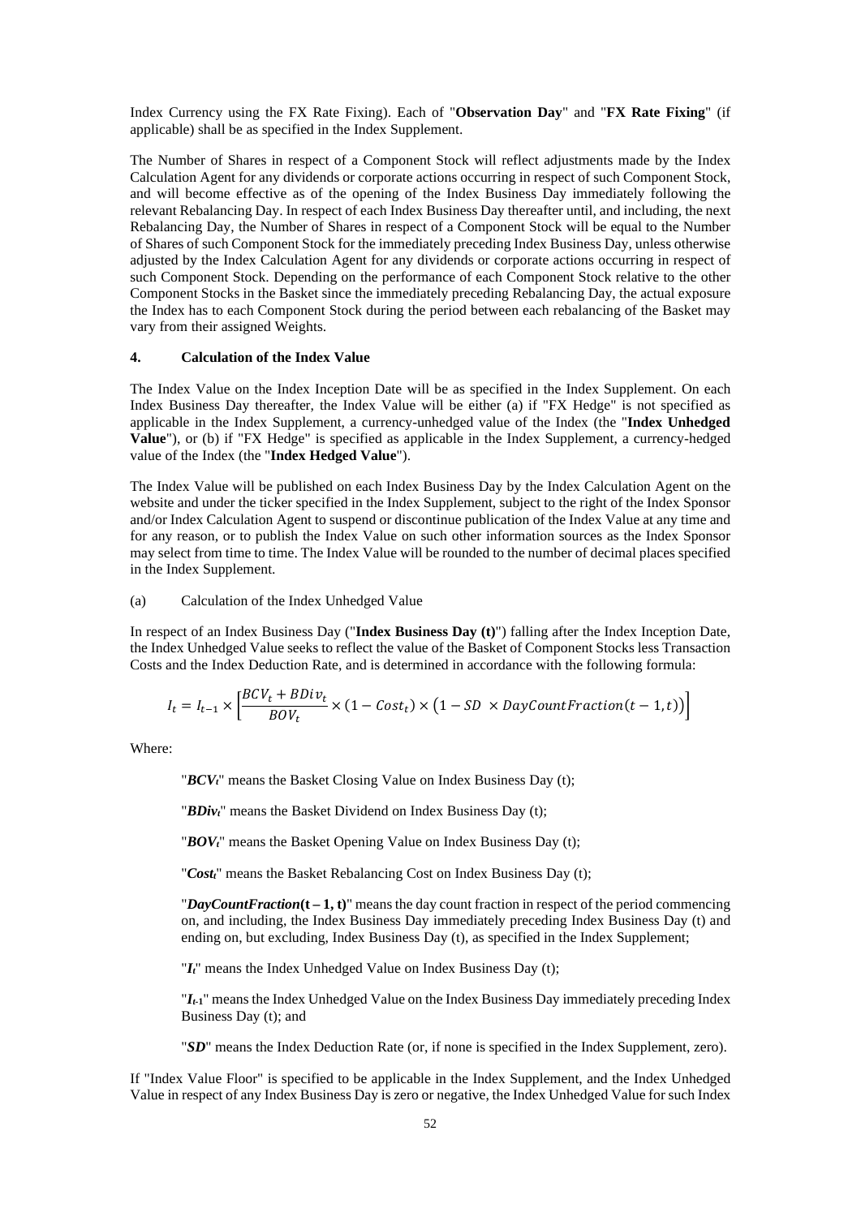Index Currency using the FX Rate Fixing). Each of "**Observation Day**" and "**FX Rate Fixing**" (if applicable) shall be as specified in the Index Supplement.

The Number of Shares in respect of a Component Stock will reflect adjustments made by the Index Calculation Agent for any dividends or corporate actions occurring in respect of such Component Stock, and will become effective as of the opening of the Index Business Day immediately following the relevant Rebalancing Day. In respect of each Index Business Day thereafter until, and including, the next Rebalancing Day, the Number of Shares in respect of a Component Stock will be equal to the Number of Shares of such Component Stock for the immediately preceding Index Business Day, unless otherwise adjusted by the Index Calculation Agent for any dividends or corporate actions occurring in respect of such Component Stock. Depending on the performance of each Component Stock relative to the other Component Stocks in the Basket since the immediately preceding Rebalancing Day, the actual exposure the Index has to each Component Stock during the period between each rebalancing of the Basket may vary from their assigned Weights.

## 4. Calculation of the Index Value

The Index Value on the Index Inception Date will be as specified in the Index Supplement. On each Index Business Day thereafter, the Index Value will be either (a) if "FX Hedge" is not specified as applicable in the Index Supplement, a currency-unhedged value of the Index (the "**Index Unhedged Value**"), or (b) if "FX Hedge" is specified as applicable in the Index Supplement, a currency-hedged value of the Index (the "**Index Hedged Value**").

The Index Value will be published on each Index Business Day by the Index Calculation Agent on the website and under the ticker specified in the Index Supplement, subject to the right of the Index Sponsor and/or Index Calculation Agent to suspend or discontinue publication of the Index Value at any time and for any reason, or to publish the Index Value on such other information sources as the Index Sponsor may select from time to time. The Index Value will be rounded to the number of decimal places specified in the Index Supplement.

(a) Calculation of the Index Unhedged Value

In respect of an Index Business Day ("**Index Business Day (t)**") falling after the Index Inception Date, the Index Unhedged Value seeks to reflect the value of the Basket of Component Stocks less Transaction Costs and the Index Deduction Rate, and is determined in accordance with the following formula:

$$I_t = I_{t-1} \times \left[\frac{BCV_t + BDiv_t}{BOV_t} \times (1 - Cost_t) \times \left(1 - SD \times DayCountFraction(t-1,t)\right)\right]$$

Where:

"$BCV_t$" means the Basket Closing Value on Index Business Day (t);

"$BDiv_t$" means the Basket Dividend on Index Business Day (t);

"$BOV_t$" means the Basket Opening Value on Index Business Day (t);

"$Cost_t$" means the Basket Rebalancing Cost on Index Business Day (t);

"$DayCountFraction(t-1, t)$" means the day count fraction in respect of the period commencing on, and including, the Index Business Day immediately preceding Index Business Day (t) and ending on, but excluding, Index Business Day (t), as specified in the Index Supplement;

"$I_t$" means the Index Unhedged Value on Index Business Day (t);

"$I_{t-1}$" means the Index Unhedged Value on the Index Business Day immediately preceding Index Business Day (t); and

"$SD$" means the Index Deduction Rate (or, if none is specified in the Index Supplement, zero).

If "Index Value Floor" is specified to be applicable in the Index Supplement, and the Index Unhedged Value in respect of any Index Business Day is zero or negative, the Index Unhedged Value for such Index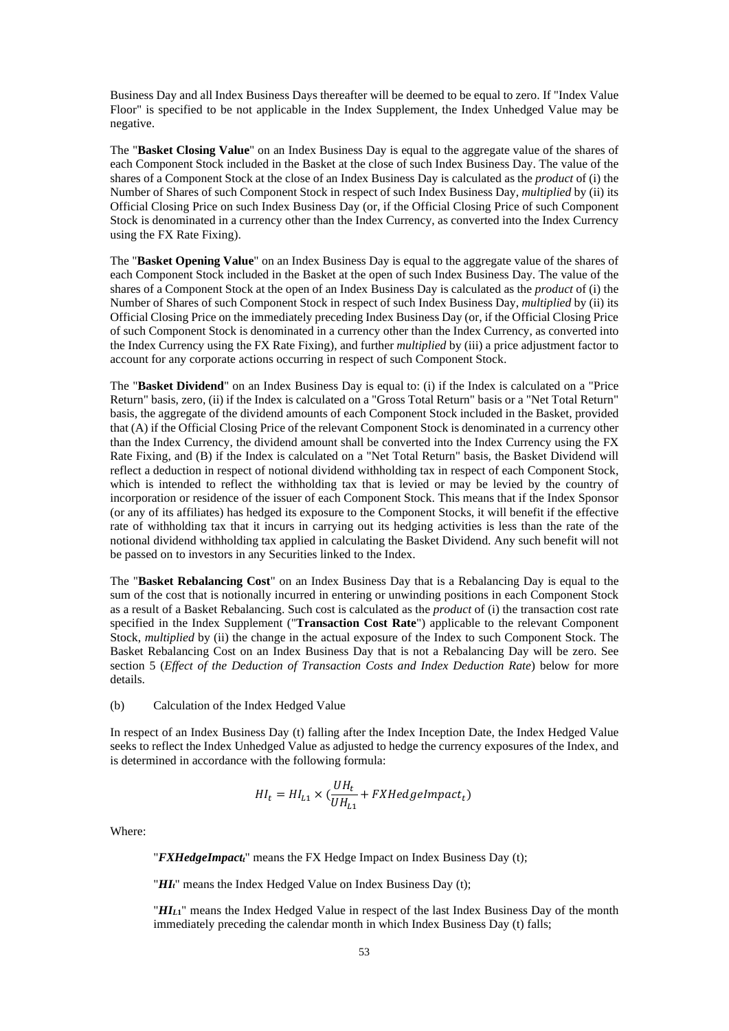Business Day and all Index Business Days thereafter will be deemed to be equal to zero. If "Index Value Floor" is specified to be not applicable in the Index Supplement, the Index Unhedged Value may be negative.

The "**Basket Closing Value**" on an Index Business Day is equal to the aggregate value of the shares of each Component Stock included in the Basket at the close of such Index Business Day. The value of the shares of a Component Stock at the close of an Index Business Day is calculated as the *product* of (i) the Number of Shares of such Component Stock in respect of such Index Business Day, *multiplied* by (ii) its Official Closing Price on such Index Business Day (or, if the Official Closing Price of such Component Stock is denominated in a currency other than the Index Currency, as converted into the Index Currency using the FX Rate Fixing).

The "**Basket Opening Value**" on an Index Business Day is equal to the aggregate value of the shares of each Component Stock included in the Basket at the open of such Index Business Day. The value of the shares of a Component Stock at the open of an Index Business Day is calculated as the *product* of (i) the Number of Shares of such Component Stock in respect of such Index Business Day, *multiplied* by (ii) its Official Closing Price on the immediately preceding Index Business Day (or, if the Official Closing Price of such Component Stock is denominated in a currency other than the Index Currency, as converted into the Index Currency using the FX Rate Fixing), and further *multiplied* by (iii) a price adjustment factor to account for any corporate actions occurring in respect of such Component Stock.

The "**Basket Dividend**" on an Index Business Day is equal to: (i) if the Index is calculated on a "Price Return" basis, zero, (ii) if the Index is calculated on a "Gross Total Return" basis or a "Net Total Return" basis, the aggregate of the dividend amounts of each Component Stock included in the Basket, provided that (A) if the Official Closing Price of the relevant Component Stock is denominated in a currency other than the Index Currency, the dividend amount shall be converted into the Index Currency using the FX Rate Fixing, and (B) if the Index is calculated on a "Net Total Return" basis, the Basket Dividend will reflect a deduction in respect of notional dividend withholding tax in respect of each Component Stock, which is intended to reflect the withholding tax that is levied or may be levied by the country of incorporation or residence of the issuer of each Component Stock. This means that if the Index Sponsor (or any of its affiliates) has hedged its exposure to the Component Stocks, it will benefit if the effective rate of withholding tax that it incurs in carrying out its hedging activities is less than the rate of the notional dividend withholding tax applied in calculating the Basket Dividend. Any such benefit will not be passed on to investors in any Securities linked to the Index.

The "**Basket Rebalancing Cost**" on an Index Business Day that is a Rebalancing Day is equal to the sum of the cost that is notionally incurred in entering or unwinding positions in each Component Stock as a result of a Basket Rebalancing. Such cost is calculated as the *product* of (i) the transaction cost rate specified in the Index Supplement ("**Transaction Cost Rate**") applicable to the relevant Component Stock, *multiplied* by (ii) the change in the actual exposure of the Index to such Component Stock. The Basket Rebalancing Cost on an Index Business Day that is not a Rebalancing Day will be zero. See section 5 (*Effect of the Deduction of Transaction Costs and Index Deduction Rate*) below for more details.

(b) Calculation of the Index Hedged Value

In respect of an Index Business Day (t) falling after the Index Inception Date, the Index Hedged Value seeks to reflect the Index Unhedged Value as adjusted to hedge the currency exposures of the Index, and is determined in accordance with the following formula:

$$HI_t = HI_{L1} \times \left(\frac{UH_t}{UH_{L1}} + FXHedgeImpact_t\right)$$

Where:

"$FXHedgeImpact_t$" means the FX Hedge Impact on Index Business Day (t);

"$HI_t$" means the Index Hedged Value on Index Business Day (t);

"$HI_{L1}$" means the Index Hedged Value in respect of the last Index Business Day of the month immediately preceding the calendar month in which Index Business Day (t) falls;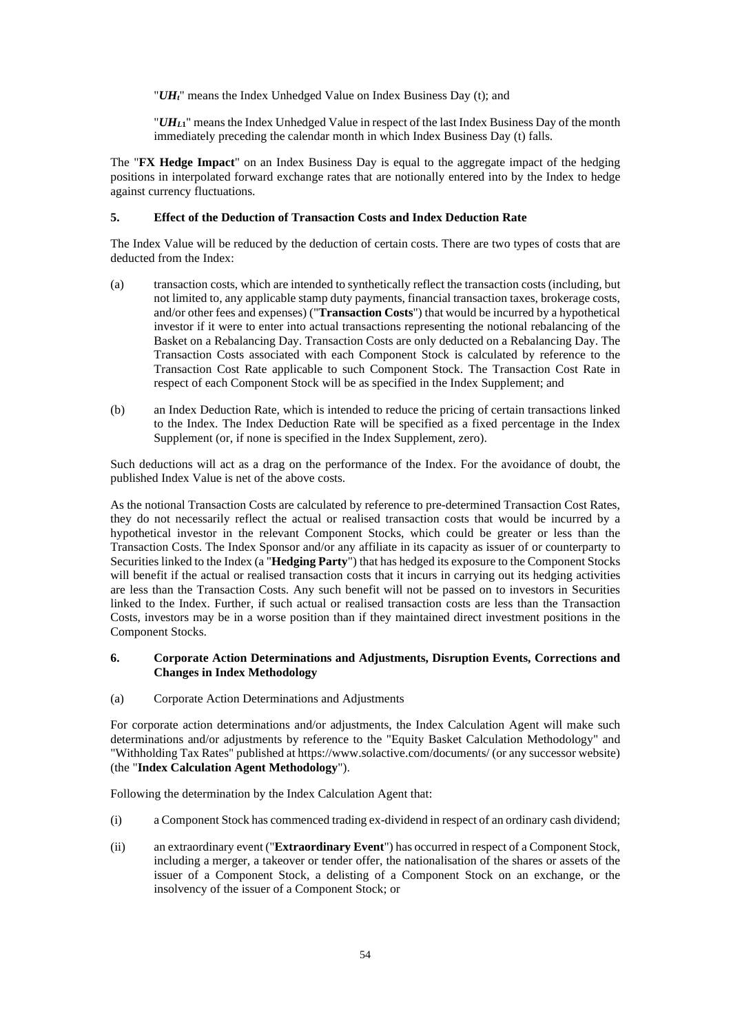"$UH_t$" means the Index Unhedged Value on Index Business Day (t); and

"$UH_{L1}$" means the Index Unhedged Value in respect of the last Index Business Day of the month immediately preceding the calendar month in which Index Business Day (t) falls.

The "**FX Hedge Impact**" on an Index Business Day is equal to the aggregate impact of the hedging positions in interpolated forward exchange rates that are notionally entered into by the Index to hedge against currency fluctuations.

### 5. Effect of the Deduction of Transaction Costs and Index Deduction Rate

The Index Value will be reduced by the deduction of certain costs. There are two types of costs that are deducted from the Index:

(a) transaction costs, which are intended to synthetically reflect the transaction costs (including, but not limited to, any applicable stamp duty payments, financial transaction taxes, brokerage costs, and/or other fees and expenses) ("**Transaction Costs**") that would be incurred by a hypothetical investor if it were to enter into actual transactions representing the notional rebalancing of the Basket on a Rebalancing Day. Transaction Costs are only deducted on a Rebalancing Day. The Transaction Costs associated with each Component Stock is calculated by reference to the Transaction Cost Rate applicable to such Component Stock. The Transaction Cost Rate in respect of each Component Stock will be as specified in the Index Supplement; and

(b) an Index Deduction Rate, which is intended to reduce the pricing of certain transactions linked to the Index. The Index Deduction Rate will be specified as a fixed percentage in the Index Supplement (or, if none is specified in the Index Supplement, zero).

Such deductions will act as a drag on the performance of the Index. For the avoidance of doubt, the published Index Value is net of the above costs.

As the notional Transaction Costs are calculated by reference to pre-determined Transaction Cost Rates, they do not necessarily reflect the actual or realised transaction costs that would be incurred by a hypothetical investor in the relevant Component Stocks, which could be greater or less than the Transaction Costs. The Index Sponsor and/or any affiliate in its capacity as issuer of or counterparty to Securities linked to the Index (a "**Hedging Party**") that has hedged its exposure to the Component Stocks will benefit if the actual or realised transaction costs that it incurs in carrying out its hedging activities are less than the Transaction Costs. Any such benefit will not be passed on to investors in Securities linked to the Index. Further, if such actual or realised transaction costs are less than the Transaction Costs, investors may be in a worse position than if they maintained direct investment positions in the Component Stocks.

### 6. Corporate Action Determinations and Adjustments, Disruption Events, Corrections and Changes in Index Methodology

(a) Corporate Action Determinations and Adjustments

For corporate action determinations and/or adjustments, the Index Calculation Agent will make such determinations and/or adjustments by reference to the "Equity Basket Calculation Methodology" and "Withholding Tax Rates" published at https://www.solactive.com/documents/ (or any successor website) (the "**Index Calculation Agent Methodology**").

Following the determination by the Index Calculation Agent that:

(i) a Component Stock has commenced trading ex-dividend in respect of an ordinary cash dividend;

(ii) an extraordinary event ("**Extraordinary Event**") has occurred in respect of a Component Stock, including a merger, a takeover or tender offer, the nationalisation of the shares or assets of the issuer of a Component Stock, a delisting of a Component Stock on an exchange, or the insolvency of the issuer of a Component Stock; or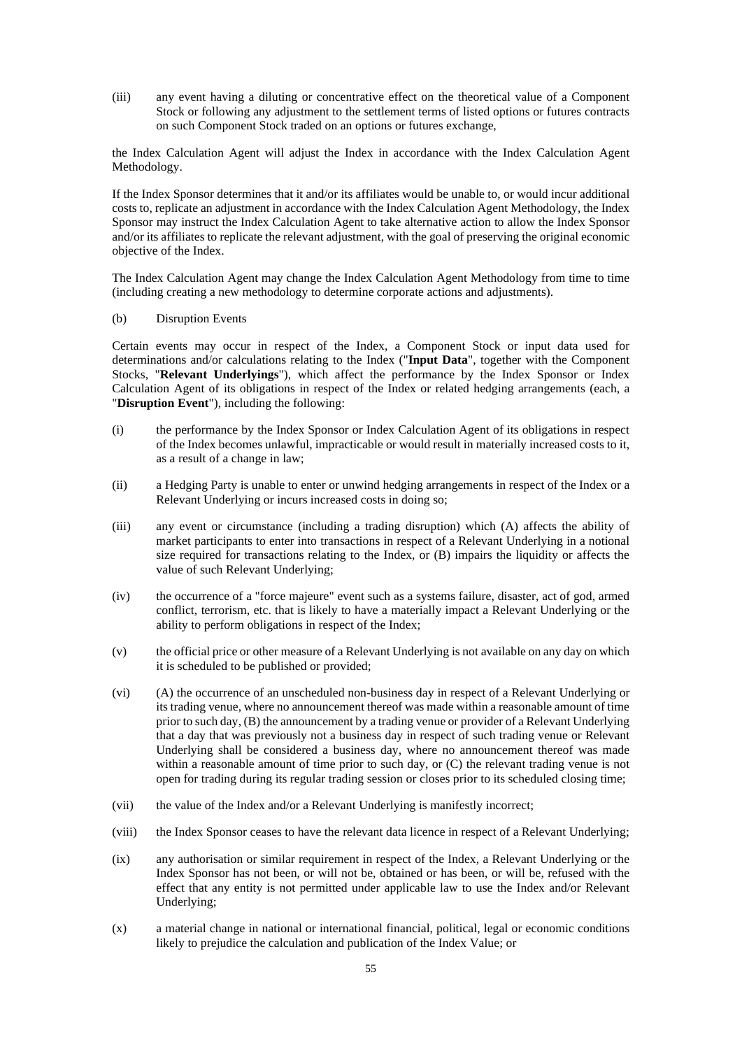(iii) any event having a diluting or concentrative effect on the theoretical value of a Component Stock or following any adjustment to the settlement terms of listed options or futures contracts on such Component Stock traded on an options or futures exchange,

the Index Calculation Agent will adjust the Index in accordance with the Index Calculation Agent Methodology.

If the Index Sponsor determines that it and/or its affiliates would be unable to, or would incur additional costs to, replicate an adjustment in accordance with the Index Calculation Agent Methodology, the Index Sponsor may instruct the Index Calculation Agent to take alternative action to allow the Index Sponsor and/or its affiliates to replicate the relevant adjustment, with the goal of preserving the original economic objective of the Index.

The Index Calculation Agent may change the Index Calculation Agent Methodology from time to time (including creating a new methodology to determine corporate actions and adjustments).

(b) Disruption Events

Certain events may occur in respect of the Index, a Component Stock or input data used for determinations and/or calculations relating to the Index ("**Input Data**", together with the Component Stocks, "**Relevant Underlyings**"), which affect the performance by the Index Sponsor or Index Calculation Agent of its obligations in respect of the Index or related hedging arrangements (each, a "**Disruption Event**"), including the following:

(i) the performance by the Index Sponsor or Index Calculation Agent of its obligations in respect of the Index becomes unlawful, impracticable or would result in materially increased costs to it, as a result of a change in law;

(ii) a Hedging Party is unable to enter or unwind hedging arrangements in respect of the Index or a Relevant Underlying or incurs increased costs in doing so;

(iii) any event or circumstance (including a trading disruption) which (A) affects the ability of market participants to enter into transactions in respect of a Relevant Underlying in a notional size required for transactions relating to the Index, or (B) impairs the liquidity or affects the value of such Relevant Underlying;

(iv) the occurrence of a "force majeure" event such as a systems failure, disaster, act of god, armed conflict, terrorism, etc. that is likely to have a materially impact a Relevant Underlying or the ability to perform obligations in respect of the Index;

(v) the official price or other measure of a Relevant Underlying is not available on any day on which it is scheduled to be published or provided;

(vi) (A) the occurrence of an unscheduled non-business day in respect of a Relevant Underlying or its trading venue, where no announcement thereof was made within a reasonable amount of time prior to such day, (B) the announcement by a trading venue or provider of a Relevant Underlying that a day that was previously not a business day in respect of such trading venue or Relevant Underlying shall be considered a business day, where no announcement thereof was made within a reasonable amount of time prior to such day, or (C) the relevant trading venue is not open for trading during its regular trading session or closes prior to its scheduled closing time;

(vii) the value of the Index and/or a Relevant Underlying is manifestly incorrect;

(viii) the Index Sponsor ceases to have the relevant data licence in respect of a Relevant Underlying;

(ix) any authorisation or similar requirement in respect of the Index, a Relevant Underlying or the Index Sponsor has not been, or will not be, obtained or has been, or will be, refused with the effect that any entity is not permitted under applicable law to use the Index and/or Relevant Underlying;

(x) a material change in national or international financial, political, legal or economic conditions likely to prejudice the calculation and publication of the Index Value; or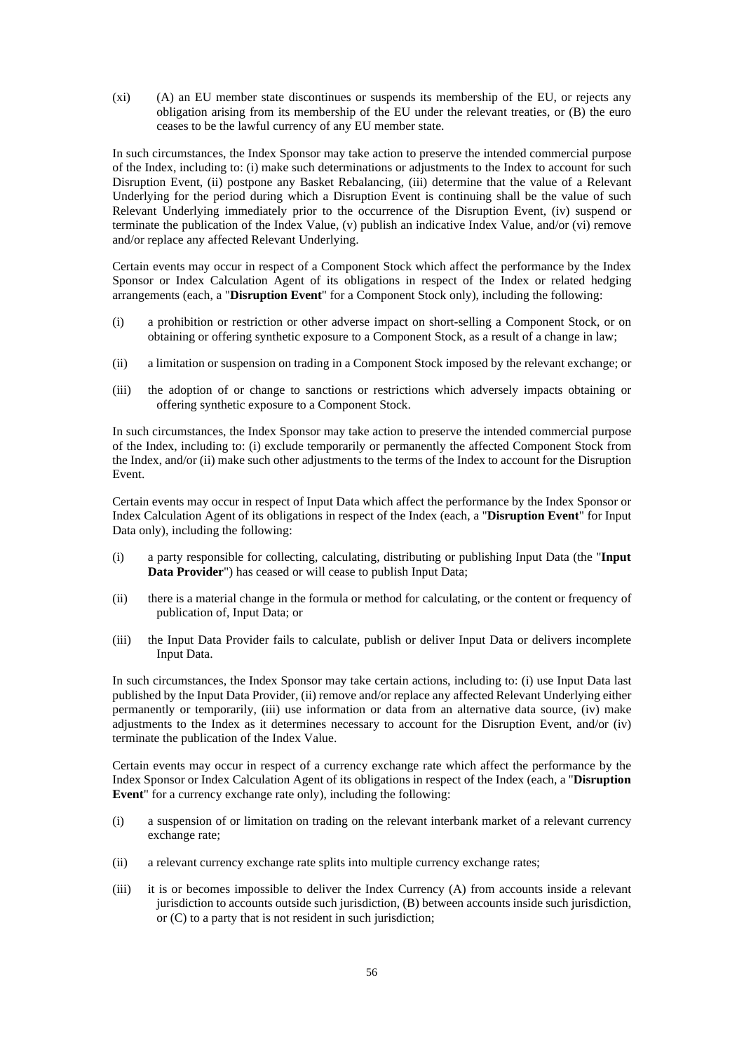(xi) (A) an EU member state discontinues or suspends its membership of the EU, or rejects any obligation arising from its membership of the EU under the relevant treaties, or (B) the euro ceases to be the lawful currency of any EU member state.

In such circumstances, the Index Sponsor may take action to preserve the intended commercial purpose of the Index, including to: (i) make such determinations or adjustments to the Index to account for such Disruption Event, (ii) postpone any Basket Rebalancing, (iii) determine that the value of a Relevant Underlying for the period during which a Disruption Event is continuing shall be the value of such Relevant Underlying immediately prior to the occurrence of the Disruption Event, (iv) suspend or terminate the publication of the Index Value, (v) publish an indicative Index Value, and/or (vi) remove and/or replace any affected Relevant Underlying.

Certain events may occur in respect of a Component Stock which affect the performance by the Index Sponsor or Index Calculation Agent of its obligations in respect of the Index or related hedging arrangements (each, a "**Disruption Event**" for a Component Stock only), including the following:

(i) a prohibition or restriction or other adverse impact on short-selling a Component Stock, or on obtaining or offering synthetic exposure to a Component Stock, as a result of a change in law;

(ii) a limitation or suspension on trading in a Component Stock imposed by the relevant exchange; or

(iii) the adoption of or change to sanctions or restrictions which adversely impacts obtaining or offering synthetic exposure to a Component Stock.

In such circumstances, the Index Sponsor may take action to preserve the intended commercial purpose of the Index, including to: (i) exclude temporarily or permanently the affected Component Stock from the Index, and/or (ii) make such other adjustments to the terms of the Index to account for the Disruption Event.

Certain events may occur in respect of Input Data which affect the performance by the Index Sponsor or Index Calculation Agent of its obligations in respect of the Index (each, a "**Disruption Event**" for Input Data only), including the following:

(i) a party responsible for collecting, calculating, distributing or publishing Input Data (the "**Input Data Provider**") has ceased or will cease to publish Input Data;

(ii) there is a material change in the formula or method for calculating, or the content or frequency of publication of, Input Data; or

(iii) the Input Data Provider fails to calculate, publish or deliver Input Data or delivers incomplete Input Data.

In such circumstances, the Index Sponsor may take certain actions, including to: (i) use Input Data last published by the Input Data Provider, (ii) remove and/or replace any affected Relevant Underlying either permanently or temporarily, (iii) use information or data from an alternative data source, (iv) make adjustments to the Index as it determines necessary to account for the Disruption Event, and/or (iv) terminate the publication of the Index Value.

Certain events may occur in respect of a currency exchange rate which affect the performance by the Index Sponsor or Index Calculation Agent of its obligations in respect of the Index (each, a "**Disruption Event**" for a currency exchange rate only), including the following:

(i) a suspension of or limitation on trading on the relevant interbank market of a relevant currency exchange rate;

(ii) a relevant currency exchange rate splits into multiple currency exchange rates;

(iii) it is or becomes impossible to deliver the Index Currency (A) from accounts inside a relevant jurisdiction to accounts outside such jurisdiction, (B) between accounts inside such jurisdiction, or (C) to a party that is not resident in such jurisdiction;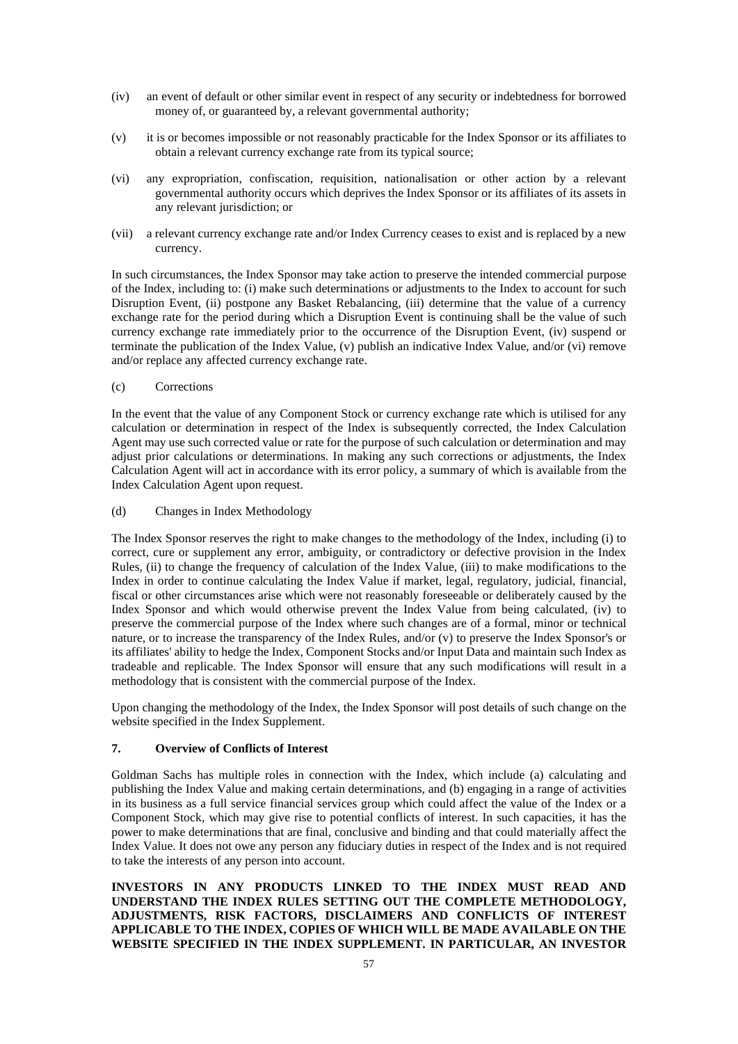(iv) an event of default or other similar event in respect of any security or indebtedness for borrowed money of, or guaranteed by, a relevant governmental authority;

(v) it is or becomes impossible or not reasonably practicable for the Index Sponsor or its affiliates to obtain a relevant currency exchange rate from its typical source;

(vi) any expropriation, confiscation, requisition, nationalisation or other action by a relevant governmental authority occurs which deprives the Index Sponsor or its affiliates of its assets in any relevant jurisdiction; or

(vii) a relevant currency exchange rate and/or Index Currency ceases to exist and is replaced by a new currency.

In such circumstances, the Index Sponsor may take action to preserve the intended commercial purpose of the Index, including to: (i) make such determinations or adjustments to the Index to account for such Disruption Event, (ii) postpone any Basket Rebalancing, (iii) determine that the value of a currency exchange rate for the period during which a Disruption Event is continuing shall be the value of such currency exchange rate immediately prior to the occurrence of the Disruption Event, (iv) suspend or terminate the publication of the Index Value, (v) publish an indicative Index Value, and/or (vi) remove and/or replace any affected currency exchange rate.

(c) Corrections

In the event that the value of any Component Stock or currency exchange rate which is utilised for any calculation or determination in respect of the Index is subsequently corrected, the Index Calculation Agent may use such corrected value or rate for the purpose of such calculation or determination and may adjust prior calculations or determinations. In making any such corrections or adjustments, the Index Calculation Agent will act in accordance with its error policy, a summary of which is available from the Index Calculation Agent upon request.

(d) Changes in Index Methodology

The Index Sponsor reserves the right to make changes to the methodology of the Index, including (i) to correct, cure or supplement any error, ambiguity, or contradictory or defective provision in the Index Rules, (ii) to change the frequency of calculation of the Index Value, (iii) to make modifications to the Index in order to continue calculating the Index Value if market, legal, regulatory, judicial, financial, fiscal or other circumstances arise which were not reasonably foreseeable or deliberately caused by the Index Sponsor and which would otherwise prevent the Index Value from being calculated, (iv) to preserve the commercial purpose of the Index where such changes are of a formal, minor or technical nature, or to increase the transparency of the Index Rules, and/or (v) to preserve the Index Sponsor's or its affiliates' ability to hedge the Index, Component Stocks and/or Input Data and maintain such Index as tradeable and replicable. The Index Sponsor will ensure that any such modifications will result in a methodology that is consistent with the commercial purpose of the Index.

Upon changing the methodology of the Index, the Index Sponsor will post details of such change on the website specified in the Index Supplement.

## 7. Overview of Conflicts of Interest

Goldman Sachs has multiple roles in connection with the Index, which include (a) calculating and publishing the Index Value and making certain determinations, and (b) engaging in a range of activities in its business as a full service financial services group which could affect the value of the Index or a Component Stock, which may give rise to potential conflicts of interest. In such capacities, it has the power to make determinations that are final, conclusive and binding and that could materially affect the Index Value. It does not owe any person any fiduciary duties in respect of the Index and is not required to take the interests of any person into account.

**INVESTORS IN ANY PRODUCTS LINKED TO THE INDEX MUST READ AND UNDERSTAND THE INDEX RULES SETTING OUT THE COMPLETE METHODOLOGY, ADJUSTMENTS, RISK FACTORS, DISCLAIMERS AND CONFLICTS OF INTEREST APPLICABLE TO THE INDEX, COPIES OF WHICH WILL BE MADE AVAILABLE ON THE WEBSITE SPECIFIED IN THE INDEX SUPPLEMENT. IN PARTICULAR, AN INVESTOR**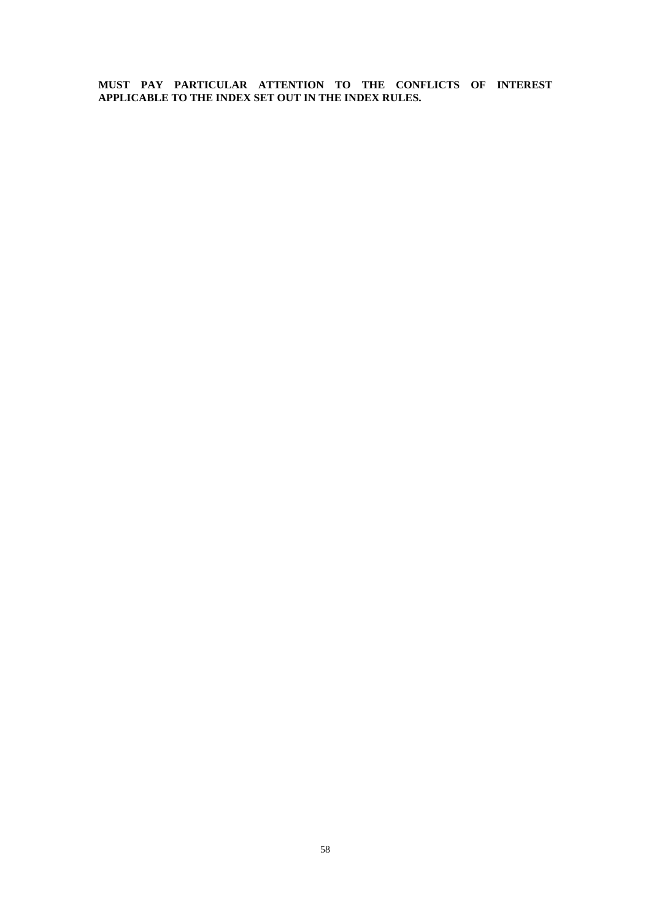**MUST PAY PARTICULAR ATTENTION TO THE CONFLICTS OF INTEREST APPLICABLE TO THE INDEX SET OUT IN THE INDEX RULES.**